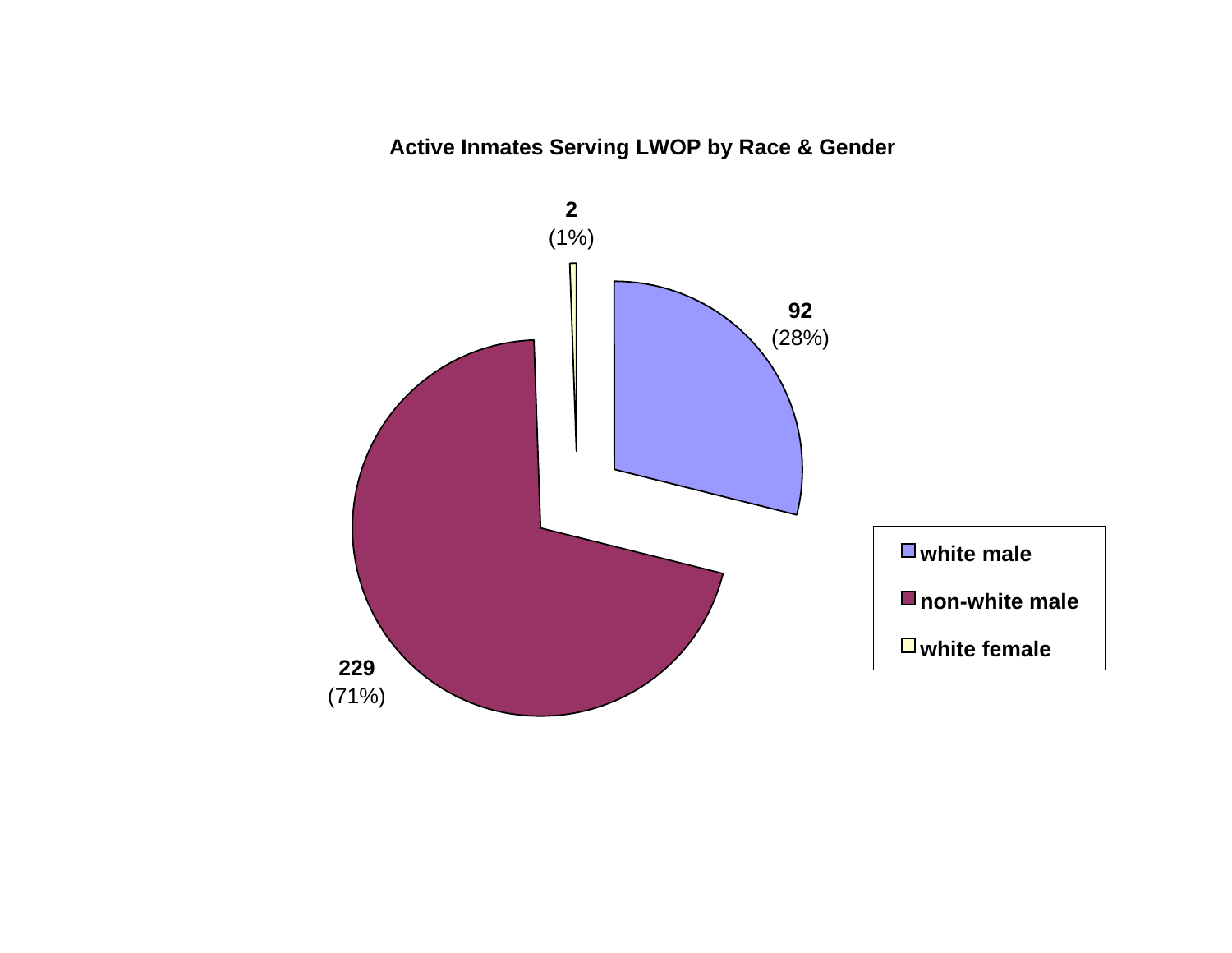**Active Inmates Serving LWOP by Race & Gender**

| Category | Count | Percent |
|---|---|---|
| white male | 92 | (28%) |
| non-white male | 229 | (71%) |
| white female | 2 | (1%) |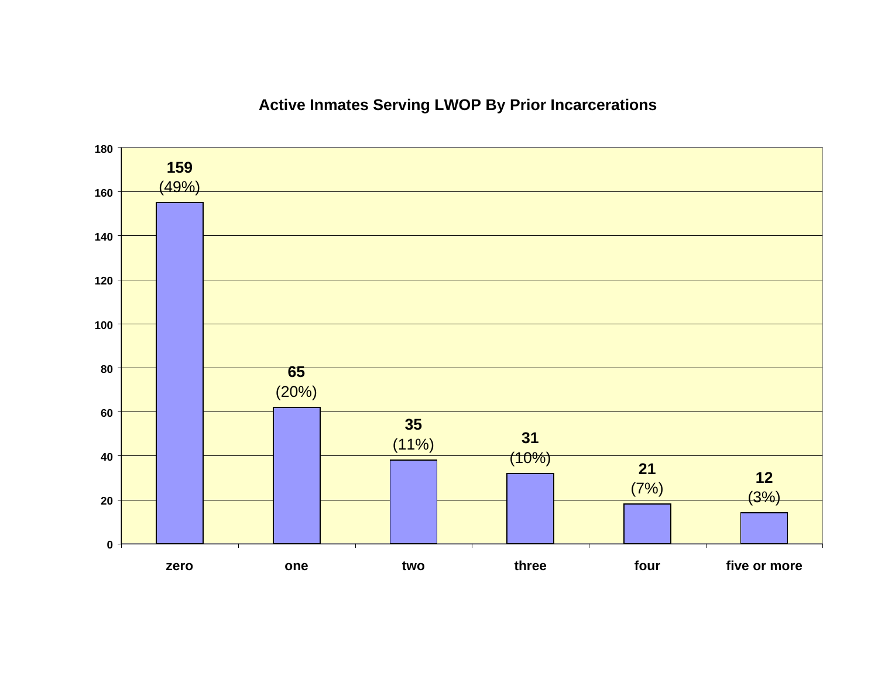## Active Inmates Serving LWOP By Prior Incarcerations

| Prior Incarcerations | Number | Percent |
|---|---|---|
| zero | 159 | (49%) |
| one | 65 | (20%) |
| two | 35 | (11%) |
| three | 31 | (10%) |
| four | 21 | (7%) |
| five or more | 12 | (3%) |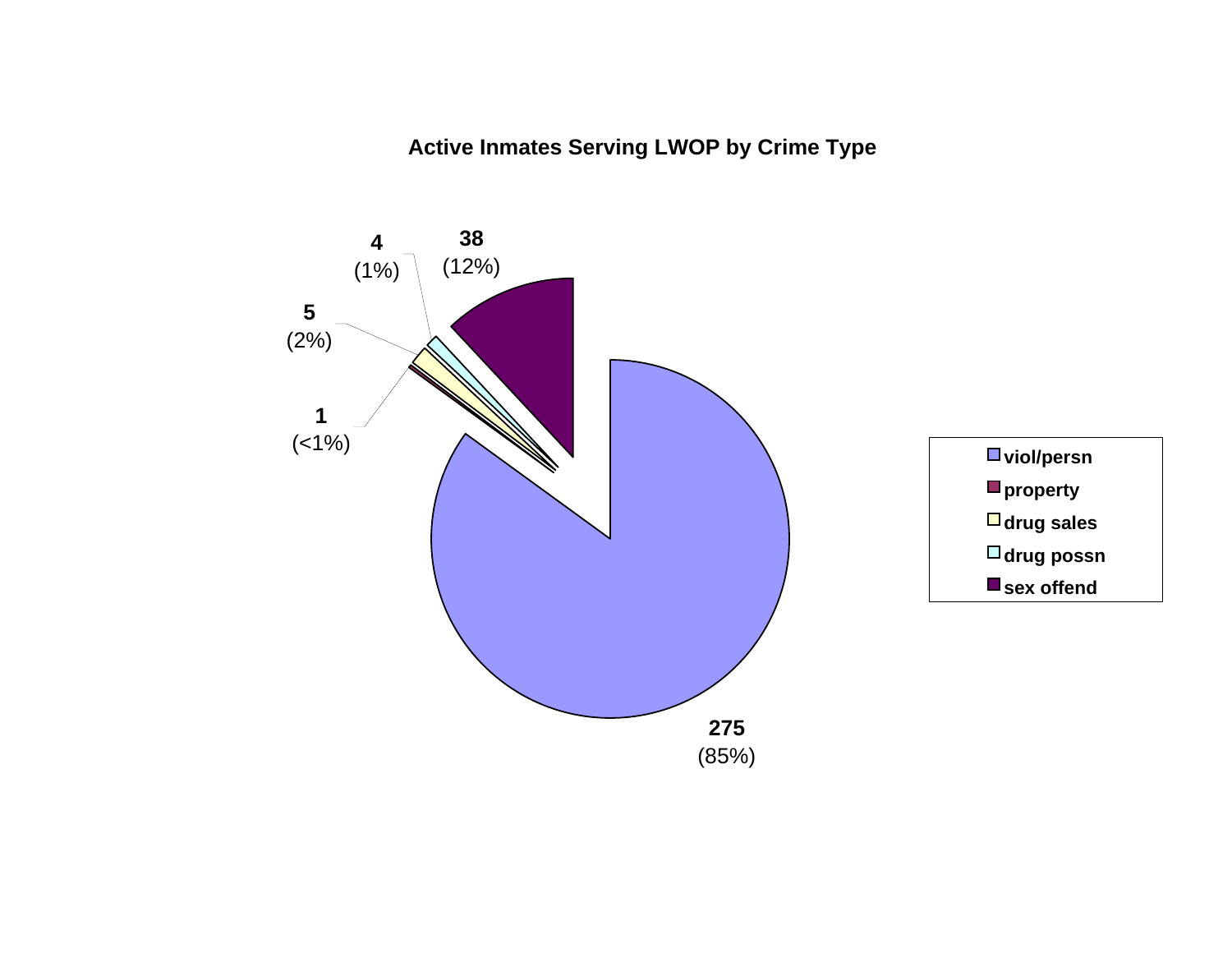## Active Inmates Serving LWOP by Crime Type

| Crime Type | Count | Percent |
| --- | --- | --- |
| viol/persn | 275 | (85%) |
| property | 1 | (<1%) |
| drug sales | 5 | (2%) |
| drug possn | 4 | (1%) |
| sex offend | 38 | (12%) |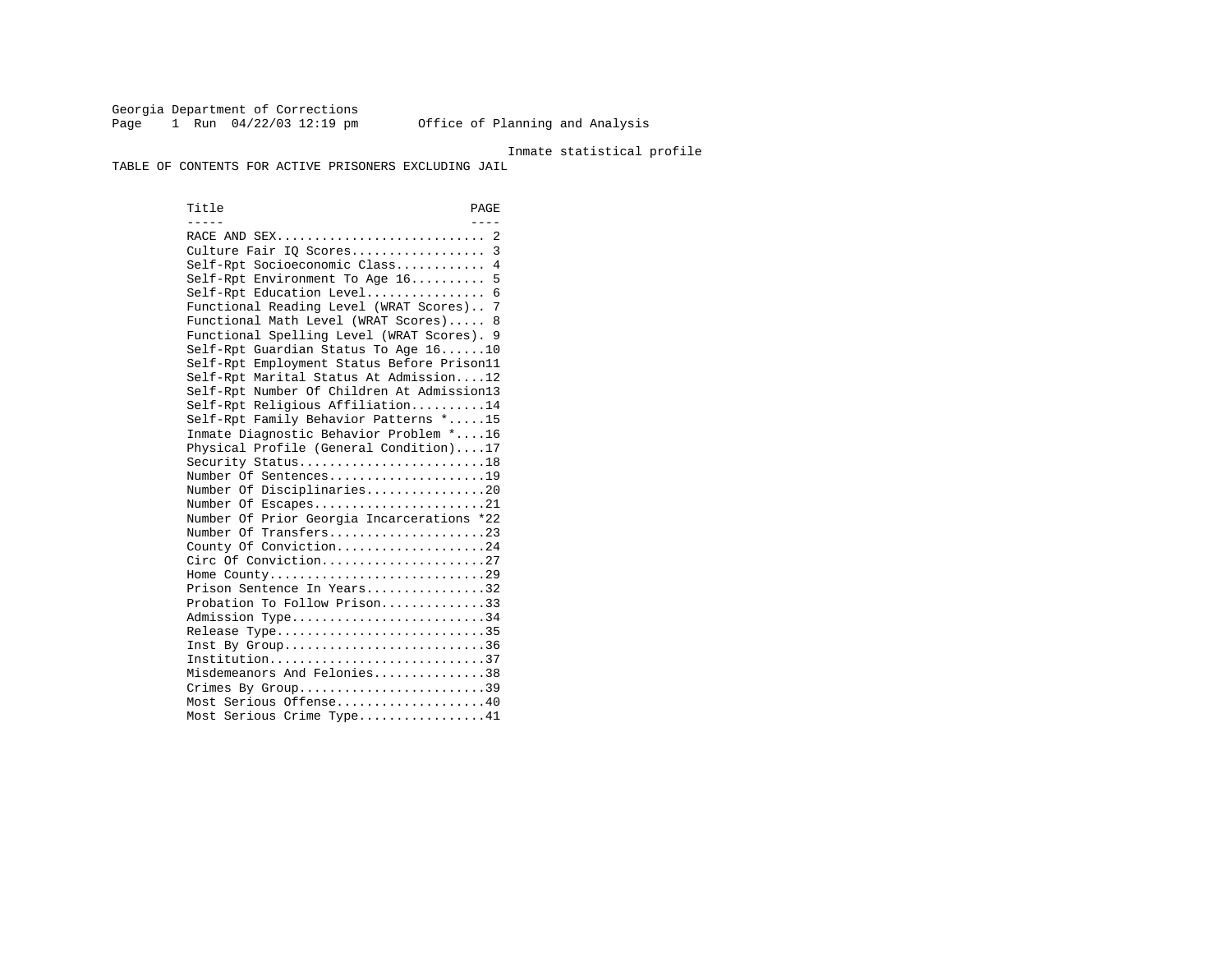Georgia Department of Corrections

Office of Planning and Analysis

Inmate statistical profile

TABLE OF CONTENTS FOR ACTIVE PRISONERS EXCLUDING JAIL

| Title | PAGE |
| --- | --- |
| RACE AND SEX | 2 |
| Culture Fair IQ Scores | 3 |
| Self-Rpt Socioeconomic Class | 4 |
| Self-Rpt Environment To Age 16 | 5 |
| Self-Rpt Education Level | 6 |
| Functional Reading Level (WRAT Scores) | 7 |
| Functional Math Level (WRAT Scores) | 8 |
| Functional Spelling Level (WRAT Scores) | 9 |
| Self-Rpt Guardian Status To Age 16 | 10 |
| Self-Rpt Employment Status Before Prison | 11 |
| Self-Rpt Marital Status At Admission | 12 |
| Self-Rpt Number Of Children At Admission | 13 |
| Self-Rpt Religious Affiliation | 14 |
| Self-Rpt Family Behavior Patterns * | 15 |
| Inmate Diagnostic Behavior Problem * | 16 |
| Physical Profile (General Condition) | 17 |
| Security Status | 18 |
| Number Of Sentences | 19 |
| Number Of Disciplinaries | 20 |
| Number Of Escapes | 21 |
| Number Of Prior Georgia Incarcerations * | 22 |
| Number Of Transfers | 23 |
| County Of Conviction | 24 |
| Circ Of Conviction | 27 |
| Home County | 29 |
| Prison Sentence In Years | 32 |
| Probation To Follow Prison | 33 |
| Admission Type | 34 |
| Release Type | 35 |
| Inst By Group | 36 |
| Institution | 37 |
| Misdemeanors And Felonies | 38 |
| Crimes By Group | 39 |
| Most Serious Offense | 40 |
| Most Serious Crime Type | 41 |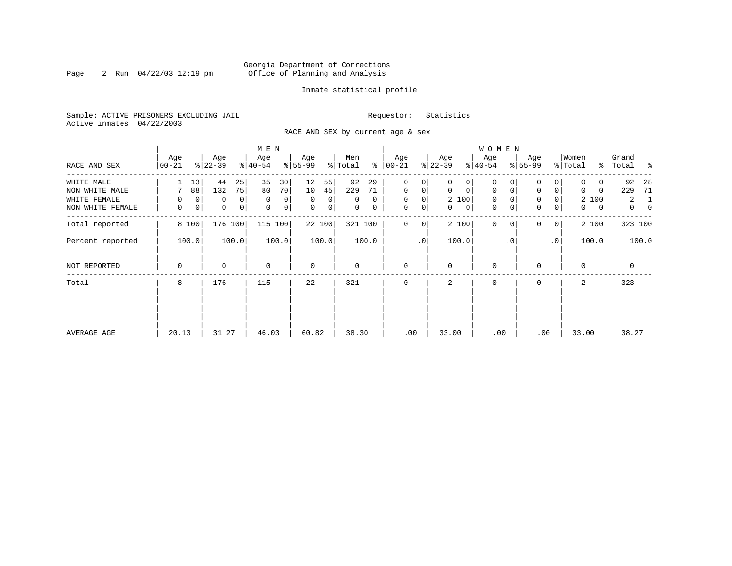Georgia Department of Corrections
Office of Planning and Analysis

Inmate statistical profile

Sample: ACTIVE PRISONERS EXCLUDING JAIL
Active inmates 04/22/2003

Requestor: Statistics

RACE AND SEX by current age & sex

| | MEN | | | | | | | | | | WOMEN | | | | | | | | | | | |
|---|---|---|---|---|---|---|---|---|---|---|---|---|---|---|---|---|---|---|---|---|---|---|
| RACE AND SEX | Age 00-21 | % | Age 22-39 | % | Age 40-54 | % | Age 55-99 | % | Men Total | % | Age 00-21 | % | Age 22-39 | % | Age 40-54 | % | Age 55-99 | % | Women Total | % | Grand Total | % |
| WHITE MALE | 1 | 13 | 44 | 25 | 35 | 30 | 12 | 55 | 92 | 29 | 0 | 0 | 0 | 0 | 0 | 0 | 0 | 0 | 0 | 0 | 92 | 28 |
| NON WHITE MALE | 7 | 88 | 132 | 75 | 80 | 70 | 10 | 45 | 229 | 71 | 0 | 0 | 0 | 0 | 0 | 0 | 0 | 0 | 0 | 0 | 229 | 71 |
| WHITE FEMALE | 0 | 0 | 0 | 0 | 0 | 0 | 0 | 0 | 0 | 0 | 0 | 0 | 2 | 100 | 0 | 0 | 0 | 0 | 2 | 100 | 2 | 1 |
| NON WHITE FEMALE | 0 | 0 | 0 | 0 | 0 | 0 | 0 | 0 | 0 | 0 | 0 | 0 | 0 | 0 | 0 | 0 | 0 | 0 | 0 | 0 | 0 | 0 |
| Total reported | 8 | 100 | 176 | 100 | 115 | 100 | 22 | 100 | 321 | 100 | 0 | 0 | 2 | 100 | 0 | 0 | 0 | 0 | 2 | 100 | 323 | 100 |
| Percent reported | | 100.0 | | 100.0 | | 100.0 | | 100.0 | | 100.0 | | .0 | | 100.0 | | .0 | | .0 | | 100.0 | | 100.0 |
| NOT REPORTED | 0 | | 0 | | 0 | | 0 | | 0 | | 0 | | 0 | | 0 | | 0 | | 0 | | 0 | |
| Total | 8 | | 176 | | 115 | | 22 | | 321 | | 0 | | 2 | | 0 | | 0 | | 2 | | 323 | |
| AVERAGE AGE | 20.13 | | 31.27 | | 46.03 | | 60.82 | | 38.30 | | .00 | | 33.00 | | .00 | | .00 | | 33.00 | | 38.27 | |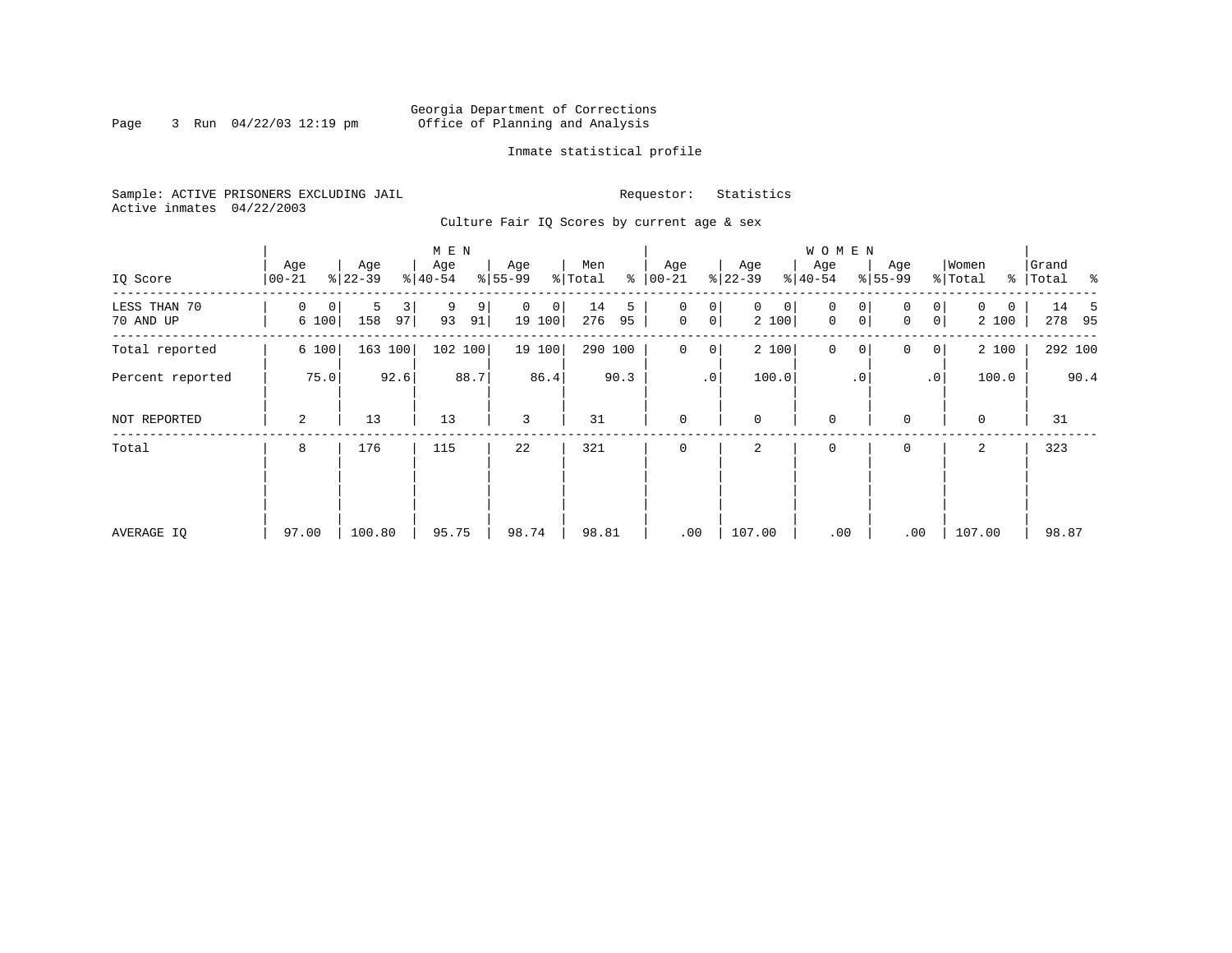Georgia Department of Corrections
Office of Planning and Analysis

Inmate statistical profile

Sample: ACTIVE PRISONERS EXCLUDING JAIL

Requestor: Statistics

Active inmates 04/22/2003

Culture Fair IQ Scores by current age & sex

| IQ Score | MEN Age 00-21 | % | Age 22-39 | % | Age 40-54 | % | Age 55-99 | % | Men Total | % | WOMEN Age 00-21 | % | Age 22-39 | % | Age 40-54 | % | Age 55-99 | % | Women Total | % | Grand Total | % |
|---|---|---|---|---|---|---|---|---|---|---|---|---|---|---|---|---|---|---|---|---|---|---|
| LESS THAN 70 | 0 | 0 | 5 | 3 | 9 | 9 | 0 | 0 | 14 | 5 | 0 | 0 | 0 | 0 | 0 | 0 | 0 | 0 | 0 | 0 | 14 | 5 |
| 70 AND UP | 6 | 100 | 158 | 97 | 93 | 91 | 19 | 100 | 276 | 95 | 0 | 0 | 2 | 100 | 0 | 0 | 0 | 0 | 2 | 100 | 278 | 95 |
| Total reported | 6 | 100 | 163 | 100 | 102 | 100 | 19 | 100 | 290 | 100 | 0 | 0 | 2 | 100 | 0 | 0 | 0 | 0 | 2 | 100 | 292 | 100 |
| Percent reported | | 75.0 | | 92.6 | | 88.7 | | 86.4 | | 90.3 | | .0 | | 100.0 | | .0 | | .0 | | 100.0 | | 90.4 |
| NOT REPORTED | 2 | | 13 | | 13 | | 3 | | 31 | | 0 | | 0 | | 0 | | 0 | | 0 | | 31 | |
| Total | 8 | | 176 | | 115 | | 22 | | 321 | | 0 | | 2 | | 0 | | 0 | | 2 | | 323 | |
| AVERAGE IQ | 97.00 | | 100.80 | | 95.75 | | 98.74 | | 98.81 | | .00 | | 107.00 | | .00 | | .00 | | 107.00 | | 98.87 | |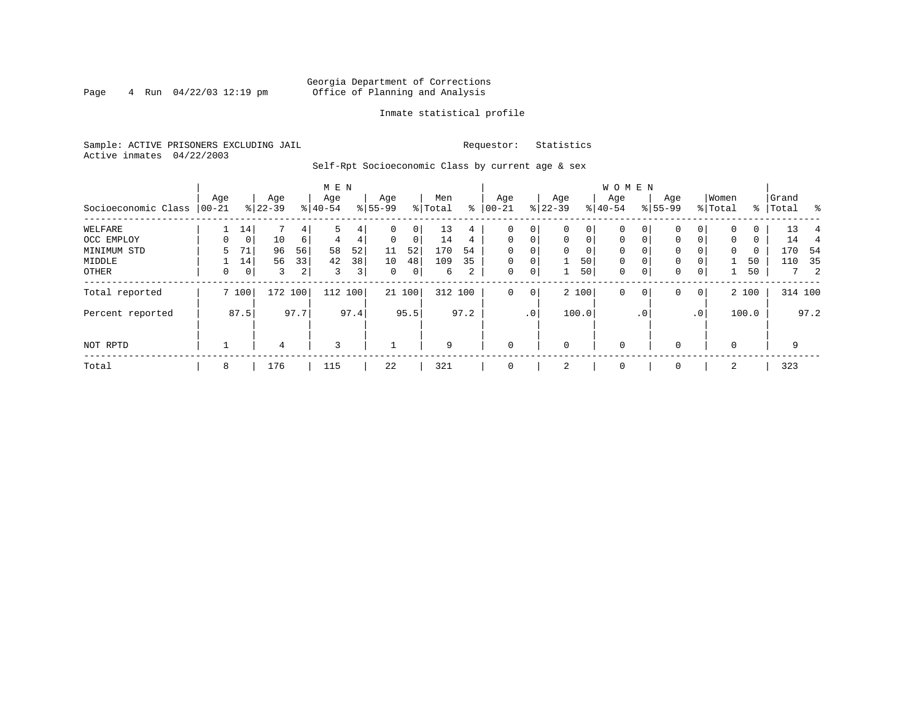Georgia Department of Corrections
Office of Planning and Analysis

Inmate statistical profile

Sample: ACTIVE PRISONERS EXCLUDING JAIL

Active inmates 04/22/2003

Requestor: Statistics

Self-Rpt Socioeconomic Class by current age & sex

| Socioeconomic Class | MEN Age 00-21 | % | Age 22-39 | % | Age 40-54 | % | Age 55-99 | % | Men Total | % | WOMEN Age 00-21 | % | Age 22-39 | % | Age 40-54 | % | Age 55-99 | % | Women Total | % | Grand Total | % |
|---|---|---|---|---|---|---|---|---|---|---|---|---|---|---|---|---|---|---|---|---|---|---|
| WELFARE | 1 | 14 | 7 | 4 | 5 | 4 | 0 | 0 | 13 | 4 | 0 | 0 | 0 | 0 | 0 | 0 | 0 | 0 | 0 | 0 | 13 | 4 |
| OCC EMPLOY | 0 | 0 | 10 | 6 | 4 | 4 | 0 | 0 | 14 | 4 | 0 | 0 | 0 | 0 | 0 | 0 | 0 | 0 | 0 | 0 | 14 | 4 |
| MINIMUM STD | 5 | 71 | 96 | 56 | 58 | 52 | 11 | 52 | 170 | 54 | 0 | 0 | 0 | 0 | 0 | 0 | 0 | 0 | 0 | 0 | 170 | 54 |
| MIDDLE | 1 | 14 | 56 | 33 | 42 | 38 | 10 | 48 | 109 | 35 | 0 | 0 | 1 | 50 | 0 | 0 | 0 | 0 | 1 | 50 | 110 | 35 |
| OTHER | 0 | 0 | 3 | 2 | 3 | 3 | 0 | 0 | 6 | 2 | 0 | 0 | 1 | 50 | 0 | 0 | 0 | 0 | 1 | 50 | 7 | 2 |
| Total reported | 7 | 100 | 172 | 100 | 112 | 100 | 21 | 100 | 312 | 100 | 0 | 0 | 2 | 100 | 0 | 0 | 0 | 0 | 2 | 100 | 314 | 100 |
| Percent reported | | 87.5 | | 97.7 | | 97.4 | | 95.5 | | 97.2 | | .0 | | 100.0 | | .0 | | .0 | | 100.0 | | 97.2 |
| NOT RPTD | 1 | | 4 | | 3 | | 1 | | 9 | | 0 | | 0 | | 0 | | 0 | | 0 | | 9 | |
| Total | 8 | | 176 | | 115 | | 22 | | 321 | | 0 | | 2 | | 0 | | 0 | | 2 | | 323 | |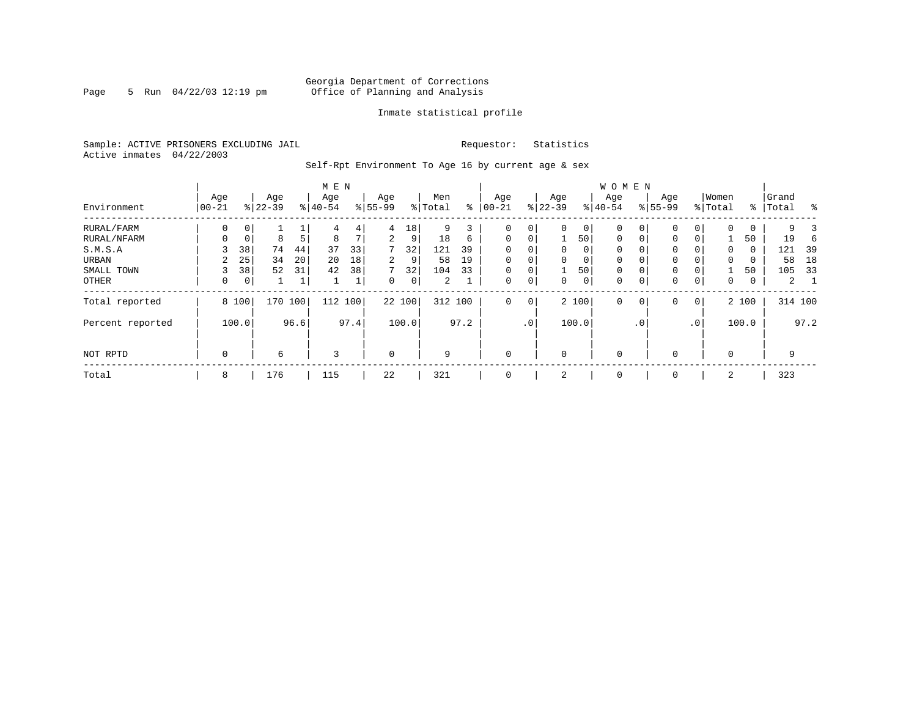Georgia Department of Corrections
Office of Planning and Analysis

Inmate statistical profile

Sample: ACTIVE PRISONERS EXCLUDING JAIL
Active inmates 04/22/2003

Requestor: Statistics

Self-Rpt Environment To Age 16 by current age & sex

| Environment | MEN Age 00-21 | % | Age 22-39 | % | Age 40-54 | % | Age 55-99 | % | Men Total | % | WOMEN Age 00-21 | % | Age 22-39 | % | Age 40-54 | % | Age 55-99 | % | Women Total | % | Grand Total | % |
|---|---|---|---|---|---|---|---|---|---|---|---|---|---|---|---|---|---|---|---|---|---|---|
| RURAL/FARM | 0 | 0 | 1 | 1 | 4 | 4 | 4 | 18 | 9 | 3 | 0 | 0 | 0 | 0 | 0 | 0 | 0 | 0 | 0 | 0 | 9 | 3 |
| RURAL/NFARM | 0 | 0 | 8 | 5 | 8 | 7 | 2 | 9 | 18 | 6 | 0 | 0 | 1 | 50 | 0 | 0 | 0 | 0 | 1 | 50 | 19 | 6 |
| S.M.S.A | 3 | 38 | 74 | 44 | 37 | 33 | 7 | 32 | 121 | 39 | 0 | 0 | 0 | 0 | 0 | 0 | 0 | 0 | 0 | 0 | 121 | 39 |
| URBAN | 2 | 25 | 34 | 20 | 20 | 18 | 2 | 9 | 58 | 19 | 0 | 0 | 0 | 0 | 0 | 0 | 0 | 0 | 0 | 0 | 58 | 18 |
| SMALL TOWN | 3 | 38 | 52 | 31 | 42 | 38 | 7 | 32 | 104 | 33 | 0 | 0 | 1 | 50 | 0 | 0 | 0 | 0 | 1 | 50 | 105 | 33 |
| OTHER | 0 | 0 | 1 | 1 | 1 | 1 | 0 | 0 | 2 | 1 | 0 | 0 | 0 | 0 | 0 | 0 | 0 | 0 | 0 | 0 | 2 | 1 |
| Total reported | 8 | 100 | 170 | 100 | 112 | 100 | 22 | 100 | 312 | 100 | 0 | 0 | 2 | 100 | 0 | 0 | 0 | 0 | 2 | 100 | 314 | 100 |
| Percent reported | | 100.0 | | 96.6 | | 97.4 | | 100.0 | | 97.2 | | .0 | | 100.0 | | .0 | | .0 | | 100.0 | | 97.2 |
| NOT RPTD | 0 | | 6 | | 3 | | 0 | | 9 | | 0 | | 0 | | 0 | | 0 | | 0 | | 9 | |
| Total | 8 | | 176 | | 115 | | 22 | | 321 | | 0 | | 2 | | 0 | | 0 | | 2 | | 323 | |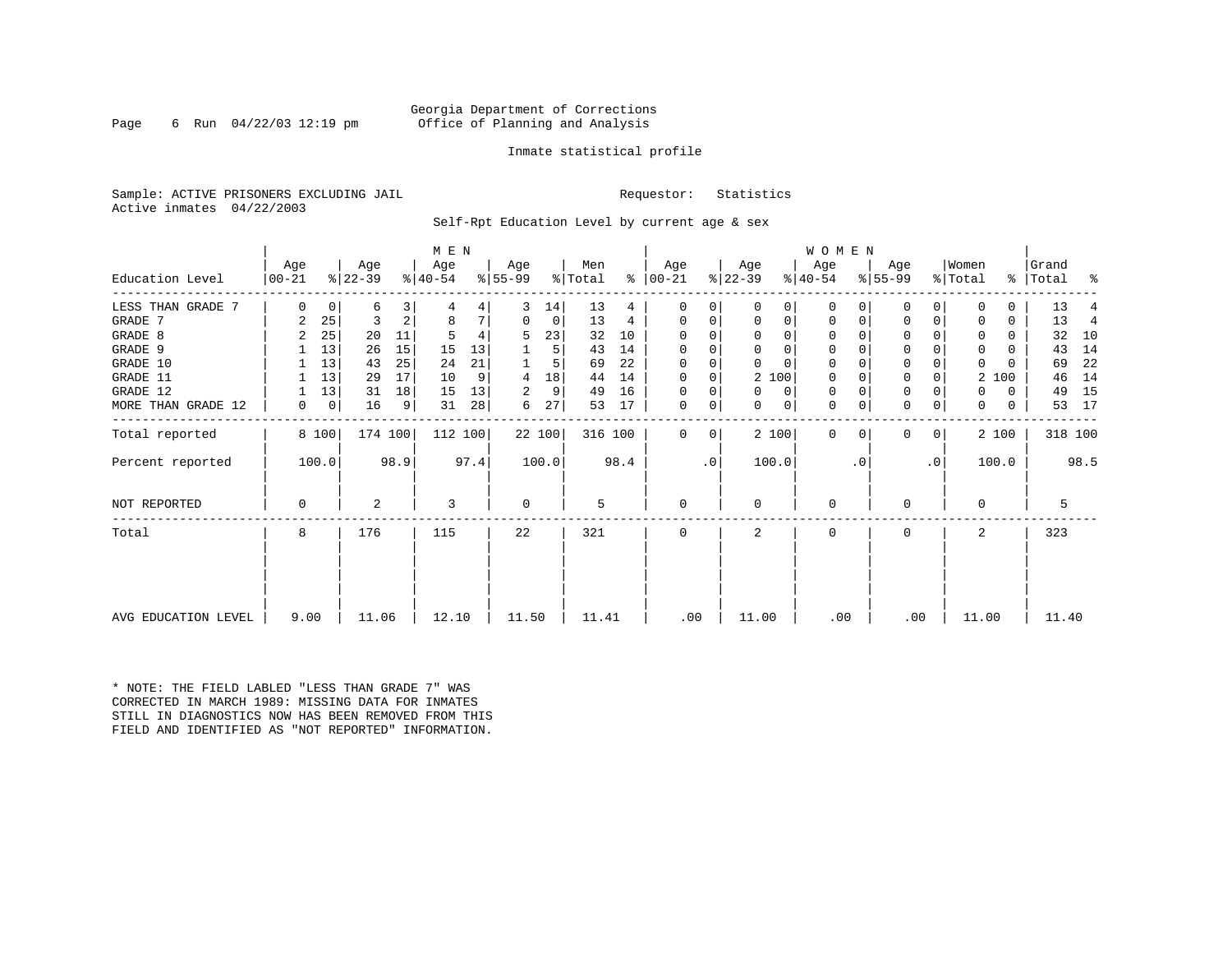Georgia Department of Corrections
Office of Planning and Analysis

Inmate statistical profile

Sample: ACTIVE PRISONERS EXCLUDING JAIL

Requestor: Statistics

Active inmates 04/22/2003

Self-Rpt Education Level by current age & sex

| Education Level | MEN Age 00-21 | % | Age 22-39 | % | Age 40-54 | % | Age 55-99 | % | Men Total | % | WOMEN Age 00-21 | % | Age 22-39 | % | Age 40-54 | % | Age 55-99 | % | Women Total | % | Grand Total | % |
|---|---|---|---|---|---|---|---|---|---|---|---|---|---|---|---|---|---|---|---|---|---|---|
| LESS THAN GRADE 7 | 0 | 0 | 6 | 3 | 4 | 4 | 3 | 14 | 13 | 4 | 0 | 0 | 0 | 0 | 0 | 0 | 0 | 0 | 0 | 0 | 13 | 4 |
| GRADE 7 | 2 | 25 | 3 | 2 | 8 | 7 | 0 | 0 | 13 | 4 | 0 | 0 | 0 | 0 | 0 | 0 | 0 | 0 | 0 | 0 | 13 | 4 |
| GRADE 8 | 2 | 25 | 20 | 11 | 5 | 4 | 5 | 23 | 32 | 10 | 0 | 0 | 0 | 0 | 0 | 0 | 0 | 0 | 0 | 0 | 32 | 10 |
| GRADE 9 | 1 | 13 | 26 | 15 | 15 | 13 | 1 | 5 | 43 | 14 | 0 | 0 | 0 | 0 | 0 | 0 | 0 | 0 | 0 | 0 | 43 | 14 |
| GRADE 10 | 1 | 13 | 43 | 25 | 24 | 21 | 1 | 5 | 69 | 22 | 0 | 0 | 0 | 0 | 0 | 0 | 0 | 0 | 0 | 0 | 69 | 22 |
| GRADE 11 | 1 | 13 | 29 | 17 | 10 | 9 | 4 | 18 | 44 | 14 | 0 | 0 | 2 | 100 | 0 | 0 | 0 | 0 | 2 | 100 | 46 | 14 |
| GRADE 12 | 1 | 13 | 31 | 18 | 15 | 13 | 2 | 9 | 49 | 16 | 0 | 0 | 0 | 0 | 0 | 0 | 0 | 0 | 0 | 0 | 49 | 15 |
| MORE THAN GRADE 12 | 0 | 0 | 16 | 9 | 31 | 28 | 6 | 27 | 53 | 17 | 0 | 0 | 0 | 0 | 0 | 0 | 0 | 0 | 0 | 0 | 53 | 17 |
| Total reported | 8 | 100 | 174 | 100 | 112 | 100 | 22 | 100 | 316 | 100 | 0 | 0 | 2 | 100 | 0 | 0 | 0 | 0 | 2 | 100 | 318 | 100 |
| Percent reported | 100.0 | | 98.9 | | 97.4 | | 100.0 | | 98.4 | | .0 | | 100.0 | | .0 | | .0 | | 100.0 | | 98.5 | |
| NOT REPORTED | 0 | | 2 | | 3 | | 0 | | 5 | | 0 | | 0 | | 0 | | 0 | | 0 | | 5 | |
| Total | 8 | | 176 | | 115 | | 22 | | 321 | | 0 | | 2 | | 0 | | 0 | | 2 | | 323 | |
| AVG EDUCATION LEVEL | 9.00 | | 11.06 | | 12.10 | | 11.50 | | 11.41 | | .00 | | 11.00 | | .00 | | .00 | | 11.00 | | 11.40 | |

* NOTE: THE FIELD LABLED "LESS THAN GRADE 7" WAS CORRECTED IN MARCH 1989: MISSING DATA FOR INMATES STILL IN DIAGNOSTICS NOW HAS BEEN REMOVED FROM THIS FIELD AND IDENTIFIED AS "NOT REPORTED" INFORMATION.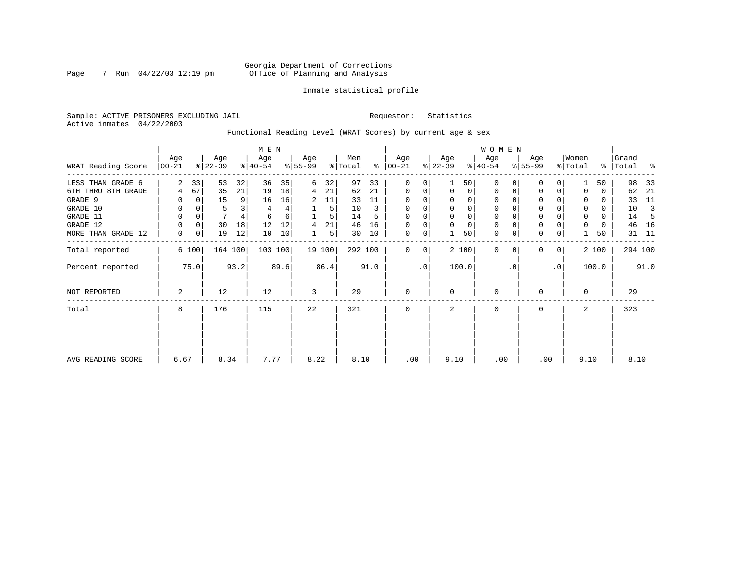Georgia Department of Corrections
Office of Planning and Analysis

Inmate statistical profile

Sample: ACTIVE PRISONERS EXCLUDING JAIL | Requestor: Statistics
Active inmates 04/22/2003

Functional Reading Level (WRAT Scores) by current age & sex

| WRAT Reading Score | MEN Age 00-21 | % | Age 22-39 | % | Age 40-54 | % | Age 55-99 | % | Men Total | % | WOMEN Age 00-21 | % | Age 22-39 | % | Age 40-54 | % | Age 55-99 | % | Women Total | % | Grand Total | % |
|---|---|---|---|---|---|---|---|---|---|---|---|---|---|---|---|---|---|---|---|---|---|---|
| LESS THAN GRADE 6 | 2 | 33 | 53 | 32 | 36 | 35 | 6 | 32 | 97 | 33 | 0 | 0 | 1 | 50 | 0 | 0 | 0 | 0 | 1 | 50 | 98 | 33 |
| 6TH THRU 8TH GRADE | 4 | 67 | 35 | 21 | 19 | 18 | 4 | 21 | 62 | 21 | 0 | 0 | 0 | 0 | 0 | 0 | 0 | 0 | 0 | 0 | 62 | 21 |
| GRADE 9 | 0 | 0 | 15 | 9 | 16 | 16 | 2 | 11 | 33 | 11 | 0 | 0 | 0 | 0 | 0 | 0 | 0 | 0 | 0 | 0 | 33 | 11 |
| GRADE 10 | 0 | 0 | 5 | 3 | 4 | 4 | 1 | 5 | 10 | 3 | 0 | 0 | 0 | 0 | 0 | 0 | 0 | 0 | 0 | 0 | 10 | 3 |
| GRADE 11 | 0 | 0 | 7 | 4 | 6 | 6 | 1 | 5 | 14 | 5 | 0 | 0 | 0 | 0 | 0 | 0 | 0 | 0 | 0 | 0 | 14 | 5 |
| GRADE 12 | 0 | 0 | 30 | 18 | 12 | 12 | 4 | 21 | 46 | 16 | 0 | 0 | 0 | 0 | 0 | 0 | 0 | 0 | 0 | 0 | 46 | 16 |
| MORE THAN GRADE 12 | 0 | 0 | 19 | 12 | 10 | 10 | 1 | 5 | 30 | 10 | 0 | 0 | 1 | 50 | 0 | 0 | 0 | 0 | 1 | 50 | 31 | 11 |
| Total reported | 6 | 100 | 164 | 100 | 103 | 100 | 19 | 100 | 292 | 100 | 0 | 0 | 2 | 100 | 0 | 0 | 0 | 0 | 2 | 100 | 294 | 100 |
| Percent reported | | 75.0 | | 93.2 | | 89.6 | | 86.4 | | 91.0 | | .0 | | 100.0 | | .0 | | .0 | | 100.0 | | 91.0 |
| NOT REPORTED | 2 | | 12 | | 12 | | 3 | | 29 | | 0 | | 0 | | 0 | | 0 | | 0 | | 29 | |
| Total | 8 | | 176 | | 115 | | 22 | | 321 | | 0 | | 2 | | 0 | | 0 | | 2 | | 323 | |
| AVG READING SCORE | 6.67 | | 8.34 | | 7.77 | | 8.22 | | 8.10 | | .00 | | 9.10 | | .00 | | .00 | | 9.10 | | 8.10 | |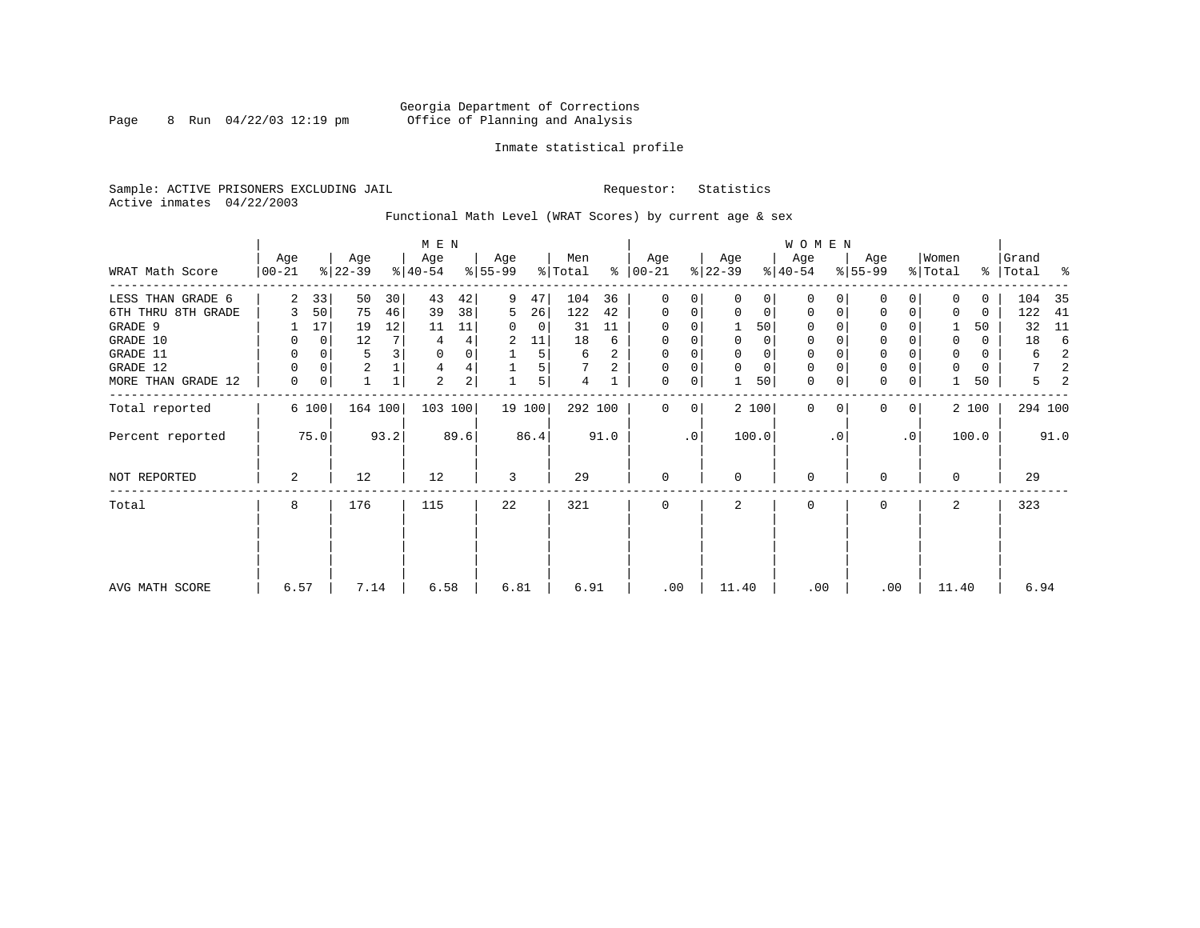Georgia Department of Corrections
Office of Planning and Analysis

Inmate statistical profile

Sample: ACTIVE PRISONERS EXCLUDING JAIL    Requestor: Statistics
Active inmates 04/22/2003

Functional Math Level (WRAT Scores) by current age & sex

| | MEN | | | | | | | | | | WOMEN | | | | | | | | | | | |
|---|---|---|---|---|---|---|---|---|---|---|---|---|---|---|---|---|---|---|---|---|---|---|
| WRAT Math Score | Age 00-21 | % | Age 22-39 | % | Age 40-54 | % | Age 55-99 | % | Men Total | % | Age 00-21 | % | Age 22-39 | % | Age 40-54 | % | Age 55-99 | % | Women Total | % | Grand Total | % |
| LESS THAN GRADE 6 | 2 | 33 | 50 | 30 | 43 | 42 | 9 | 47 | 104 | 36 | 0 | 0 | 0 | 0 | 0 | 0 | 0 | 0 | 0 | 0 | 104 | 35 |
| 6TH THRU 8TH GRADE | 3 | 50 | 75 | 46 | 39 | 38 | 5 | 26 | 122 | 42 | 0 | 0 | 0 | 0 | 0 | 0 | 0 | 0 | 0 | 0 | 122 | 41 |
| GRADE 9 | 1 | 17 | 19 | 12 | 11 | 11 | 0 | 0 | 31 | 11 | 0 | 0 | 1 | 50 | 0 | 0 | 0 | 0 | 1 | 50 | 32 | 11 |
| GRADE 10 | 0 | 0 | 12 | 7 | 4 | 4 | 2 | 11 | 18 | 6 | 0 | 0 | 0 | 0 | 0 | 0 | 0 | 0 | 0 | 0 | 18 | 6 |
| GRADE 11 | 0 | 0 | 5 | 3 | 0 | 0 | 1 | 5 | 6 | 2 | 0 | 0 | 0 | 0 | 0 | 0 | 0 | 0 | 0 | 0 | 6 | 2 |
| GRADE 12 | 0 | 0 | 2 | 1 | 4 | 4 | 1 | 5 | 7 | 2 | 0 | 0 | 0 | 0 | 0 | 0 | 0 | 0 | 0 | 0 | 7 | 2 |
| MORE THAN GRADE 12 | 0 | 0 | 1 | 1 | 2 | 2 | 1 | 5 | 4 | 1 | 0 | 0 | 1 | 50 | 0 | 0 | 0 | 0 | 1 | 50 | 5 | 2 |
| Total reported | 6 | 100 | 164 | 100 | 103 | 100 | 19 | 100 | 292 | 100 | 0 | 0 | 2 | 100 | 0 | 0 | 0 | 0 | 2 | 100 | 294 | 100 |
| Percent reported | | 75.0 | | 93.2 | | 89.6 | | 86.4 | | 91.0 | | .0 | | 100.0 | | .0 | | .0 | | 100.0 | | 91.0 |
| NOT REPORTED | 2 | | 12 | | 12 | | 3 | | 29 | | 0 | | 0 | | 0 | | 0 | | 0 | | 29 | |
| Total | 8 | | 176 | | 115 | | 22 | | 321 | | 0 | | 2 | | 0 | | 0 | | 2 | | 323 | |
| AVG MATH SCORE | 6.57 | | 7.14 | | 6.58 | | 6.81 | | 6.91 | | .00 | | 11.40 | | .00 | | .00 | | 11.40 | | 6.94 | |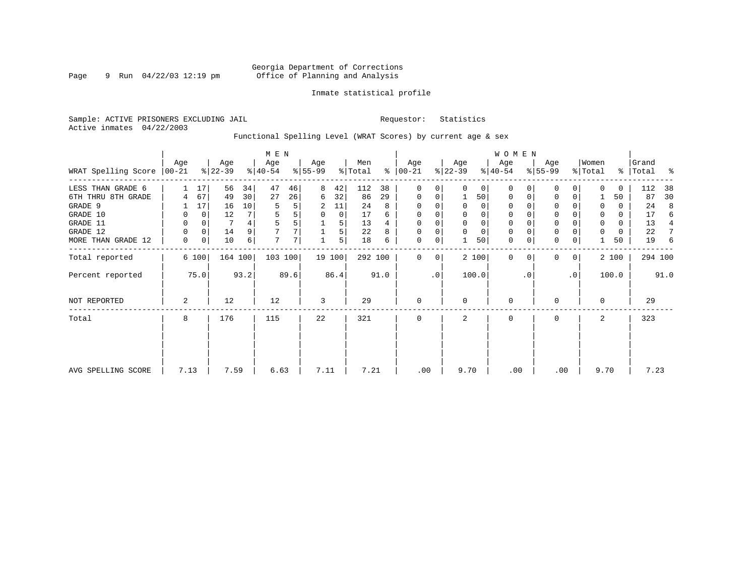Georgia Department of Corrections
Office of Planning and Analysis

Inmate statistical profile

Sample: ACTIVE PRISONERS EXCLUDING JAIL    Requestor: Statistics
Active inmates 04/22/2003

Functional Spelling Level (WRAT Scores) by current age & sex

| | MEN | | | | | | | | | | WOMEN | | | | | | | | | | | |
|---|---|---|---|---|---|---|---|---|---|---|---|---|---|---|---|---|---|---|---|---|---|---|
| WRAT Spelling Score | Age 00-21 | % | Age 22-39 | % | Age 40-54 | % | Age 55-99 | % | Men Total | % | Age 00-21 | % | Age 22-39 | % | Age 40-54 | % | Age 55-99 | % | Women Total | % | Grand Total | % |
| LESS THAN GRADE 6 | 1 | 17 | 56 | 34 | 47 | 46 | 8 | 42 | 112 | 38 | 0 | 0 | 0 | 0 | 0 | 0 | 0 | 0 | 0 | 0 | 112 | 38 |
| 6TH THRU 8TH GRADE | 4 | 67 | 49 | 30 | 27 | 26 | 6 | 32 | 86 | 29 | 0 | 0 | 1 | 50 | 0 | 0 | 0 | 0 | 1 | 50 | 87 | 30 |
| GRADE 9 | 1 | 17 | 16 | 10 | 5 | 5 | 2 | 11 | 24 | 8 | 0 | 0 | 0 | 0 | 0 | 0 | 0 | 0 | 0 | 0 | 24 | 8 |
| GRADE 10 | 0 | 0 | 12 | 7 | 5 | 5 | 0 | 0 | 17 | 6 | 0 | 0 | 0 | 0 | 0 | 0 | 0 | 0 | 0 | 0 | 17 | 6 |
| GRADE 11 | 0 | 0 | 7 | 4 | 5 | 5 | 1 | 5 | 13 | 4 | 0 | 0 | 0 | 0 | 0 | 0 | 0 | 0 | 0 | 0 | 13 | 4 |
| GRADE 12 | 0 | 0 | 14 | 9 | 7 | 7 | 1 | 5 | 22 | 8 | 0 | 0 | 0 | 0 | 0 | 0 | 0 | 0 | 0 | 0 | 22 | 7 |
| MORE THAN GRADE 12 | 0 | 0 | 10 | 6 | 7 | 7 | 1 | 5 | 18 | 6 | 0 | 0 | 1 | 50 | 0 | 0 | 0 | 0 | 1 | 50 | 19 | 6 |
| Total reported | 6 | 100 | 164 | 100 | 103 | 100 | 19 | 100 | 292 | 100 | 0 | 0 | 2 | 100 | 0 | 0 | 0 | 0 | 2 | 100 | 294 | 100 |
| Percent reported | | 75.0 | | 93.2 | | 89.6 | | 86.4 | | 91.0 | | .0 | | 100.0 | | .0 | | .0 | | 100.0 | | 91.0 |
| NOT REPORTED | 2 | | 12 | | 12 | | 3 | | 29 | | 0 | | 0 | | 0 | | 0 | | 0 | | 29 | |
| Total | 8 | | 176 | | 115 | | 22 | | 321 | | 0 | | 2 | | 0 | | 0 | | 2 | | 323 | |
| AVG SPELLING SCORE | 7.13 | | 7.59 | | 6.63 | | 7.11 | | 7.21 | | .00 | | 9.70 | | .00 | | .00 | | 9.70 | | 7.23 | |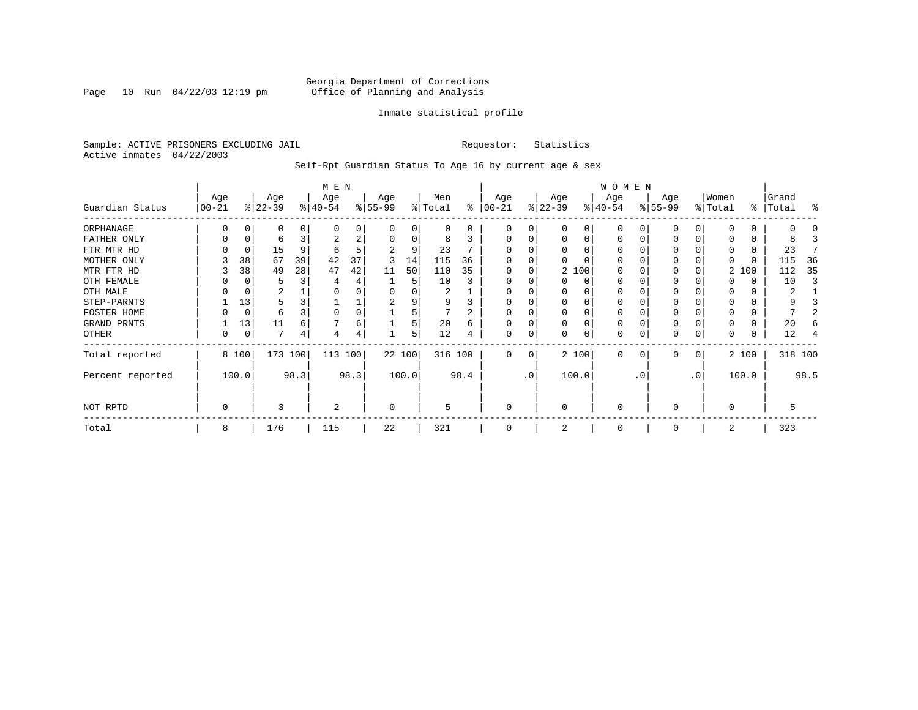Georgia Department of Corrections
Office of Planning and Analysis

Inmate statistical profile

Sample: ACTIVE PRISONERS EXCLUDING JAIL                    Requestor: Statistics
Active inmates 04/22/2003

Self-Rpt Guardian Status To Age 16 by current age & sex

| Guardian Status | MEN Age 00-21 | % | Age 22-39 | % | Age 40-54 | % | Age 55-99 | % | Men Total | % | WOMEN Age 00-21 | % | Age 22-39 | % | Age 40-54 | % | Age 55-99 | % | Women Total | % | Grand Total | % |
|---|---|---|---|---|---|---|---|---|---|---|---|---|---|---|---|---|---|---|---|---|---|---|
| ORPHANAGE | 0 | 0 | 0 | 0 | 0 | 0 | 0 | 0 | 0 | 0 | 0 | 0 | 0 | 0 | 0 | 0 | 0 | 0 | 0 | 0 | 0 | 0 |
| FATHER ONLY | 0 | 0 | 6 | 3 | 2 | 2 | 0 | 0 | 8 | 3 | 0 | 0 | 0 | 0 | 0 | 0 | 0 | 0 | 0 | 0 | 8 | 3 |
| FTR MTR HD | 0 | 0 | 15 | 9 | 6 | 5 | 2 | 9 | 23 | 7 | 0 | 0 | 0 | 0 | 0 | 0 | 0 | 0 | 0 | 0 | 23 | 7 |
| MOTHER ONLY | 3 | 38 | 67 | 39 | 42 | 37 | 3 | 14 | 115 | 36 | 0 | 0 | 0 | 0 | 0 | 0 | 0 | 0 | 0 | 0 | 115 | 36 |
| MTR FTR HD | 3 | 38 | 49 | 28 | 47 | 42 | 11 | 50 | 110 | 35 | 0 | 0 | 2 | 100 | 0 | 0 | 0 | 0 | 2 | 100 | 112 | 35 |
| OTH FEMALE | 0 | 0 | 5 | 3 | 4 | 4 | 1 | 5 | 10 | 3 | 0 | 0 | 0 | 0 | 0 | 0 | 0 | 0 | 0 | 0 | 10 | 3 |
| OTH MALE | 0 | 0 | 2 | 1 | 0 | 0 | 0 | 0 | 2 | 1 | 0 | 0 | 0 | 0 | 0 | 0 | 0 | 0 | 0 | 0 | 2 | 1 |
| STEP-PARNTS | 1 | 13 | 5 | 3 | 1 | 1 | 2 | 9 | 9 | 3 | 0 | 0 | 0 | 0 | 0 | 0 | 0 | 0 | 0 | 0 | 9 | 3 |
| FOSTER HOME | 0 | 0 | 6 | 3 | 0 | 0 | 1 | 5 | 7 | 2 | 0 | 0 | 0 | 0 | 0 | 0 | 0 | 0 | 0 | 0 | 7 | 2 |
| GRAND PRNTS | 1 | 13 | 11 | 6 | 7 | 6 | 1 | 5 | 20 | 6 | 0 | 0 | 0 | 0 | 0 | 0 | 0 | 0 | 0 | 0 | 20 | 6 |
| OTHER | 0 | 0 | 7 | 4 | 4 | 4 | 1 | 5 | 12 | 4 | 0 | 0 | 0 | 0 | 0 | 0 | 0 | 0 | 0 | 0 | 12 | 4 |
| Total reported | 8 | 100 | 173 | 100 | 113 | 100 | 22 | 100 | 316 | 100 | 0 | 0 | 2 | 100 | 0 | 0 | 0 | 0 | 2 | 100 | 318 | 100 |
| Percent reported | | 100.0 | | 98.3 | | 98.3 | | 100.0 | | 98.4 | | .0 | | 100.0 | | .0 | | .0 | | 100.0 | | 98.5 |
| NOT RPTD | 0 | | 3 | | 2 | | 0 | | 5 | | 0 | | 0 | | 0 | | 0 | | 0 | | 5 | |
| Total | 8 | | 176 | | 115 | | 22 | | 321 | | 0 | | 2 | | 0 | | 0 | | 2 | | 323 | |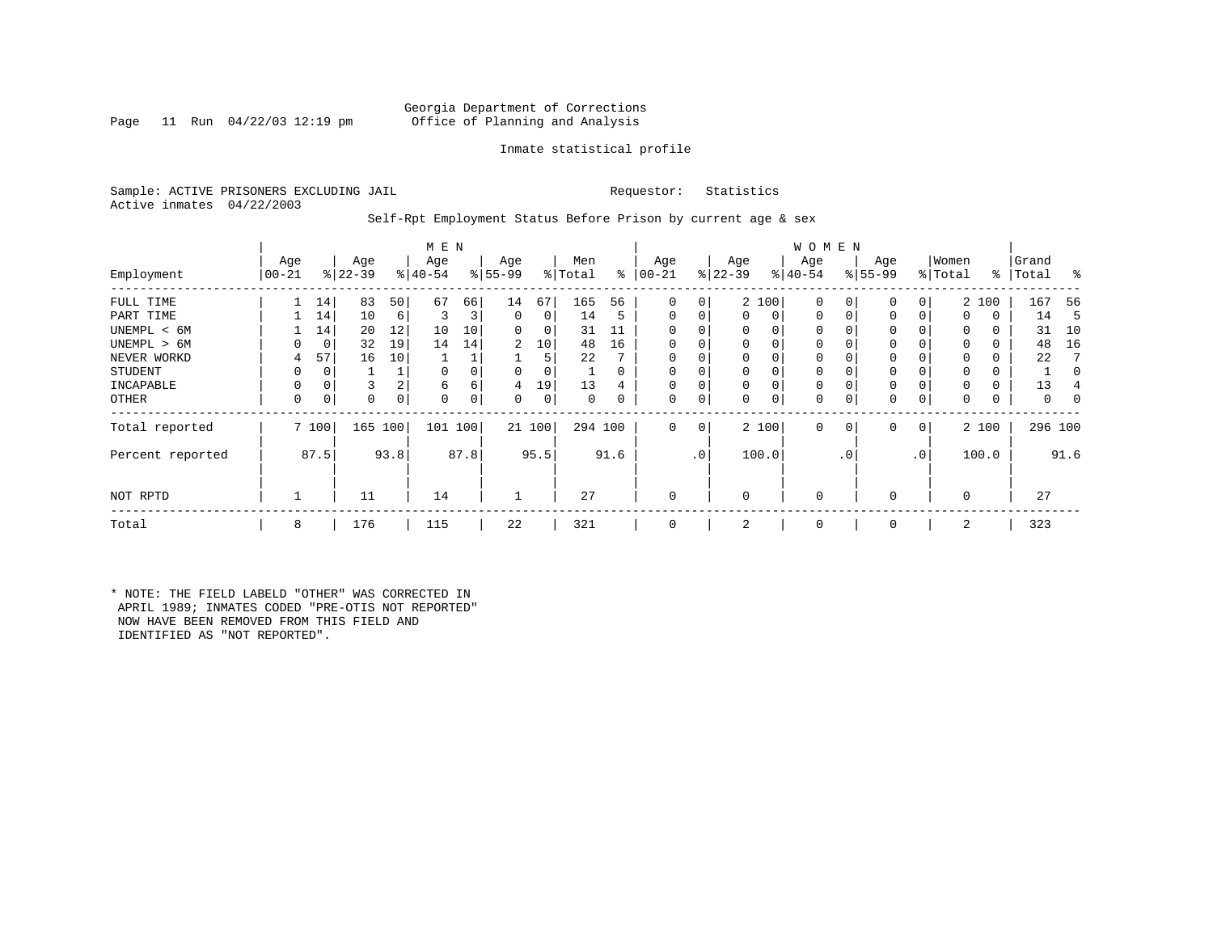Georgia Department of Corrections
Office of Planning and Analysis

Inmate statistical profile

Sample: ACTIVE PRISONERS EXCLUDING JAIL          Requestor: Statistics
Active inmates 04/22/2003

Self-Rpt Employment Status Before Prison by current age & sex

| Employment | MEN Age 00-21 | % | Age 22-39 | % | Age 40-54 | % | Age 55-99 | % | Men Total | % | WOMEN Age 00-21 | % | Age 22-39 | % | Age 40-54 | % | Age 55-99 | % | Women Total | % | Grand Total | % |
|---|---|---|---|---|---|---|---|---|---|---|---|---|---|---|---|---|---|---|---|---|---|---|
| FULL TIME | 1 | 14 | 83 | 50 | 67 | 66 | 14 | 67 | 165 | 56 | 0 | 0 | 2 | 100 | 0 | 0 | 0 | 0 | 2 | 100 | 167 | 56 |
| PART TIME | 1 | 14 | 10 | 6 | 3 | 3 | 0 | 0 | 14 | 5 | 0 | 0 | 0 | 0 | 0 | 0 | 0 | 0 | 0 | 0 | 14 | 5 |
| UNEMPL < 6M | 1 | 14 | 20 | 12 | 10 | 10 | 0 | 0 | 31 | 11 | 0 | 0 | 0 | 0 | 0 | 0 | 0 | 0 | 0 | 0 | 31 | 10 |
| UNEMPL > 6M | 0 | 0 | 32 | 19 | 14 | 14 | 2 | 10 | 48 | 16 | 0 | 0 | 0 | 0 | 0 | 0 | 0 | 0 | 0 | 0 | 48 | 16 |
| NEVER WORKD | 4 | 57 | 16 | 10 | 1 | 1 | 1 | 5 | 22 | 7 | 0 | 0 | 0 | 0 | 0 | 0 | 0 | 0 | 0 | 0 | 22 | 7 |
| STUDENT | 0 | 0 | 1 | 1 | 0 | 0 | 0 | 0 | 1 | 0 | 0 | 0 | 0 | 0 | 0 | 0 | 0 | 0 | 0 | 0 | 1 | 0 |
| INCAPABLE | 0 | 0 | 3 | 2 | 6 | 6 | 4 | 19 | 13 | 4 | 0 | 0 | 0 | 0 | 0 | 0 | 0 | 0 | 0 | 0 | 13 | 4 |
| OTHER | 0 | 0 | 0 | 0 | 0 | 0 | 0 | 0 | 0 | 0 | 0 | 0 | 0 | 0 | 0 | 0 | 0 | 0 | 0 | 0 | 0 | 0 |
| Total reported | 7 | 100 | 165 | 100 | 101 | 100 | 21 | 100 | 294 | 100 | 0 | 0 | 2 | 100 | 0 | 0 | 0 | 0 | 2 | 100 | 296 | 100 |
| Percent reported | | 87.5 | | 93.8 | | 87.8 | | 95.5 | | 91.6 | | .0 | | 100.0 | | .0 | | .0 | | 100.0 | | 91.6 |
| NOT RPTD | 1 | | 11 | | 14 | | 1 | | 27 | | 0 | | 0 | | 0 | | 0 | | 0 | | 27 | |
| Total | 8 | | 176 | | 115 | | 22 | | 321 | | 0 | | 2 | | 0 | | 0 | | 2 | | 323 | |

* NOTE: THE FIELD LABELD "OTHER" WAS CORRECTED IN APRIL 1989; INMATES CODED "PRE-OTIS NOT REPORTED" NOW HAVE BEEN REMOVED FROM THIS FIELD AND IDENTIFIED AS "NOT REPORTED".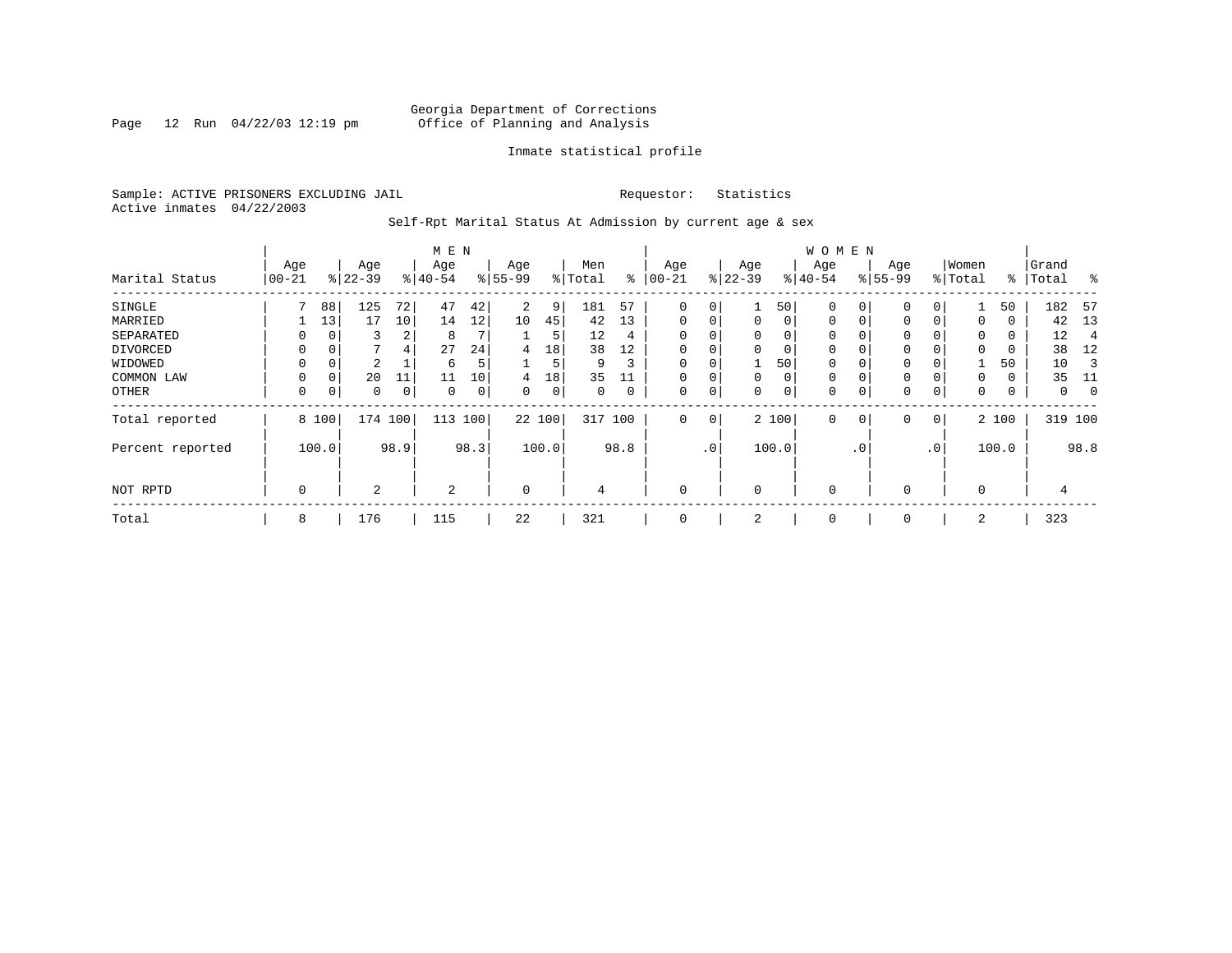Georgia Department of Corrections
Office of Planning and Analysis

Inmate statistical profile

Sample: ACTIVE PRISONERS EXCLUDING JAIL    Requestor: Statistics
Active inmates 04/22/2003

Self-Rpt Marital Status At Admission by current age & sex

| Marital Status | MEN Age 00-21 | % | Age 22-39 | % | Age 40-54 | % | Age 55-99 | % | Men Total | % | WOMEN Age 00-21 | % | Age 22-39 | % | Age 40-54 | % | Age 55-99 | % | Women Total | % | Grand Total | % |
|---|---|---|---|---|---|---|---|---|---|---|---|---|---|---|---|---|---|---|---|---|---|---|
| SINGLE | 7 | 88 | 125 | 72 | 47 | 42 | 2 | 9 | 181 | 57 | 0 | 0 | 1 | 50 | 0 | 0 | 0 | 0 | 1 | 50 | 182 | 57 |
| MARRIED | 1 | 13 | 17 | 10 | 14 | 12 | 10 | 45 | 42 | 13 | 0 | 0 | 0 | 0 | 0 | 0 | 0 | 0 | 0 | 0 | 42 | 13 |
| SEPARATED | 0 | 0 | 3 | 2 | 8 | 7 | 1 | 5 | 12 | 4 | 0 | 0 | 0 | 0 | 0 | 0 | 0 | 0 | 0 | 0 | 12 | 4 |
| DIVORCED | 0 | 0 | 7 | 4 | 27 | 24 | 4 | 18 | 38 | 12 | 0 | 0 | 0 | 0 | 0 | 0 | 0 | 0 | 0 | 0 | 38 | 12 |
| WIDOWED | 0 | 0 | 2 | 1 | 6 | 5 | 1 | 5 | 9 | 3 | 0 | 0 | 1 | 50 | 0 | 0 | 0 | 0 | 1 | 50 | 10 | 3 |
| COMMON LAW | 0 | 0 | 20 | 11 | 11 | 10 | 4 | 18 | 35 | 11 | 0 | 0 | 0 | 0 | 0 | 0 | 0 | 0 | 0 | 0 | 35 | 11 |
| OTHER | 0 | 0 | 0 | 0 | 0 | 0 | 0 | 0 | 0 | 0 | 0 | 0 | 0 | 0 | 0 | 0 | 0 | 0 | 0 | 0 | 0 | 0 |
| Total reported | 8 | 100 | 174 | 100 | 113 | 100 | 22 | 100 | 317 | 100 | 0 | 0 | 2 | 100 | 0 | 0 | 0 | 0 | 2 | 100 | 319 | 100 |
| Percent reported | | 100.0 | | 98.9 | | 98.3 | | 100.0 | | 98.8 | | .0 | | 100.0 | | .0 | | .0 | | 100.0 | | 98.8 |
| NOT RPTD | 0 | | 2 | | 2 | | 0 | | 4 | | 0 | | 0 | | 0 | | 0 | | 0 | | 4 | |
| Total | 8 | | 176 | | 115 | | 22 | | 321 | | 0 | | 2 | | 0 | | 0 | | 2 | | 323 | |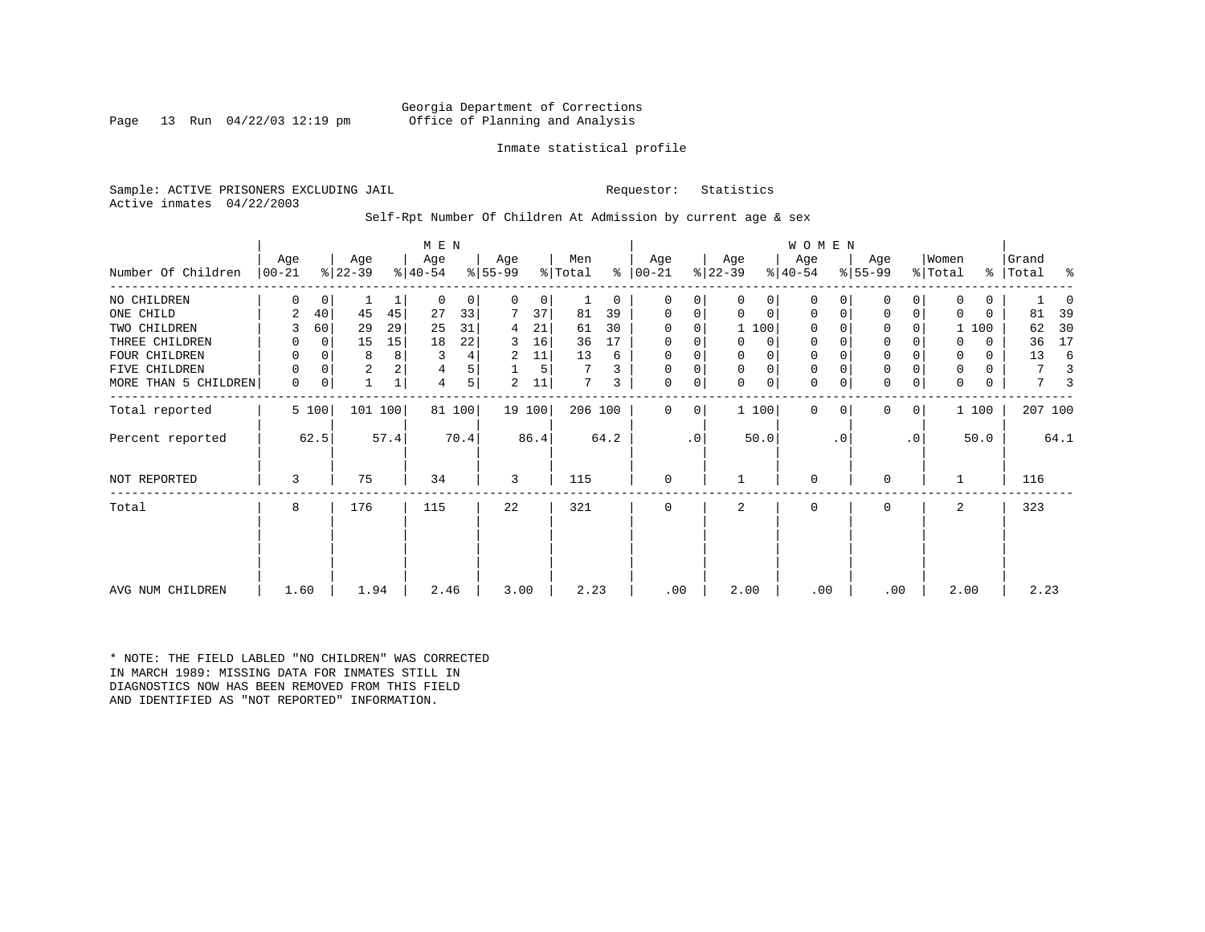Georgia Department of Corrections
Office of Planning and Analysis

Inmate statistical profile

Sample: ACTIVE PRISONERS EXCLUDING JAIL    Requestor: Statistics
Active inmates 04/22/2003

Self-Rpt Number Of Children At Admission by current age & sex

| Number Of Children | MEN Age 00-21 | % | Age 22-39 | % | Age 40-54 | % | Age 55-99 | % | Men Total | % | WOMEN Age 00-21 | % | Age 22-39 | % | Age 40-54 | % | Age 55-99 | % | Women Total | % | Grand Total | % |
|---|---|---|---|---|---|---|---|---|---|---|---|---|---|---|---|---|---|---|---|---|---|---|
| NO CHILDREN | 0 | 0 | 1 | 1 | 0 | 0 | 0 | 0 | 1 | 0 | 0 | 0 | 0 | 0 | 0 | 0 | 0 | 0 | 0 | 0 | 1 | 0 |
| ONE CHILD | 2 | 40 | 45 | 45 | 27 | 33 | 7 | 37 | 81 | 39 | 0 | 0 | 0 | 0 | 0 | 0 | 0 | 0 | 0 | 0 | 81 | 39 |
| TWO CHILDREN | 3 | 60 | 29 | 29 | 25 | 31 | 4 | 21 | 61 | 30 | 0 | 0 | 1 | 100 | 0 | 0 | 0 | 0 | 1 | 100 | 62 | 30 |
| THREE CHILDREN | 0 | 0 | 15 | 15 | 18 | 22 | 3 | 16 | 36 | 17 | 0 | 0 | 0 | 0 | 0 | 0 | 0 | 0 | 0 | 0 | 36 | 17 |
| FOUR CHILDREN | 0 | 0 | 8 | 8 | 3 | 4 | 2 | 11 | 13 | 6 | 0 | 0 | 0 | 0 | 0 | 0 | 0 | 0 | 0 | 0 | 13 | 6 |
| FIVE CHILDREN | 0 | 0 | 2 | 2 | 4 | 5 | 1 | 5 | 7 | 3 | 0 | 0 | 0 | 0 | 0 | 0 | 0 | 0 | 0 | 0 | 7 | 3 |
| MORE THAN 5 CHILDREN | 0 | 0 | 1 | 1 | 4 | 5 | 2 | 11 | 7 | 3 | 0 | 0 | 0 | 0 | 0 | 0 | 0 | 0 | 0 | 0 | 7 | 3 |
| Total reported | 5 | 100 | 101 | 100 | 81 | 100 | 19 | 100 | 206 | 100 | 0 | 0 | 1 | 100 | 0 | 0 | 0 | 0 | 1 | 100 | 207 | 100 |
| Percent reported | | 62.5 | | 57.4 | | 70.4 | | 86.4 | | 64.2 | | .0 | | 50.0 | | .0 | | .0 | | 50.0 | | 64.1 |
| NOT REPORTED | 3 | | 75 | | 34 | | 3 | | 115 | | 0 | | 1 | | 0 | | 0 | | 1 | | 116 | |
| Total | 8 | | 176 | | 115 | | 22 | | 321 | | 0 | | 2 | | 0 | | 0 | | 2 | | 323 | |
| AVG NUM CHILDREN | 1.60 | | 1.94 | | 2.46 | | 3.00 | | 2.23 | | .00 | | 2.00 | | .00 | | .00 | | 2.00 | | 2.23 | |

* NOTE: THE FIELD LABLED "NO CHILDREN" WAS CORRECTED IN MARCH 1989: MISSING DATA FOR INMATES STILL IN DIAGNOSTICS NOW HAS BEEN REMOVED FROM THIS FIELD AND IDENTIFIED AS "NOT REPORTED" INFORMATION.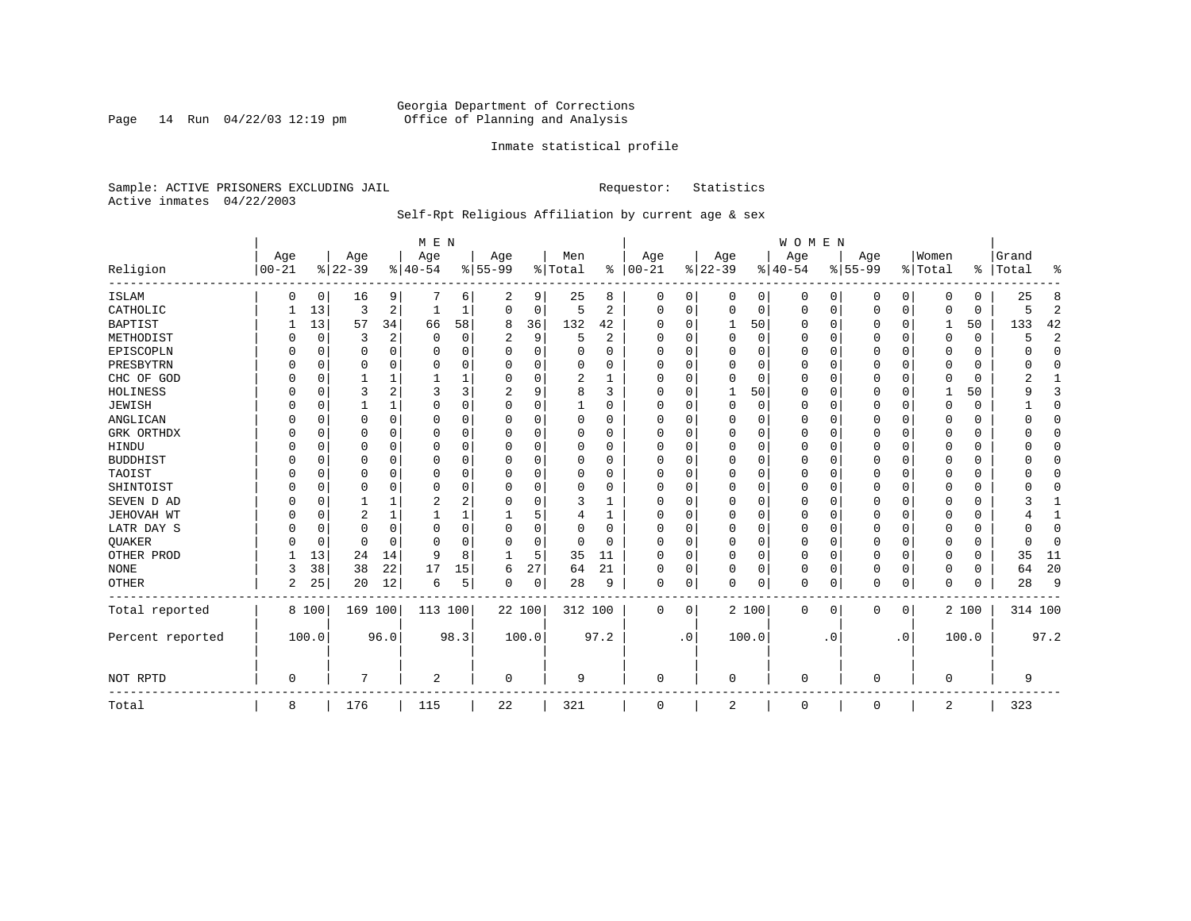Georgia Department of Corrections
Office of Planning and Analysis

Inmate statistical profile

Sample: ACTIVE PRISONERS EXCLUDING JAIL    Requestor: Statistics
Active inmates 04/22/2003

Self-Rpt Religious Affiliation by current age & sex

| Religion | MEN Age 00-21 | % | Age 22-39 | % | Age 40-54 | % | Age 55-99 | % | Men Total | % | WOMEN Age 00-21 | % | Age 22-39 | % | Age 40-54 | % | Age 55-99 | % | Women Total | % | Grand Total | % |
|---|---|---|---|---|---|---|---|---|---|---|---|---|---|---|---|---|---|---|---|---|---|---|
| ISLAM | 0 | 0 | 16 | 9 | 7 | 6 | 2 | 9 | 25 | 8 | 0 | 0 | 0 | 0 | 0 | 0 | 0 | 0 | 0 | 0 | 25 | 8 |
| CATHOLIC | 1 | 13 | 3 | 2 | 1 | 1 | 0 | 0 | 5 | 2 | 0 | 0 | 0 | 0 | 0 | 0 | 0 | 0 | 0 | 0 | 5 | 2 |
| BAPTIST | 1 | 13 | 57 | 34 | 66 | 58 | 8 | 36 | 132 | 42 | 0 | 0 | 1 | 50 | 0 | 0 | 0 | 0 | 1 | 50 | 133 | 42 |
| METHODIST | 0 | 0 | 3 | 2 | 0 | 0 | 2 | 9 | 5 | 2 | 0 | 0 | 0 | 0 | 0 | 0 | 0 | 0 | 0 | 0 | 5 | 2 |
| EPISCOPLN | 0 | 0 | 0 | 0 | 0 | 0 | 0 | 0 | 0 | 0 | 0 | 0 | 0 | 0 | 0 | 0 | 0 | 0 | 0 | 0 | 0 | 0 |
| PRESBYTRN | 0 | 0 | 0 | 0 | 0 | 0 | 0 | 0 | 0 | 0 | 0 | 0 | 0 | 0 | 0 | 0 | 0 | 0 | 0 | 0 | 0 | 0 |
| CHC OF GOD | 0 | 0 | 1 | 1 | 1 | 1 | 0 | 0 | 2 | 1 | 0 | 0 | 0 | 0 | 0 | 0 | 0 | 0 | 0 | 0 | 2 | 1 |
| HOLINESS | 0 | 0 | 3 | 2 | 3 | 3 | 2 | 9 | 8 | 3 | 0 | 0 | 1 | 50 | 0 | 0 | 0 | 0 | 1 | 50 | 9 | 3 |
| JEWISH | 0 | 0 | 1 | 1 | 0 | 0 | 0 | 0 | 1 | 0 | 0 | 0 | 0 | 0 | 0 | 0 | 0 | 0 | 0 | 0 | 1 | 0 |
| ANGLICAN | 0 | 0 | 0 | 0 | 0 | 0 | 0 | 0 | 0 | 0 | 0 | 0 | 0 | 0 | 0 | 0 | 0 | 0 | 0 | 0 | 0 | 0 |
| GRK ORTHDX | 0 | 0 | 0 | 0 | 0 | 0 | 0 | 0 | 0 | 0 | 0 | 0 | 0 | 0 | 0 | 0 | 0 | 0 | 0 | 0 | 0 | 0 |
| HINDU | 0 | 0 | 0 | 0 | 0 | 0 | 0 | 0 | 0 | 0 | 0 | 0 | 0 | 0 | 0 | 0 | 0 | 0 | 0 | 0 | 0 | 0 |
| BUDDHIST | 0 | 0 | 0 | 0 | 0 | 0 | 0 | 0 | 0 | 0 | 0 | 0 | 0 | 0 | 0 | 0 | 0 | 0 | 0 | 0 | 0 | 0 |
| TAOIST | 0 | 0 | 0 | 0 | 0 | 0 | 0 | 0 | 0 | 0 | 0 | 0 | 0 | 0 | 0 | 0 | 0 | 0 | 0 | 0 | 0 | 0 |
| SHINTOIST | 0 | 0 | 0 | 0 | 0 | 0 | 0 | 0 | 0 | 0 | 0 | 0 | 0 | 0 | 0 | 0 | 0 | 0 | 0 | 0 | 0 | 0 |
| SEVEN D AD | 0 | 0 | 1 | 1 | 2 | 2 | 0 | 0 | 3 | 1 | 0 | 0 | 0 | 0 | 0 | 0 | 0 | 0 | 0 | 0 | 3 | 1 |
| JEHOVAH WT | 0 | 0 | 2 | 1 | 1 | 1 | 1 | 5 | 4 | 1 | 0 | 0 | 0 | 0 | 0 | 0 | 0 | 0 | 0 | 0 | 4 | 1 |
| LATR DAY S | 0 | 0 | 0 | 0 | 0 | 0 | 0 | 0 | 0 | 0 | 0 | 0 | 0 | 0 | 0 | 0 | 0 | 0 | 0 | 0 | 0 | 0 |
| QUAKER | 0 | 0 | 0 | 0 | 0 | 0 | 0 | 0 | 0 | 0 | 0 | 0 | 0 | 0 | 0 | 0 | 0 | 0 | 0 | 0 | 0 | 0 |
| OTHER PROD | 1 | 13 | 24 | 14 | 9 | 8 | 1 | 5 | 35 | 11 | 0 | 0 | 0 | 0 | 0 | 0 | 0 | 0 | 0 | 0 | 35 | 11 |
| NONE | 3 | 38 | 38 | 22 | 17 | 15 | 6 | 27 | 64 | 21 | 0 | 0 | 0 | 0 | 0 | 0 | 0 | 0 | 0 | 0 | 64 | 20 |
| OTHER | 2 | 25 | 20 | 12 | 6 | 5 | 0 | 0 | 28 | 9 | 0 | 0 | 0 | 0 | 0 | 0 | 0 | 0 | 0 | 0 | 28 | 9 |
| Total reported | 8 | 100 | 169 | 100 | 113 | 100 | 22 | 100 | 312 | 100 | 0 | 0 | 2 | 100 | 0 | 0 | 0 | 0 | 2 | 100 | 314 | 100 |
| Percent reported | | 100.0 | | 96.0 | | 98.3 | | 100.0 | | 97.2 | | .0 | | 100.0 | | .0 | | .0 | | 100.0 | | 97.2 |
| NOT RPTD | 0 | | 7 | | 2 | | 0 | | 9 | | 0 | | 0 | | 0 | | 0 | | 0 | | 9 | |
| Total | 8 | | 176 | | 115 | | 22 | | 321 | | 0 | | 2 | | 0 | | 0 | | 2 | | 323 | |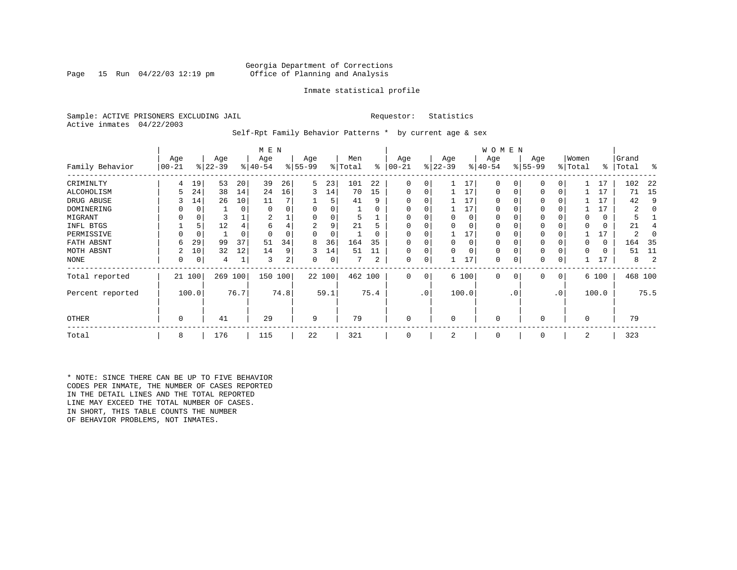Georgia Department of Corrections
Office of Planning and Analysis

Inmate statistical profile

Sample: ACTIVE PRISONERS EXCLUDING JAIL　　　　Requestor: Statistics
Active inmates 04/22/2003

Self-Rpt Family Behavior Patterns * by current age & sex

| Family Behavior | MEN Age 00-21 | % | Age 22-39 | % | Age 40-54 | % | Age 55-99 | % | Men Total | % | WOMEN Age 00-21 | % | Age 22-39 | % | Age 40-54 | % | Age 55-99 | % | Women Total | % | Grand Total | % |
|---|---|---|---|---|---|---|---|---|---|---|---|---|---|---|---|---|---|---|---|---|---|---|
| CRIMINLTY | 4 | 19 | 53 | 20 | 39 | 26 | 5 | 23 | 101 | 22 | 0 | 0 | 1 | 17 | 0 | 0 | 0 | 0 | 1 | 17 | 102 | 22 |
| ALCOHOLISM | 5 | 24 | 38 | 14 | 24 | 16 | 3 | 14 | 70 | 15 | 0 | 0 | 1 | 17 | 0 | 0 | 0 | 0 | 1 | 17 | 71 | 15 |
| DRUG ABUSE | 3 | 14 | 26 | 10 | 11 | 7 | 1 | 5 | 41 | 9 | 0 | 0 | 1 | 17 | 0 | 0 | 0 | 0 | 1 | 17 | 42 | 9 |
| DOMINERING | 0 | 0 | 1 | 0 | 0 | 0 | 0 | 0 | 1 | 0 | 0 | 0 | 1 | 17 | 0 | 0 | 0 | 0 | 1 | 17 | 2 | 0 |
| MIGRANT | 0 | 0 | 3 | 1 | 2 | 1 | 0 | 0 | 5 | 1 | 0 | 0 | 0 | 0 | 0 | 0 | 0 | 0 | 0 | 0 | 5 | 1 |
| INFL BTGS | 1 | 5 | 12 | 4 | 6 | 4 | 2 | 9 | 21 | 5 | 0 | 0 | 0 | 0 | 0 | 0 | 0 | 0 | 0 | 0 | 21 | 4 |
| PERMISSIVE | 0 | 0 | 1 | 0 | 0 | 0 | 0 | 0 | 1 | 0 | 0 | 0 | 1 | 17 | 0 | 0 | 0 | 0 | 1 | 17 | 2 | 0 |
| FATH ABSNT | 6 | 29 | 99 | 37 | 51 | 34 | 8 | 36 | 164 | 35 | 0 | 0 | 0 | 0 | 0 | 0 | 0 | 0 | 0 | 0 | 164 | 35 |
| MOTH ABSNT | 2 | 10 | 32 | 12 | 14 | 9 | 3 | 14 | 51 | 11 | 0 | 0 | 0 | 0 | 0 | 0 | 0 | 0 | 0 | 0 | 51 | 11 |
| NONE | 0 | 0 | 4 | 1 | 3 | 2 | 0 | 0 | 7 | 2 | 0 | 0 | 1 | 17 | 0 | 0 | 0 | 0 | 1 | 17 | 8 | 2 |
| Total reported | 21 | 100 | 269 | 100 | 150 | 100 | 22 | 100 | 462 | 100 | 0 | 0 | 6 | 100 | 0 | 0 | 0 | 0 | 6 | 100 | 468 | 100 |
| Percent reported | | 100.0 | | 76.7 | | 74.8 | | 59.1 | | 75.4 | | .0 | | 100.0 | | .0 | | .0 | | 100.0 | | 75.5 |
| OTHER | 0 | | 41 | | 29 | | 9 | | 79 | | 0 | | 0 | | 0 | | 0 | | 0 | | 79 | |
| Total | 8 | | 176 | | 115 | | 22 | | 321 | | 0 | | 2 | | 0 | | 0 | | 2 | | 323 | |

* NOTE: SINCE THERE CAN BE UP TO FIVE BEHAVIOR CODES PER INMATE, THE NUMBER OF CASES REPORTED IN THE DETAIL LINES AND THE TOTAL REPORTED LINE MAY EXCEED THE TOTAL NUMBER OF CASES. IN SHORT, THIS TABLE COUNTS THE NUMBER OF BEHAVIOR PROBLEMS, NOT INMATES.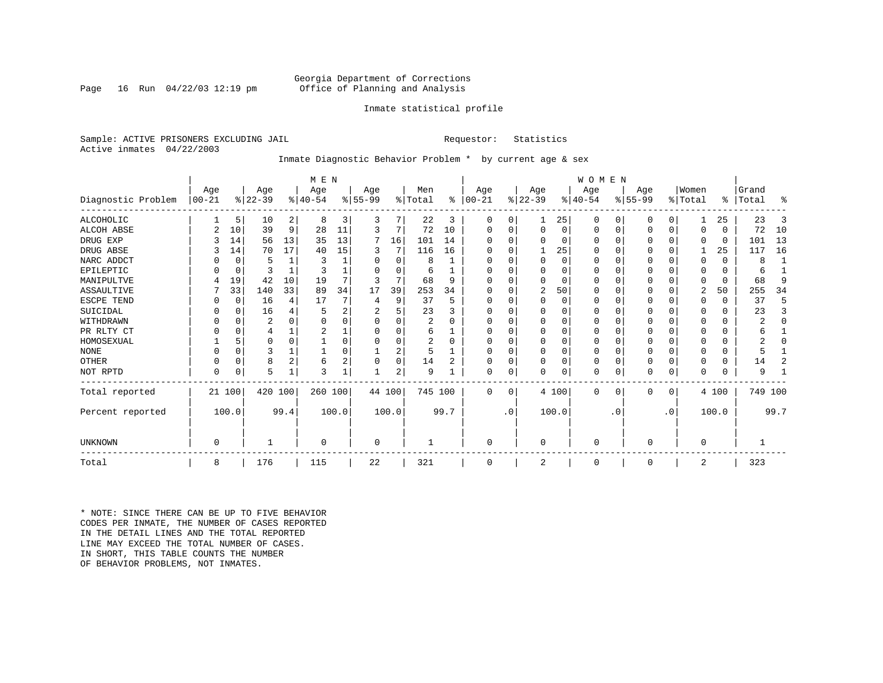Georgia Department of Corrections
Office of Planning and Analysis

Inmate statistical profile

Sample: ACTIVE PRISONERS EXCLUDING JAIL                                   Requestor: Statistics
Active inmates 04/22/2003

Inmate Diagnostic Behavior Problem * by current age & sex

| Diagnostic Problem | MEN Age 00-21 | % | Age 22-39 | % | Age 40-54 | % | Age 55-99 | % | Men Total | % | WOMEN Age 00-21 | % | Age 22-39 | % | Age 40-54 | % | Age 55-99 | % | Women Total | % | Grand Total | % |
|---|---|---|---|---|---|---|---|---|---|---|---|---|---|---|---|---|---|---|---|---|---|---|
| ALCOHOLIC | 1 | 5 | 10 | 2 | 8 | 3 | 3 | 7 | 22 | 3 | 0 | 0 | 1 | 25 | 0 | 0 | 0 | 0 | 1 | 25 | 23 | 3 |
| ALCOH ABSE | 2 | 10 | 39 | 9 | 28 | 11 | 3 | 7 | 72 | 10 | 0 | 0 | 0 | 0 | 0 | 0 | 0 | 0 | 0 | 0 | 72 | 10 |
| DRUG EXP | 3 | 14 | 56 | 13 | 35 | 13 | 7 | 16 | 101 | 14 | 0 | 0 | 0 | 0 | 0 | 0 | 0 | 0 | 0 | 0 | 101 | 13 |
| DRUG ABSE | 3 | 14 | 70 | 17 | 40 | 15 | 3 | 7 | 116 | 16 | 0 | 0 | 1 | 25 | 0 | 0 | 0 | 0 | 1 | 25 | 117 | 16 |
| NARC ADDCT | 0 | 0 | 5 | 1 | 3 | 1 | 0 | 0 | 8 | 1 | 0 | 0 | 0 | 0 | 0 | 0 | 0 | 0 | 0 | 0 | 8 | 1 |
| EPILEPTIC | 0 | 0 | 3 | 1 | 3 | 1 | 0 | 0 | 6 | 1 | 0 | 0 | 0 | 0 | 0 | 0 | 0 | 0 | 0 | 0 | 6 | 1 |
| MANIPULTVE | 4 | 19 | 42 | 10 | 19 | 7 | 3 | 7 | 68 | 9 | 0 | 0 | 0 | 0 | 0 | 0 | 0 | 0 | 0 | 0 | 68 | 9 |
| ASSAULTIVE | 7 | 33 | 140 | 33 | 89 | 34 | 17 | 39 | 253 | 34 | 0 | 0 | 2 | 50 | 0 | 0 | 0 | 0 | 2 | 50 | 255 | 34 |
| ESCPE TEND | 0 | 0 | 16 | 4 | 17 | 7 | 4 | 9 | 37 | 5 | 0 | 0 | 0 | 0 | 0 | 0 | 0 | 0 | 0 | 0 | 37 | 5 |
| SUICIDAL | 0 | 0 | 16 | 4 | 5 | 2 | 2 | 5 | 23 | 3 | 0 | 0 | 0 | 0 | 0 | 0 | 0 | 0 | 0 | 0 | 23 | 3 |
| WITHDRAWN | 0 | 0 | 2 | 0 | 0 | 0 | 0 | 0 | 2 | 0 | 0 | 0 | 0 | 0 | 0 | 0 | 0 | 0 | 0 | 0 | 2 | 0 |
| PR RLTY CT | 0 | 0 | 4 | 1 | 2 | 1 | 0 | 0 | 6 | 1 | 0 | 0 | 0 | 0 | 0 | 0 | 0 | 0 | 0 | 0 | 6 | 1 |
| HOMOSEXUAL | 1 | 5 | 0 | 0 | 1 | 0 | 0 | 0 | 2 | 0 | 0 | 0 | 0 | 0 | 0 | 0 | 0 | 0 | 0 | 0 | 2 | 0 |
| NONE | 0 | 0 | 3 | 1 | 1 | 0 | 1 | 2 | 5 | 1 | 0 | 0 | 0 | 0 | 0 | 0 | 0 | 0 | 0 | 0 | 5 | 1 |
| OTHER | 0 | 0 | 8 | 2 | 6 | 2 | 0 | 0 | 14 | 2 | 0 | 0 | 0 | 0 | 0 | 0 | 0 | 0 | 0 | 0 | 14 | 2 |
| NOT RPTD | 0 | 0 | 5 | 1 | 3 | 1 | 1 | 2 | 9 | 1 | 0 | 0 | 0 | 0 | 0 | 0 | 0 | 0 | 0 | 0 | 9 | 1 |
| Total reported | 21 | 100 | 420 | 100 | 260 | 100 | 44 | 100 | 745 | 100 | 0 | 0 | 4 | 100 | 0 | 0 | 0 | 0 | 4 | 100 | 749 | 100 |
| Percent reported | | 100.0 | | 99.4 | | 100.0 | | 100.0 | | 99.7 | | .0 | | 100.0 | | .0 | | .0 | | 100.0 | | 99.7 |
| UNKNOWN | 0 | | 1 | | 0 | | 0 | | 1 | | 0 | | 0 | | 0 | | 0 | | 0 | | 1 | |
| Total | 8 | | 176 | | 115 | | 22 | | 321 | | 0 | | 2 | | 0 | | 0 | | 2 | | 323 | |

* NOTE: SINCE THERE CAN BE UP TO FIVE BEHAVIOR CODES PER INMATE, THE NUMBER OF CASES REPORTED IN THE DETAIL LINES AND THE TOTAL REPORTED LINE MAY EXCEED THE TOTAL NUMBER OF CASES. IN SHORT, THIS TABLE COUNTS THE NUMBER OF BEHAVIOR PROBLEMS, NOT INMATES.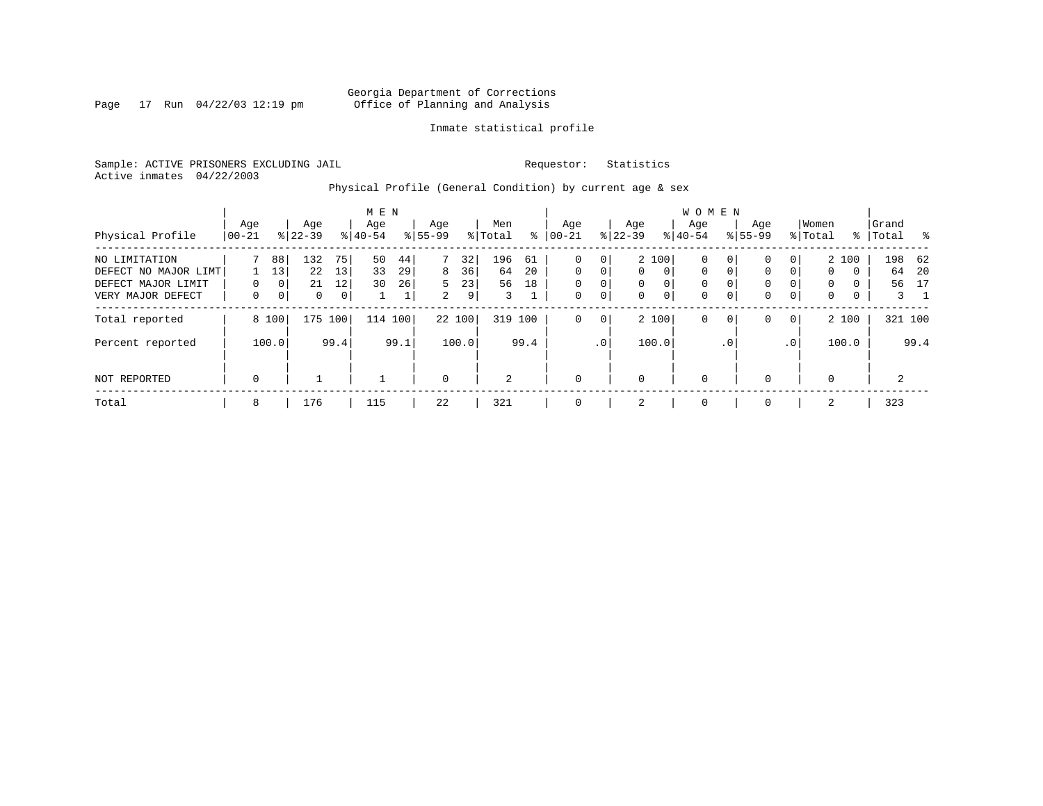Georgia Department of Corrections
Office of Planning and Analysis

Inmate statistical profile

Sample: ACTIVE PRISONERS EXCLUDING JAIL                    Requestor: Statistics
Active inmates 04/22/2003

Physical Profile (General Condition) by current age & sex

| Physical Profile | MEN Age 00-21 | % | Age 22-39 | % | Age 40-54 | % | Age 55-99 | % | Men Total | % | WOMEN Age 00-21 | % | Age 22-39 | % | Age 40-54 | % | Age 55-99 | % | Women Total | % | Grand Total | % |
|---|---|---|---|---|---|---|---|---|---|---|---|---|---|---|---|---|---|---|---|---|---|---|
| NO LIMITATION | 7 | 88 | 132 | 75 | 50 | 44 | 7 | 32 | 196 | 61 | 0 | 0 | 2 | 100 | 0 | 0 | 0 | 0 | 2 | 100 | 198 | 62 |
| DEFECT NO MAJOR LIMT | 1 | 13 | 22 | 13 | 33 | 29 | 8 | 36 | 64 | 20 | 0 | 0 | 0 | 0 | 0 | 0 | 0 | 0 | 0 | 0 | 64 | 20 |
| DEFECT MAJOR LIMIT | 0 | 0 | 21 | 12 | 30 | 26 | 5 | 23 | 56 | 18 | 0 | 0 | 0 | 0 | 0 | 0 | 0 | 0 | 0 | 0 | 56 | 17 |
| VERY MAJOR DEFECT | 0 | 0 | 0 | 0 | 1 | 1 | 2 | 9 | 3 | 1 | 0 | 0 | 0 | 0 | 0 | 0 | 0 | 0 | 0 | 0 | 3 | 1 |
| Total reported | 8 | 100 | 175 | 100 | 114 | 100 | 22 | 100 | 319 | 100 | 0 | 0 | 2 | 100 | 0 | 0 | 0 | 0 | 2 | 100 | 321 | 100 |
| Percent reported | | 100.0 | | 99.4 | | 99.1 | | 100.0 | | 99.4 | | .0 | | 100.0 | | .0 | | .0 | | 100.0 | | 99.4 |
| NOT REPORTED | 0 | | 1 | | 1 | | 0 | | 2 | | 0 | | 0 | | 0 | | 0 | | 0 | | 2 | |
| Total | 8 | | 176 | | 115 | | 22 | | 321 | | 0 | | 2 | | 0 | | 0 | | 2 | | 323 | |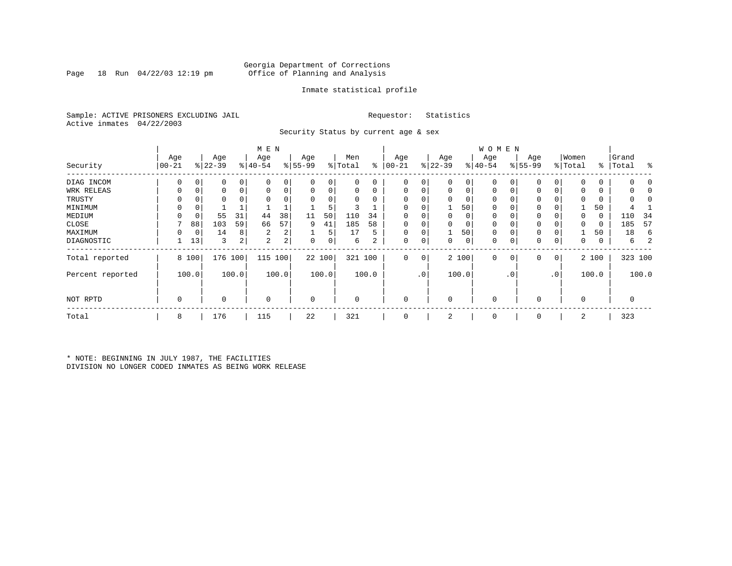Georgia Department of Corrections
Office of Planning and Analysis

Inmate statistical profile

Sample: ACTIVE PRISONERS EXCLUDING JAIL        Requestor: Statistics
Active inmates 04/22/2003

Security Status by current age & sex

| Security | MEN Age 00-21 | % | Age 22-39 | % | Age 40-54 | % | Age 55-99 | % | Men Total | % | WOMEN Age 00-21 | % | Age 22-39 | % | Age 40-54 | % | Age 55-99 | % | Women Total | % | Grand Total | % |
|---|---|---|---|---|---|---|---|---|---|---|---|---|---|---|---|---|---|---|---|---|---|---|
| DIAG INCOM | 0 | 0 | 0 | 0 | 0 | 0 | 0 | 0 | 0 | 0 | 0 | 0 | 0 | 0 | 0 | 0 | 0 | 0 | 0 | 0 | 0 | 0 |
| WRK RELEAS | 0 | 0 | 0 | 0 | 0 | 0 | 0 | 0 | 0 | 0 | 0 | 0 | 0 | 0 | 0 | 0 | 0 | 0 | 0 | 0 | 0 | 0 |
| TRUSTY | 0 | 0 | 0 | 0 | 0 | 0 | 0 | 0 | 0 | 0 | 0 | 0 | 0 | 0 | 0 | 0 | 0 | 0 | 0 | 0 | 0 | 0 |
| MINIMUM | 0 | 0 | 1 | 1 | 1 | 1 | 1 | 5 | 3 | 1 | 0 | 0 | 1 | 50 | 0 | 0 | 0 | 0 | 1 | 50 | 4 | 1 |
| MEDIUM | 0 | 0 | 55 | 31 | 44 | 38 | 11 | 50 | 110 | 34 | 0 | 0 | 0 | 0 | 0 | 0 | 0 | 0 | 0 | 0 | 110 | 34 |
| CLOSE | 7 | 88 | 103 | 59 | 66 | 57 | 9 | 41 | 185 | 58 | 0 | 0 | 0 | 0 | 0 | 0 | 0 | 0 | 0 | 0 | 185 | 57 |
| MAXIMUM | 0 | 0 | 14 | 8 | 2 | 2 | 1 | 5 | 17 | 5 | 0 | 0 | 1 | 50 | 0 | 0 | 0 | 0 | 1 | 50 | 18 | 6 |
| DIAGNOSTIC | 1 | 13 | 3 | 2 | 2 | 2 | 0 | 0 | 6 | 2 | 0 | 0 | 0 | 0 | 0 | 0 | 0 | 0 | 0 | 0 | 6 | 2 |
| Total reported | 8 | 100 | 176 | 100 | 115 | 100 | 22 | 100 | 321 | 100 | 0 | 0 | 2 | 100 | 0 | 0 | 0 | 0 | 2 | 100 | 323 | 100 |
| Percent reported | | 100.0 | | 100.0 | | 100.0 | | 100.0 | | 100.0 | | .0 | | 100.0 | | .0 | | .0 | | 100.0 | | 100.0 |
| NOT RPTD | 0 | | 0 | | 0 | | 0 | | 0 | | 0 | | 0 | | 0 | | 0 | | 0 | | 0 | |
| Total | 8 | | 176 | | 115 | | 22 | | 321 | | 0 | | 2 | | 0 | | 0 | | 2 | | 323 | |

* NOTE: BEGINNING IN JULY 1987, THE FACILITIES
DIVISION NO LONGER CODED INMATES AS BEING WORK RELEASE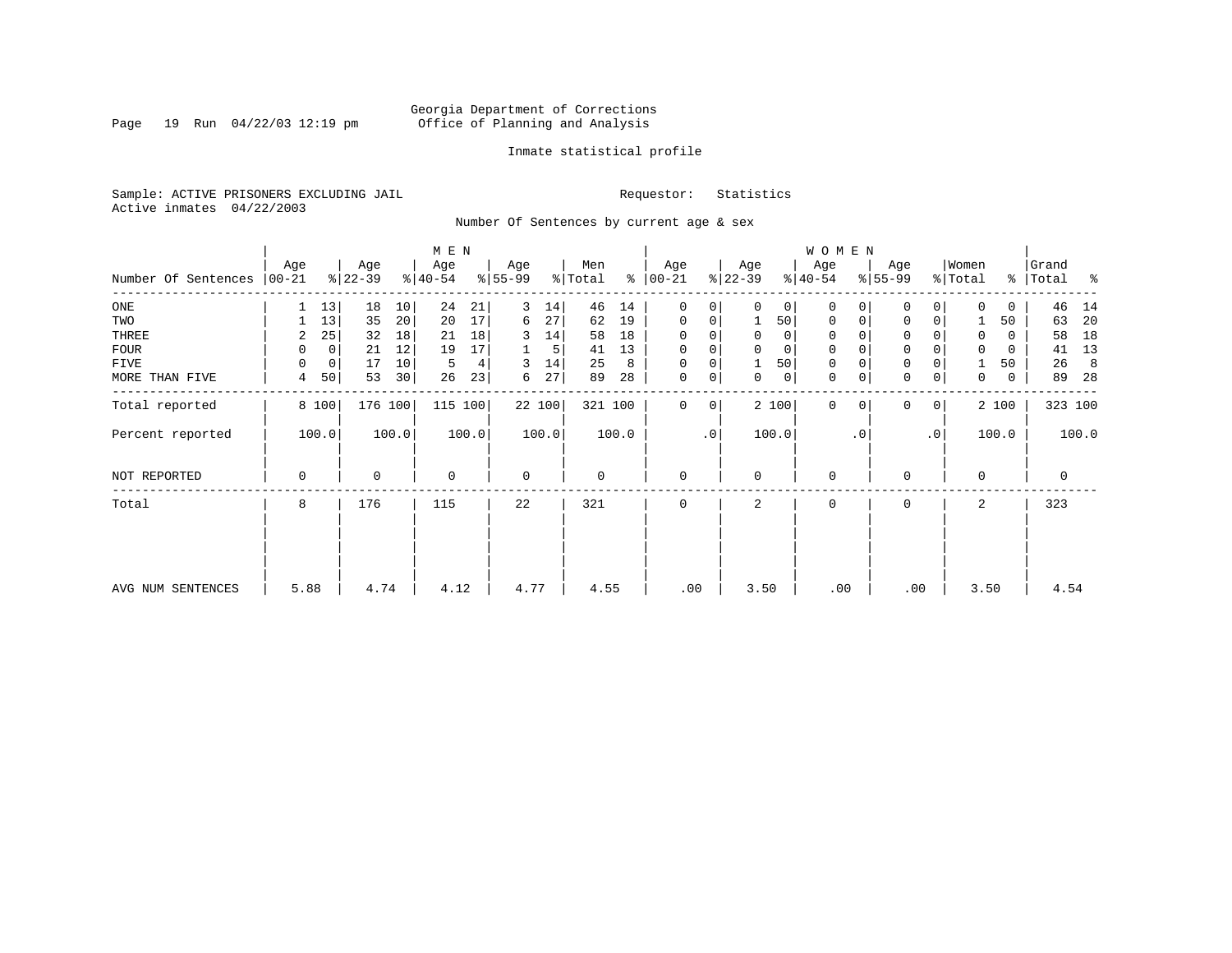Georgia Department of Corrections
Office of Planning and Analysis

Inmate statistical profile

Sample: ACTIVE PRISONERS EXCLUDING JAIL

Requestor: Statistics

Active inmates 04/22/2003

Number Of Sentences by current age & sex

| Number Of Sentences | MEN Age 00-21 | % | Age 22-39 | % | Age 40-54 | % | Age 55-99 | % | Men Total | % | WOMEN Age 00-21 | % | Age 22-39 | % | Age 40-54 | % | Age 55-99 | % | Women Total | % | Grand Total | % |
|---|---|---|---|---|---|---|---|---|---|---|---|---|---|---|---|---|---|---|---|---|---|---|
| ONE | 1 | 13 | 18 | 10 | 24 | 21 | 3 | 14 | 46 | 14 | 0 | 0 | 0 | 0 | 0 | 0 | 0 | 0 | 0 | 0 | 46 | 14 |
| TWO | 1 | 13 | 35 | 20 | 20 | 17 | 6 | 27 | 62 | 19 | 0 | 0 | 1 | 50 | 0 | 0 | 0 | 0 | 1 | 50 | 63 | 20 |
| THREE | 2 | 25 | 32 | 18 | 21 | 18 | 3 | 14 | 58 | 18 | 0 | 0 | 0 | 0 | 0 | 0 | 0 | 0 | 0 | 0 | 58 | 18 |
| FOUR | 0 | 0 | 21 | 12 | 19 | 17 | 1 | 5 | 41 | 13 | 0 | 0 | 0 | 0 | 0 | 0 | 0 | 0 | 0 | 0 | 41 | 13 |
| FIVE | 0 | 0 | 17 | 10 | 5 | 4 | 3 | 14 | 25 | 8 | 0 | 0 | 1 | 50 | 0 | 0 | 0 | 0 | 1 | 50 | 26 | 8 |
| MORE THAN FIVE | 4 | 50 | 53 | 30 | 26 | 23 | 6 | 27 | 89 | 28 | 0 | 0 | 0 | 0 | 0 | 0 | 0 | 0 | 0 | 0 | 89 | 28 |
| Total reported | 8 | 100 | 176 | 100 | 115 | 100 | 22 | 100 | 321 | 100 | 0 | 0 | 2 | 100 | 0 | 0 | 0 | 0 | 2 | 100 | 323 | 100 |
| Percent reported | 100.0 | | 100.0 | | 100.0 | | 100.0 | | 100.0 | | .0 | | 100.0 | | .0 | | .0 | | 100.0 | | 100.0 | |
| NOT REPORTED | 0 | | 0 | | 0 | | 0 | | 0 | | 0 | | 0 | | 0 | | 0 | | 0 | | 0 | |
| Total | 8 | | 176 | | 115 | | 22 | | 321 | | 0 | | 2 | | 0 | | 0 | | 2 | | 323 | |
| AVG NUM SENTENCES | 5.88 | | 4.74 | | 4.12 | | 4.77 | | 4.55 | | .00 | | 3.50 | | .00 | | .00 | | 3.50 | | 4.54 | |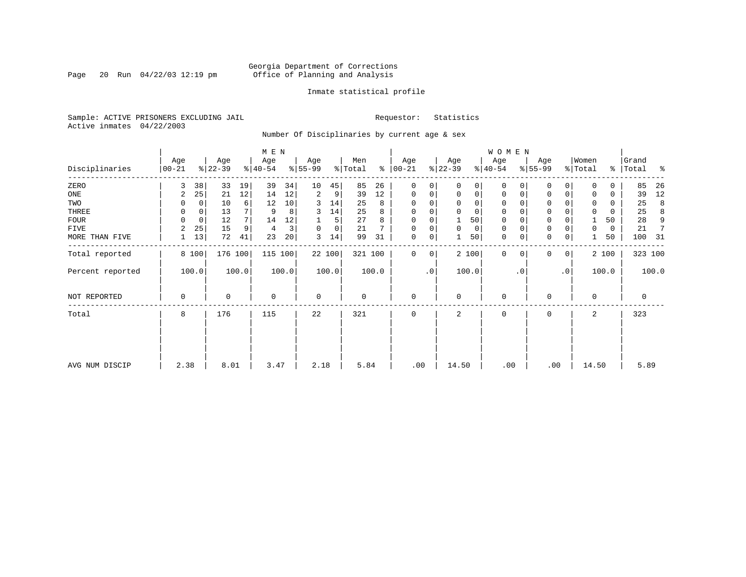Georgia Department of Corrections
Office of Planning and Analysis

Inmate statistical profile

Sample: ACTIVE PRISONERS EXCLUDING JAIL          Requestor: Statistics
Active inmates 04/22/2003

Number Of Disciplinaries by current age & sex

| | MEN | | | | | | | | | | WOMEN | | | | | | | | | | | |
|---|---|---|---|---|---|---|---|---|---|---|---|---|---|---|---|---|---|---|---|---|---|---|
| Disciplinaries | Age 00-21 | % | Age 22-39 | % | Age 40-54 | % | Age 55-99 | % | Men Total | % | Age 00-21 | % | Age 22-39 | % | Age 40-54 | % | Age 55-99 | % | Women Total | % | Grand Total | % |
| ZERO | 3 | 38 | 33 | 19 | 39 | 34 | 10 | 45 | 85 | 26 | 0 | 0 | 0 | 0 | 0 | 0 | 0 | 0 | 0 | 0 | 85 | 26 |
| ONE | 2 | 25 | 21 | 12 | 14 | 12 | 2 | 9 | 39 | 12 | 0 | 0 | 0 | 0 | 0 | 0 | 0 | 0 | 0 | 0 | 39 | 12 |
| TWO | 0 | 0 | 10 | 6 | 12 | 10 | 3 | 14 | 25 | 8 | 0 | 0 | 0 | 0 | 0 | 0 | 0 | 0 | 0 | 0 | 25 | 8 |
| THREE | 0 | 0 | 13 | 7 | 9 | 8 | 3 | 14 | 25 | 8 | 0 | 0 | 0 | 0 | 0 | 0 | 0 | 0 | 0 | 0 | 25 | 8 |
| FOUR | 0 | 0 | 12 | 7 | 14 | 12 | 1 | 5 | 27 | 8 | 0 | 0 | 1 | 50 | 0 | 0 | 0 | 0 | 1 | 50 | 28 | 9 |
| FIVE | 2 | 25 | 15 | 9 | 4 | 3 | 0 | 0 | 21 | 7 | 0 | 0 | 0 | 0 | 0 | 0 | 0 | 0 | 0 | 0 | 21 | 7 |
| MORE THAN FIVE | 1 | 13 | 72 | 41 | 23 | 20 | 3 | 14 | 99 | 31 | 0 | 0 | 1 | 50 | 0 | 0 | 0 | 0 | 1 | 50 | 100 | 31 |
| Total reported | 8 | 100 | 176 | 100 | 115 | 100 | 22 | 100 | 321 | 100 | 0 | 0 | 2 | 100 | 0 | 0 | 0 | 0 | 2 | 100 | 323 | 100 |
| Percent reported | 100.0 | | 100.0 | | 100.0 | | 100.0 | | 100.0 | | .0 | | 100.0 | | .0 | | .0 | | 100.0 | | 100.0 | |
| NOT REPORTED | 0 | | 0 | | 0 | | 0 | | 0 | | 0 | | 0 | | 0 | | 0 | | 0 | | 0 | |
| Total | 8 | | 176 | | 115 | | 22 | | 321 | | 0 | | 2 | | 0 | | 0 | | 2 | | 323 | |
| AVG NUM DISCIP | 2.38 | | 8.01 | | 3.47 | | 2.18 | | 5.84 | | .00 | | 14.50 | | .00 | | .00 | | 14.50 | | 5.89 | |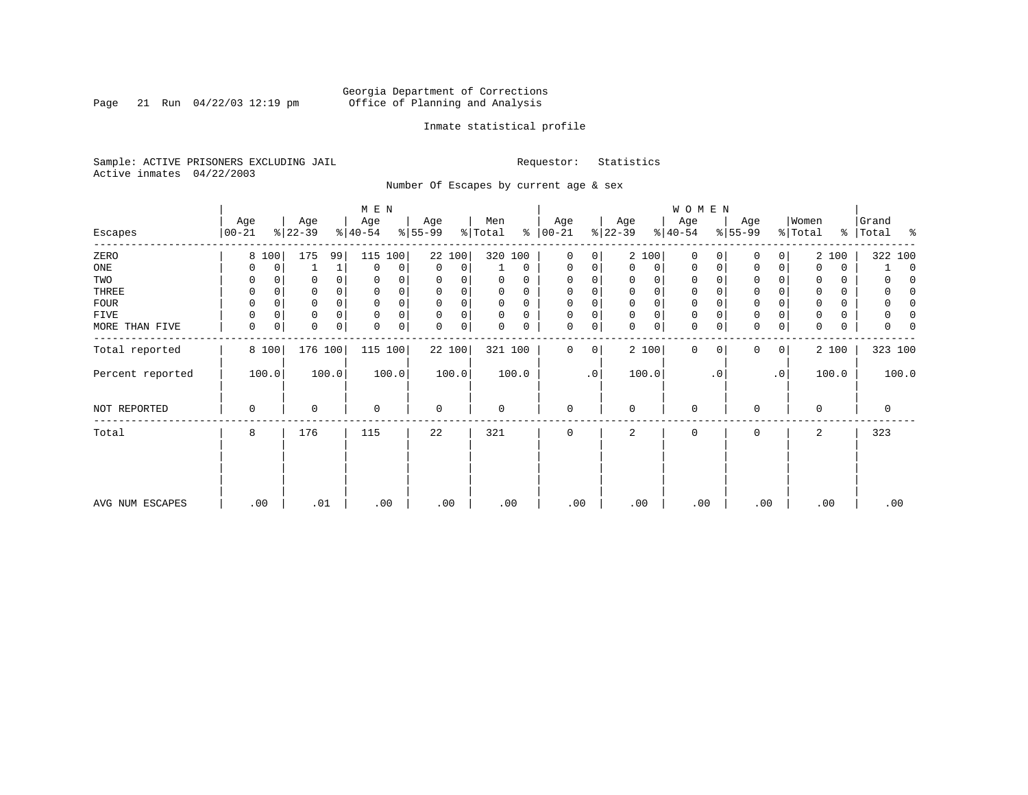Georgia Department of Corrections
Office of Planning and Analysis

Inmate statistical profile

Sample: ACTIVE PRISONERS EXCLUDING JAIL

Active inmates 04/22/2003

Requestor: Statistics

Number Of Escapes by current age & sex

| Escapes | MEN Age 00-21 | % | Age 22-39 | % | Age 40-54 | % | Age 55-99 | % | Men Total | % | WOMEN Age 00-21 | % | Age 22-39 | % | Age 40-54 | % | Age 55-99 | % | Women Total | % | Grand Total | % |
|---|---|---|---|---|---|---|---|---|---|---|---|---|---|---|---|---|---|---|---|---|---|---|
| ZERO | 8 | 100 | 175 | 99 | 115 | 100 | 22 | 100 | 320 | 100 | 0 | 0 | 2 | 100 | 0 | 0 | 0 | 0 | 2 | 100 | 322 | 100 |
| ONE | 0 | 0 | 1 | 1 | 0 | 0 | 0 | 0 | 1 | 0 | 0 | 0 | 0 | 0 | 0 | 0 | 0 | 0 | 0 | 0 | 1 | 0 |
| TWO | 0 | 0 | 0 | 0 | 0 | 0 | 0 | 0 | 0 | 0 | 0 | 0 | 0 | 0 | 0 | 0 | 0 | 0 | 0 | 0 | 0 | 0 |
| THREE | 0 | 0 | 0 | 0 | 0 | 0 | 0 | 0 | 0 | 0 | 0 | 0 | 0 | 0 | 0 | 0 | 0 | 0 | 0 | 0 | 0 | 0 |
| FOUR | 0 | 0 | 0 | 0 | 0 | 0 | 0 | 0 | 0 | 0 | 0 | 0 | 0 | 0 | 0 | 0 | 0 | 0 | 0 | 0 | 0 | 0 |
| FIVE | 0 | 0 | 0 | 0 | 0 | 0 | 0 | 0 | 0 | 0 | 0 | 0 | 0 | 0 | 0 | 0 | 0 | 0 | 0 | 0 | 0 | 0 |
| MORE THAN FIVE | 0 | 0 | 0 | 0 | 0 | 0 | 0 | 0 | 0 | 0 | 0 | 0 | 0 | 0 | 0 | 0 | 0 | 0 | 0 | 0 | 0 | 0 |
| Total reported | 8 | 100 | 176 | 100 | 115 | 100 | 22 | 100 | 321 | 100 | 0 | 0 | 2 | 100 | 0 | 0 | 0 | 0 | 2 | 100 | 323 | 100 |
| Percent reported | 100.0 | | 100.0 | | 100.0 | | 100.0 | | 100.0 | | .0 | | 100.0 | | .0 | | .0 | | 100.0 | | 100.0 | |
| NOT REPORTED | 0 | | 0 | | 0 | | 0 | | 0 | | 0 | | 0 | | 0 | | 0 | | 0 | | 0 | |
| Total | 8 | | 176 | | 115 | | 22 | | 321 | | 0 | | 2 | | 0 | | 0 | | 2 | | 323 | |
| AVG NUM ESCAPES | .00 | | .01 | | .00 | | .00 | | .00 | | .00 | | .00 | | .00 | | .00 | | .00 | | .00 | |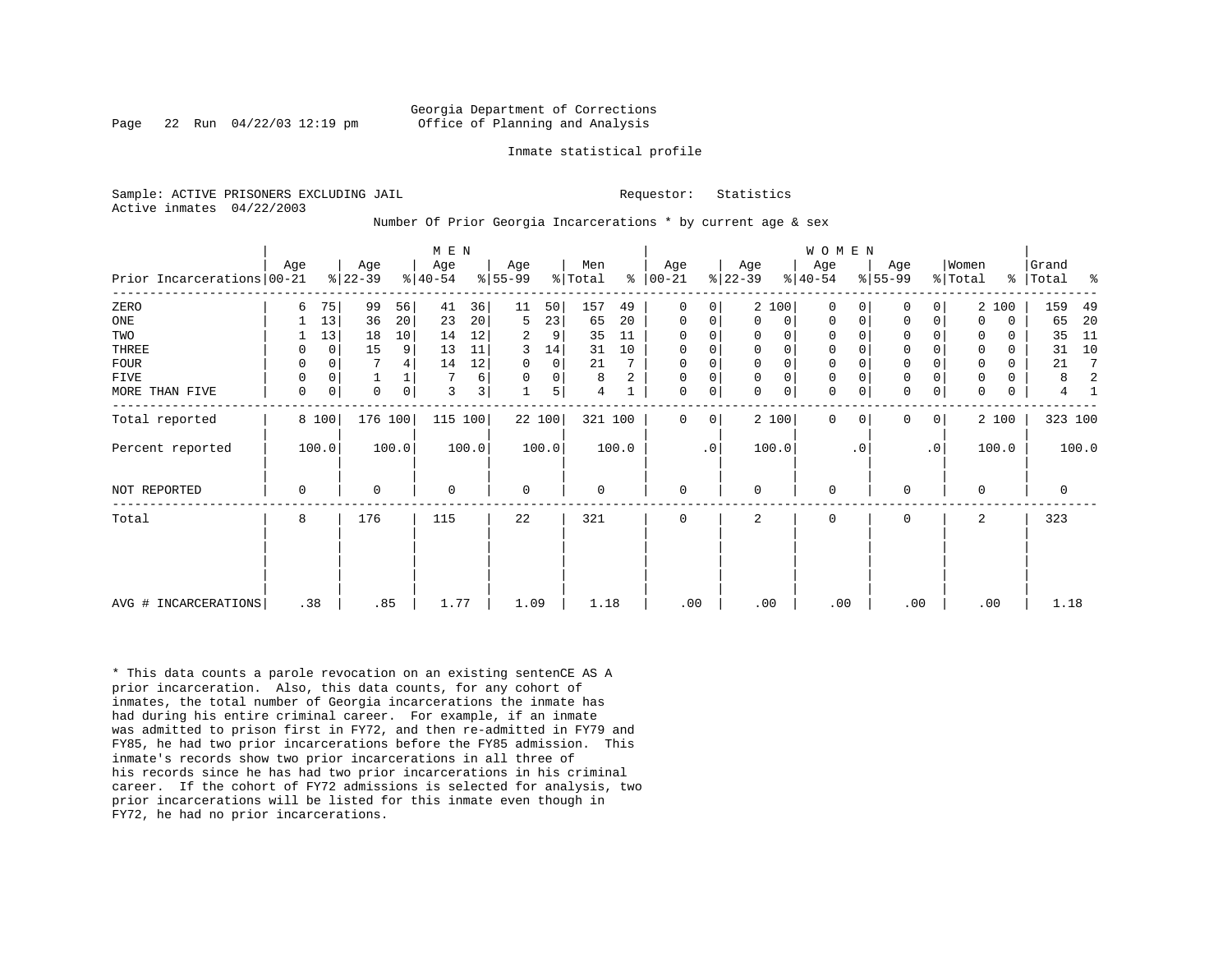Georgia Department of Corrections
Office of Planning and Analysis

Inmate statistical profile

Sample: ACTIVE PRISONERS EXCLUDING JAIL    Requestor: Statistics
Active inmates 04/22/2003

Number Of Prior Georgia Incarcerations * by current age & sex

| Prior Incarcerations | MEN Age 00-21 | % | Age 22-39 | % | Age 40-54 | % | Age 55-99 | % | Men Total | % | WOMEN Age 00-21 | % | Age 22-39 | % | Age 40-54 | % | Age 55-99 | % | Women Total | % | Grand Total | % |
|---|---|---|---|---|---|---|---|---|---|---|---|---|---|---|---|---|---|---|---|---|---|---|
| ZERO | 6 | 75 | 99 | 56 | 41 | 36 | 11 | 50 | 157 | 49 | 0 | 0 | 2 | 100 | 0 | 0 | 0 | 0 | 2 | 100 | 159 | 49 |
| ONE | 1 | 13 | 36 | 20 | 23 | 20 | 5 | 23 | 65 | 20 | 0 | 0 | 0 | 0 | 0 | 0 | 0 | 0 | 0 | 0 | 65 | 20 |
| TWO | 1 | 13 | 18 | 10 | 14 | 12 | 2 | 9 | 35 | 11 | 0 | 0 | 0 | 0 | 0 | 0 | 0 | 0 | 0 | 0 | 35 | 11 |
| THREE | 0 | 0 | 15 | 9 | 13 | 11 | 3 | 14 | 31 | 10 | 0 | 0 | 0 | 0 | 0 | 0 | 0 | 0 | 0 | 0 | 31 | 10 |
| FOUR | 0 | 0 | 7 | 4 | 14 | 12 | 0 | 0 | 21 | 7 | 0 | 0 | 0 | 0 | 0 | 0 | 0 | 0 | 0 | 0 | 21 | 7 |
| FIVE | 0 | 0 | 1 | 1 | 7 | 6 | 0 | 0 | 8 | 2 | 0 | 0 | 0 | 0 | 0 | 0 | 0 | 0 | 0 | 0 | 8 | 2 |
| MORE THAN FIVE | 0 | 0 | 0 | 0 | 3 | 3 | 1 | 5 | 4 | 1 | 0 | 0 | 0 | 0 | 0 | 0 | 0 | 0 | 0 | 0 | 4 | 1 |
| Total reported | 8 | 100 | 176 | 100 | 115 | 100 | 22 | 100 | 321 | 100 | 0 | 0 | 2 | 100 | 0 | 0 | 0 | 0 | 2 | 100 | 323 | 100 |
| Percent reported | 100.0 | | 100.0 | | 100.0 | | 100.0 | | 100.0 | | .0 | | 100.0 | | .0 | | .0 | | 100.0 | | 100.0 | |
| NOT REPORTED | 0 | | 0 | | 0 | | 0 | | 0 | | 0 | | 0 | | 0 | | 0 | | 0 | | 0 | |
| Total | 8 | | 176 | | 115 | | 22 | | 321 | | 0 | | 2 | | 0 | | 0 | | 2 | | 323 | |
| AVG # INCARCERATIONS | .38 | | .85 | | 1.77 | | 1.09 | | 1.18 | | .00 | | .00 | | .00 | | .00 | | .00 | | 1.18 | |

* This data counts a parole revocation on an existing sentenCE AS A prior incarceration. Also, this data counts, for any cohort of inmates, the total number of Georgia incarcerations the inmate has had during his entire criminal career. For example, if an inmate was admitted to prison first in FY72, and then re-admitted in FY79 and FY85, he had two prior incarcerations before the FY85 admission. This inmate's records show two prior incarcerations in all three of his records since he has had two prior incarcerations in his criminal career. If the cohort of FY72 admissions is selected for analysis, two prior incarcerations will be listed for this inmate even though in FY72, he had no prior incarcerations.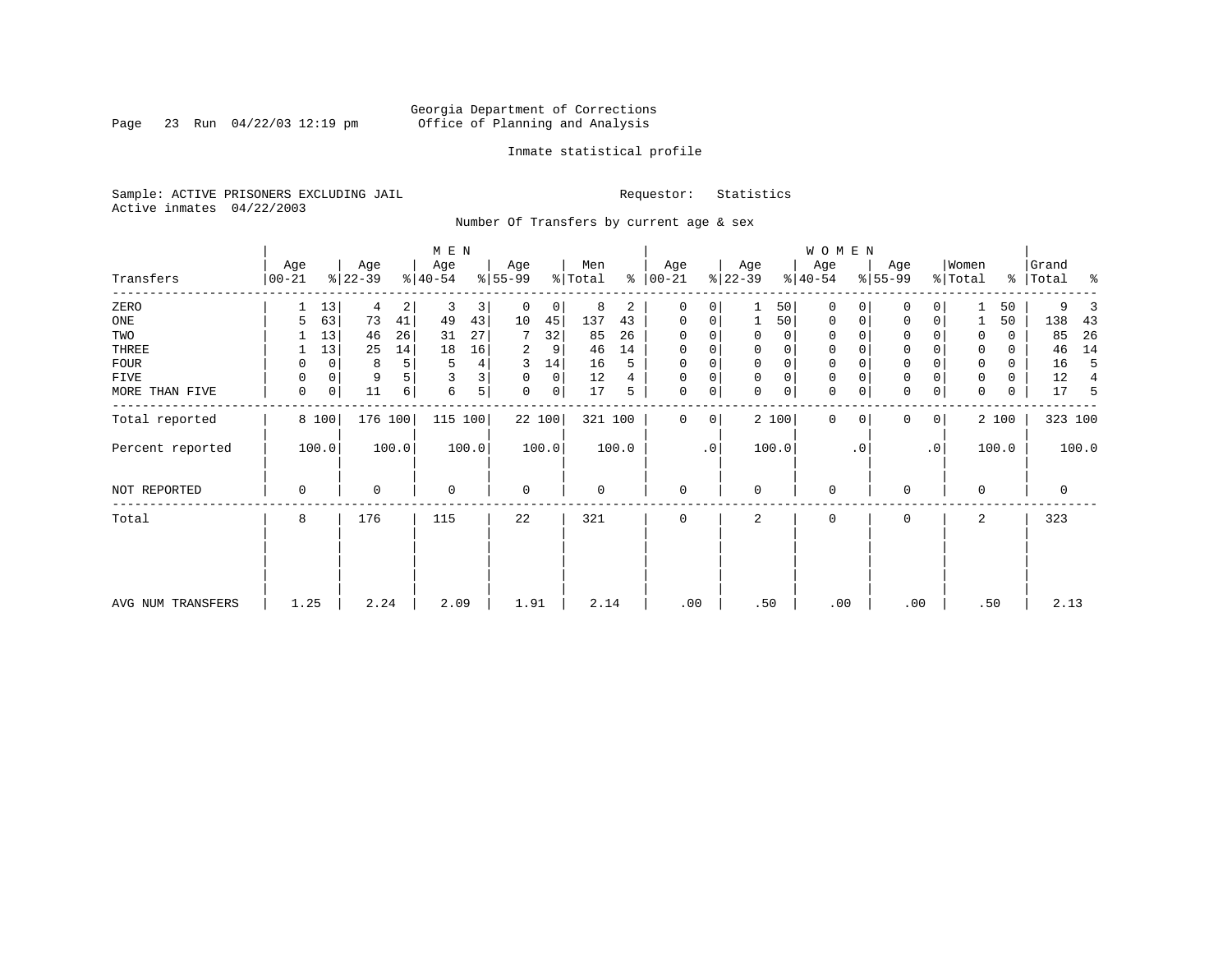Georgia Department of Corrections
Office of Planning and Analysis

Inmate statistical profile

Sample: ACTIVE PRISONERS EXCLUDING JAIL
Active inmates 04/22/2003

Requestor: Statistics

Number Of Transfers by current age & sex

| Transfers | MEN Age 00-21 | % | Age 22-39 | % | Age 40-54 | % | Age 55-99 | % | Men Total | % | WOMEN Age 00-21 | % | Age 22-39 | % | Age 40-54 | % | Age 55-99 | % | Women Total | % | Grand Total | % |
|---|---|---|---|---|---|---|---|---|---|---|---|---|---|---|---|---|---|---|---|---|---|---|
| ZERO | 1 | 13 | 4 | 2 | 3 | 3 | 0 | 0 | 8 | 2 | 0 | 0 | 1 | 50 | 0 | 0 | 0 | 0 | 1 | 50 | 9 | 3 |
| ONE | 5 | 63 | 73 | 41 | 49 | 43 | 10 | 45 | 137 | 43 | 0 | 0 | 1 | 50 | 0 | 0 | 0 | 0 | 1 | 50 | 138 | 43 |
| TWO | 1 | 13 | 46 | 26 | 31 | 27 | 7 | 32 | 85 | 26 | 0 | 0 | 0 | 0 | 0 | 0 | 0 | 0 | 0 | 0 | 85 | 26 |
| THREE | 1 | 13 | 25 | 14 | 18 | 16 | 2 | 9 | 46 | 14 | 0 | 0 | 0 | 0 | 0 | 0 | 0 | 0 | 0 | 0 | 46 | 14 |
| FOUR | 0 | 0 | 8 | 5 | 5 | 4 | 3 | 14 | 16 | 5 | 0 | 0 | 0 | 0 | 0 | 0 | 0 | 0 | 0 | 0 | 16 | 5 |
| FIVE | 0 | 0 | 9 | 5 | 3 | 3 | 0 | 0 | 12 | 4 | 0 | 0 | 0 | 0 | 0 | 0 | 0 | 0 | 0 | 0 | 12 | 4 |
| MORE THAN FIVE | 0 | 0 | 11 | 6 | 6 | 5 | 0 | 0 | 17 | 5 | 0 | 0 | 0 | 0 | 0 | 0 | 0 | 0 | 0 | 0 | 17 | 5 |
| Total reported | 8 | 100 | 176 | 100 | 115 | 100 | 22 | 100 | 321 | 100 | 0 | 0 | 2 | 100 | 0 | 0 | 0 | 0 | 2 | 100 | 323 | 100 |
| Percent reported | 100.0 | | 100.0 | | 100.0 | | 100.0 | | 100.0 | | .0 | | 100.0 | | .0 | | .0 | | 100.0 | | 100.0 | |
| NOT REPORTED | 0 | | 0 | | 0 | | 0 | | 0 | | 0 | | 0 | | 0 | | 0 | | 0 | | 0 | |
| Total | 8 | | 176 | | 115 | | 22 | | 321 | | 0 | | 2 | | 0 | | 0 | | 2 | | 323 | |
| AVG NUM TRANSFERS | 1.25 | | 2.24 | | 2.09 | | 1.91 | | 2.14 | | .00 | | .50 | | .00 | | .00 | | .50 | | 2.13 | |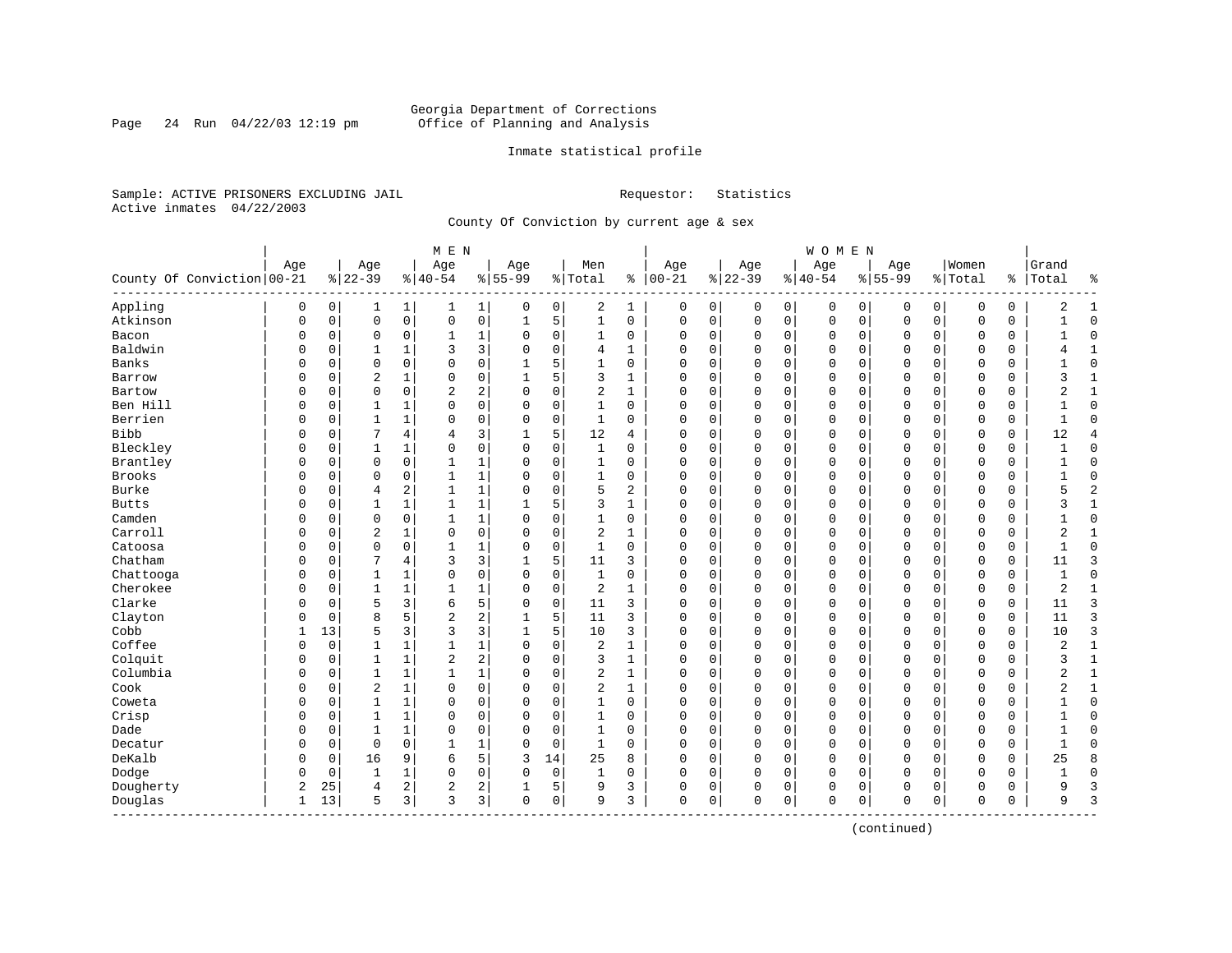Georgia Department of Corrections
Office of Planning and Analysis

Inmate statistical profile

Sample: ACTIVE PRISONERS EXCLUDING JAIL

Active inmates 04/22/2003

Requestor: Statistics

County Of Conviction by current age & sex

| County Of Conviction | MEN Age 00-21 | % | Age 22-39 | % | Age 40-54 | % | Age 55-99 | % | Men Total | % | WOMEN Age 00-21 | % | Age 22-39 | % | Age 40-54 | % | Age 55-99 | % | Women Total | % | Grand Total | % |
|---|---|---|---|---|---|---|---|---|---|---|---|---|---|---|---|---|---|---|---|---|---|---|
| Appling | 0 | 0 | 1 | 1 | 1 | 1 | 0 | 0 | 2 | 1 | 0 | 0 | 0 | 0 | 0 | 0 | 0 | 0 | 0 | 0 | 2 | 1 |
| Atkinson | 0 | 0 | 0 | 0 | 0 | 0 | 1 | 5 | 1 | 0 | 0 | 0 | 0 | 0 | 0 | 0 | 0 | 0 | 0 | 0 | 1 | 0 |
| Bacon | 0 | 0 | 0 | 0 | 1 | 1 | 0 | 0 | 1 | 0 | 0 | 0 | 0 | 0 | 0 | 0 | 0 | 0 | 0 | 0 | 1 | 0 |
| Baldwin | 0 | 0 | 1 | 1 | 3 | 3 | 0 | 0 | 4 | 1 | 0 | 0 | 0 | 0 | 0 | 0 | 0 | 0 | 0 | 0 | 4 | 1 |
| Banks | 0 | 0 | 0 | 0 | 0 | 0 | 1 | 5 | 1 | 0 | 0 | 0 | 0 | 0 | 0 | 0 | 0 | 0 | 0 | 0 | 1 | 0 |
| Barrow | 0 | 0 | 2 | 1 | 0 | 0 | 1 | 5 | 3 | 1 | 0 | 0 | 0 | 0 | 0 | 0 | 0 | 0 | 0 | 0 | 3 | 1 |
| Bartow | 0 | 0 | 0 | 0 | 2 | 2 | 0 | 0 | 2 | 1 | 0 | 0 | 0 | 0 | 0 | 0 | 0 | 0 | 0 | 0 | 2 | 1 |
| Ben Hill | 0 | 0 | 1 | 1 | 0 | 0 | 0 | 0 | 1 | 0 | 0 | 0 | 0 | 0 | 0 | 0 | 0 | 0 | 0 | 0 | 1 | 0 |
| Berrien | 0 | 0 | 1 | 1 | 0 | 0 | 0 | 0 | 1 | 0 | 0 | 0 | 0 | 0 | 0 | 0 | 0 | 0 | 0 | 0 | 1 | 0 |
| Bibb | 0 | 0 | 7 | 4 | 4 | 3 | 1 | 5 | 12 | 4 | 0 | 0 | 0 | 0 | 0 | 0 | 0 | 0 | 0 | 0 | 12 | 4 |
| Bleckley | 0 | 0 | 1 | 1 | 0 | 0 | 0 | 0 | 1 | 0 | 0 | 0 | 0 | 0 | 0 | 0 | 0 | 0 | 0 | 0 | 1 | 0 |
| Brantley | 0 | 0 | 0 | 0 | 1 | 1 | 0 | 0 | 1 | 0 | 0 | 0 | 0 | 0 | 0 | 0 | 0 | 0 | 0 | 0 | 1 | 0 |
| Brooks | 0 | 0 | 0 | 0 | 1 | 1 | 0 | 0 | 1 | 0 | 0 | 0 | 0 | 0 | 0 | 0 | 0 | 0 | 0 | 0 | 1 | 0 |
| Burke | 0 | 0 | 4 | 2 | 1 | 1 | 0 | 0 | 5 | 2 | 0 | 0 | 0 | 0 | 0 | 0 | 0 | 0 | 0 | 0 | 5 | 2 |
| Butts | 0 | 0 | 1 | 1 | 1 | 1 | 1 | 5 | 3 | 1 | 0 | 0 | 0 | 0 | 0 | 0 | 0 | 0 | 0 | 0 | 3 | 1 |
| Camden | 0 | 0 | 0 | 0 | 1 | 1 | 0 | 0 | 1 | 0 | 0 | 0 | 0 | 0 | 0 | 0 | 0 | 0 | 0 | 0 | 1 | 0 |
| Carroll | 0 | 0 | 2 | 1 | 0 | 0 | 0 | 0 | 2 | 1 | 0 | 0 | 0 | 0 | 0 | 0 | 0 | 0 | 0 | 0 | 2 | 1 |
| Catoosa | 0 | 0 | 0 | 0 | 1 | 1 | 0 | 0 | 1 | 0 | 0 | 0 | 0 | 0 | 0 | 0 | 0 | 0 | 0 | 0 | 1 | 0 |
| Chatham | 0 | 0 | 7 | 4 | 3 | 3 | 1 | 5 | 11 | 3 | 0 | 0 | 0 | 0 | 0 | 0 | 0 | 0 | 0 | 0 | 11 | 3 |
| Chattooga | 0 | 0 | 1 | 1 | 0 | 0 | 0 | 0 | 1 | 0 | 0 | 0 | 0 | 0 | 0 | 0 | 0 | 0 | 0 | 0 | 1 | 0 |
| Cherokee | 0 | 0 | 1 | 1 | 1 | 1 | 0 | 0 | 2 | 1 | 0 | 0 | 0 | 0 | 0 | 0 | 0 | 0 | 0 | 0 | 2 | 1 |
| Clarke | 0 | 0 | 5 | 3 | 6 | 5 | 0 | 0 | 11 | 3 | 0 | 0 | 0 | 0 | 0 | 0 | 0 | 0 | 0 | 0 | 11 | 3 |
| Clayton | 0 | 0 | 8 | 5 | 2 | 2 | 1 | 5 | 11 | 3 | 0 | 0 | 0 | 0 | 0 | 0 | 0 | 0 | 0 | 0 | 11 | 3 |
| Cobb | 1 | 13 | 5 | 3 | 3 | 3 | 1 | 5 | 10 | 3 | 0 | 0 | 0 | 0 | 0 | 0 | 0 | 0 | 0 | 0 | 10 | 3 |
| Coffee | 0 | 0 | 1 | 1 | 1 | 1 | 0 | 0 | 2 | 1 | 0 | 0 | 0 | 0 | 0 | 0 | 0 | 0 | 0 | 0 | 2 | 1 |
| Colquit | 0 | 0 | 1 | 1 | 2 | 2 | 0 | 0 | 3 | 1 | 0 | 0 | 0 | 0 | 0 | 0 | 0 | 0 | 0 | 0 | 3 | 1 |
| Columbia | 0 | 0 | 1 | 1 | 1 | 1 | 0 | 0 | 2 | 1 | 0 | 0 | 0 | 0 | 0 | 0 | 0 | 0 | 0 | 0 | 2 | 1 |
| Cook | 0 | 0 | 2 | 1 | 0 | 0 | 0 | 0 | 2 | 1 | 0 | 0 | 0 | 0 | 0 | 0 | 0 | 0 | 0 | 0 | 2 | 1 |
| Coweta | 0 | 0 | 1 | 1 | 0 | 0 | 0 | 0 | 1 | 0 | 0 | 0 | 0 | 0 | 0 | 0 | 0 | 0 | 0 | 0 | 1 | 0 |
| Crisp | 0 | 0 | 1 | 1 | 0 | 0 | 0 | 0 | 1 | 0 | 0 | 0 | 0 | 0 | 0 | 0 | 0 | 0 | 0 | 0 | 1 | 0 |
| Dade | 0 | 0 | 1 | 1 | 0 | 0 | 0 | 0 | 1 | 0 | 0 | 0 | 0 | 0 | 0 | 0 | 0 | 0 | 0 | 0 | 1 | 0 |
| Decatur | 0 | 0 | 0 | 0 | 1 | 1 | 0 | 0 | 1 | 0 | 0 | 0 | 0 | 0 | 0 | 0 | 0 | 0 | 0 | 0 | 1 | 0 |
| DeKalb | 0 | 0 | 16 | 9 | 6 | 5 | 3 | 14 | 25 | 8 | 0 | 0 | 0 | 0 | 0 | 0 | 0 | 0 | 0 | 0 | 25 | 8 |
| Dodge | 0 | 0 | 1 | 1 | 0 | 0 | 0 | 0 | 1 | 0 | 0 | 0 | 0 | 0 | 0 | 0 | 0 | 0 | 0 | 0 | 1 | 0 |
| Dougherty | 2 | 25 | 4 | 2 | 2 | 2 | 1 | 5 | 9 | 3 | 0 | 0 | 0 | 0 | 0 | 0 | 0 | 0 | 0 | 0 | 9 | 3 |
| Douglas | 1 | 13 | 5 | 3 | 3 | 3 | 0 | 0 | 9 | 3 | 0 | 0 | 0 | 0 | 0 | 0 | 0 | 0 | 0 | 0 | 9 | 3 |

(continued)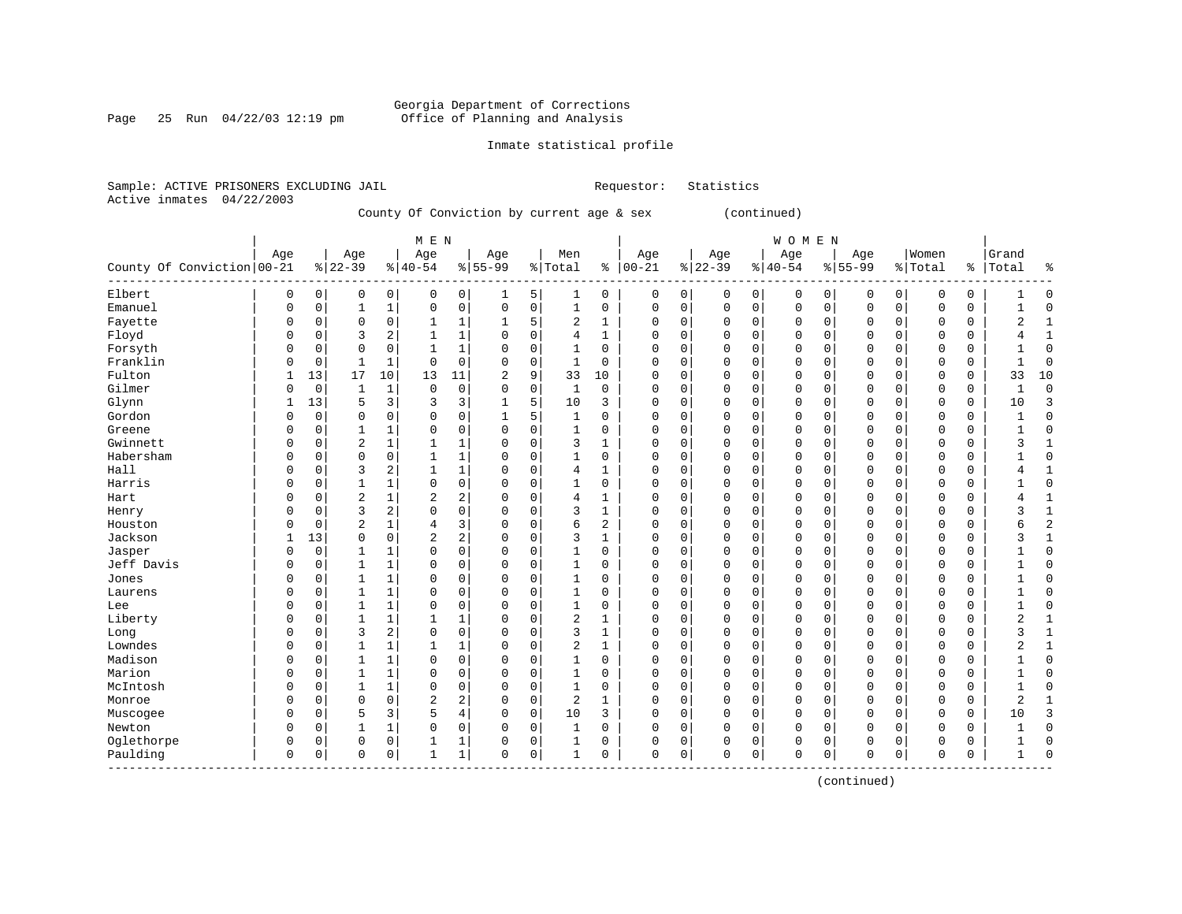Georgia Department of Corrections
Office of Planning and Analysis

Inmate statistical profile

Sample: ACTIVE PRISONERS EXCLUDING JAIL    Requestor: Statistics
Active inmates 04/22/2003

County Of Conviction by current age & sex (continued)

| County Of Conviction | MEN Age 00-21 | % | Age 22-39 | % | Age 40-54 | % | Age 55-99 | % | Men Total | % | WOMEN Age 00-21 | % | Age 22-39 | % | Age 40-54 | % | Age 55-99 | % | Women Total | % | Grand Total | % |
|---|---|---|---|---|---|---|---|---|---|---|---|---|---|---|---|---|---|---|---|---|---|---|
| Elbert | 0 | 0 | 0 | 0 | 0 | 0 | 1 | 5 | 1 | 0 | 0 | 0 | 0 | 0 | 0 | 0 | 0 | 0 | 0 | 0 | 1 | 0 |
| Emanuel | 0 | 0 | 1 | 1 | 0 | 0 | 0 | 0 | 1 | 0 | 0 | 0 | 0 | 0 | 0 | 0 | 0 | 0 | 0 | 0 | 1 | 0 |
| Fayette | 0 | 0 | 0 | 0 | 1 | 1 | 1 | 5 | 2 | 1 | 0 | 0 | 0 | 0 | 0 | 0 | 0 | 0 | 0 | 0 | 2 | 1 |
| Floyd | 0 | 0 | 3 | 2 | 1 | 1 | 0 | 0 | 4 | 1 | 0 | 0 | 0 | 0 | 0 | 0 | 0 | 0 | 0 | 0 | 4 | 1 |
| Forsyth | 0 | 0 | 0 | 0 | 1 | 1 | 0 | 0 | 1 | 0 | 0 | 0 | 0 | 0 | 0 | 0 | 0 | 0 | 0 | 0 | 1 | 0 |
| Franklin | 0 | 0 | 1 | 1 | 0 | 0 | 0 | 0 | 1 | 0 | 0 | 0 | 0 | 0 | 0 | 0 | 0 | 0 | 0 | 0 | 1 | 0 |
| Fulton | 1 | 13 | 17 | 10 | 13 | 11 | 2 | 9 | 33 | 10 | 0 | 0 | 0 | 0 | 0 | 0 | 0 | 0 | 0 | 0 | 33 | 10 |
| Gilmer | 0 | 0 | 1 | 1 | 0 | 0 | 0 | 0 | 1 | 0 | 0 | 0 | 0 | 0 | 0 | 0 | 0 | 0 | 0 | 0 | 1 | 0 |
| Glynn | 1 | 13 | 5 | 3 | 3 | 3 | 1 | 5 | 10 | 3 | 0 | 0 | 0 | 0 | 0 | 0 | 0 | 0 | 0 | 0 | 10 | 3 |
| Gordon | 0 | 0 | 0 | 0 | 0 | 0 | 1 | 5 | 1 | 0 | 0 | 0 | 0 | 0 | 0 | 0 | 0 | 0 | 0 | 0 | 1 | 0 |
| Greene | 0 | 0 | 1 | 1 | 0 | 0 | 0 | 0 | 1 | 0 | 0 | 0 | 0 | 0 | 0 | 0 | 0 | 0 | 0 | 0 | 1 | 0 |
| Gwinnett | 0 | 0 | 2 | 1 | 1 | 1 | 0 | 0 | 3 | 1 | 0 | 0 | 0 | 0 | 0 | 0 | 0 | 0 | 0 | 0 | 3 | 1 |
| Habersham | 0 | 0 | 0 | 0 | 1 | 1 | 0 | 0 | 1 | 0 | 0 | 0 | 0 | 0 | 0 | 0 | 0 | 0 | 0 | 0 | 1 | 0 |
| Hall | 0 | 0 | 3 | 2 | 1 | 1 | 0 | 0 | 4 | 1 | 0 | 0 | 0 | 0 | 0 | 0 | 0 | 0 | 0 | 0 | 4 | 1 |
| Harris | 0 | 0 | 1 | 1 | 0 | 0 | 0 | 0 | 1 | 0 | 0 | 0 | 0 | 0 | 0 | 0 | 0 | 0 | 0 | 0 | 1 | 0 |
| Hart | 0 | 0 | 2 | 1 | 2 | 2 | 0 | 0 | 4 | 1 | 0 | 0 | 0 | 0 | 0 | 0 | 0 | 0 | 0 | 0 | 4 | 1 |
| Henry | 0 | 0 | 3 | 2 | 0 | 0 | 0 | 0 | 3 | 1 | 0 | 0 | 0 | 0 | 0 | 0 | 0 | 0 | 0 | 0 | 3 | 1 |
| Houston | 0 | 0 | 2 | 1 | 4 | 3 | 0 | 0 | 6 | 2 | 0 | 0 | 0 | 0 | 0 | 0 | 0 | 0 | 0 | 0 | 6 | 2 |
| Jackson | 1 | 13 | 0 | 0 | 2 | 2 | 0 | 0 | 3 | 1 | 0 | 0 | 0 | 0 | 0 | 0 | 0 | 0 | 0 | 0 | 3 | 1 |
| Jasper | 0 | 0 | 1 | 1 | 0 | 0 | 0 | 0 | 1 | 0 | 0 | 0 | 0 | 0 | 0 | 0 | 0 | 0 | 0 | 0 | 1 | 0 |
| Jeff Davis | 0 | 0 | 1 | 1 | 0 | 0 | 0 | 0 | 1 | 0 | 0 | 0 | 0 | 0 | 0 | 0 | 0 | 0 | 0 | 0 | 1 | 0 |
| Jones | 0 | 0 | 1 | 1 | 0 | 0 | 0 | 0 | 1 | 0 | 0 | 0 | 0 | 0 | 0 | 0 | 0 | 0 | 0 | 0 | 1 | 0 |
| Laurens | 0 | 0 | 1 | 1 | 0 | 0 | 0 | 0 | 1 | 0 | 0 | 0 | 0 | 0 | 0 | 0 | 0 | 0 | 0 | 0 | 1 | 0 |
| Lee | 0 | 0 | 1 | 1 | 0 | 0 | 0 | 0 | 1 | 0 | 0 | 0 | 0 | 0 | 0 | 0 | 0 | 0 | 0 | 0 | 1 | 0 |
| Liberty | 0 | 0 | 1 | 1 | 1 | 1 | 0 | 0 | 2 | 1 | 0 | 0 | 0 | 0 | 0 | 0 | 0 | 0 | 0 | 0 | 2 | 1 |
| Long | 0 | 0 | 3 | 2 | 0 | 0 | 0 | 0 | 3 | 1 | 0 | 0 | 0 | 0 | 0 | 0 | 0 | 0 | 0 | 0 | 3 | 1 |
| Lowndes | 0 | 0 | 1 | 1 | 1 | 1 | 0 | 0 | 2 | 1 | 0 | 0 | 0 | 0 | 0 | 0 | 0 | 0 | 0 | 0 | 2 | 1 |
| Madison | 0 | 0 | 1 | 1 | 0 | 0 | 0 | 0 | 1 | 0 | 0 | 0 | 0 | 0 | 0 | 0 | 0 | 0 | 0 | 0 | 1 | 0 |
| Marion | 0 | 0 | 1 | 1 | 0 | 0 | 0 | 0 | 1 | 0 | 0 | 0 | 0 | 0 | 0 | 0 | 0 | 0 | 0 | 0 | 1 | 0 |
| McIntosh | 0 | 0 | 1 | 1 | 0 | 0 | 0 | 0 | 1 | 0 | 0 | 0 | 0 | 0 | 0 | 0 | 0 | 0 | 0 | 0 | 1 | 0 |
| Monroe | 0 | 0 | 0 | 0 | 2 | 2 | 0 | 0 | 2 | 1 | 0 | 0 | 0 | 0 | 0 | 0 | 0 | 0 | 0 | 0 | 2 | 1 |
| Muscogee | 0 | 0 | 5 | 3 | 5 | 4 | 0 | 0 | 10 | 3 | 0 | 0 | 0 | 0 | 0 | 0 | 0 | 0 | 0 | 0 | 10 | 3 |
| Newton | 0 | 0 | 1 | 1 | 0 | 0 | 0 | 0 | 1 | 0 | 0 | 0 | 0 | 0 | 0 | 0 | 0 | 0 | 0 | 0 | 1 | 0 |
| Oglethorpe | 0 | 0 | 0 | 0 | 1 | 1 | 0 | 0 | 1 | 0 | 0 | 0 | 0 | 0 | 0 | 0 | 0 | 0 | 0 | 0 | 1 | 0 |
| Paulding | 0 | 0 | 0 | 0 | 1 | 1 | 0 | 0 | 1 | 0 | 0 | 0 | 0 | 0 | 0 | 0 | 0 | 0 | 0 | 0 | 1 | 0 |

(continued)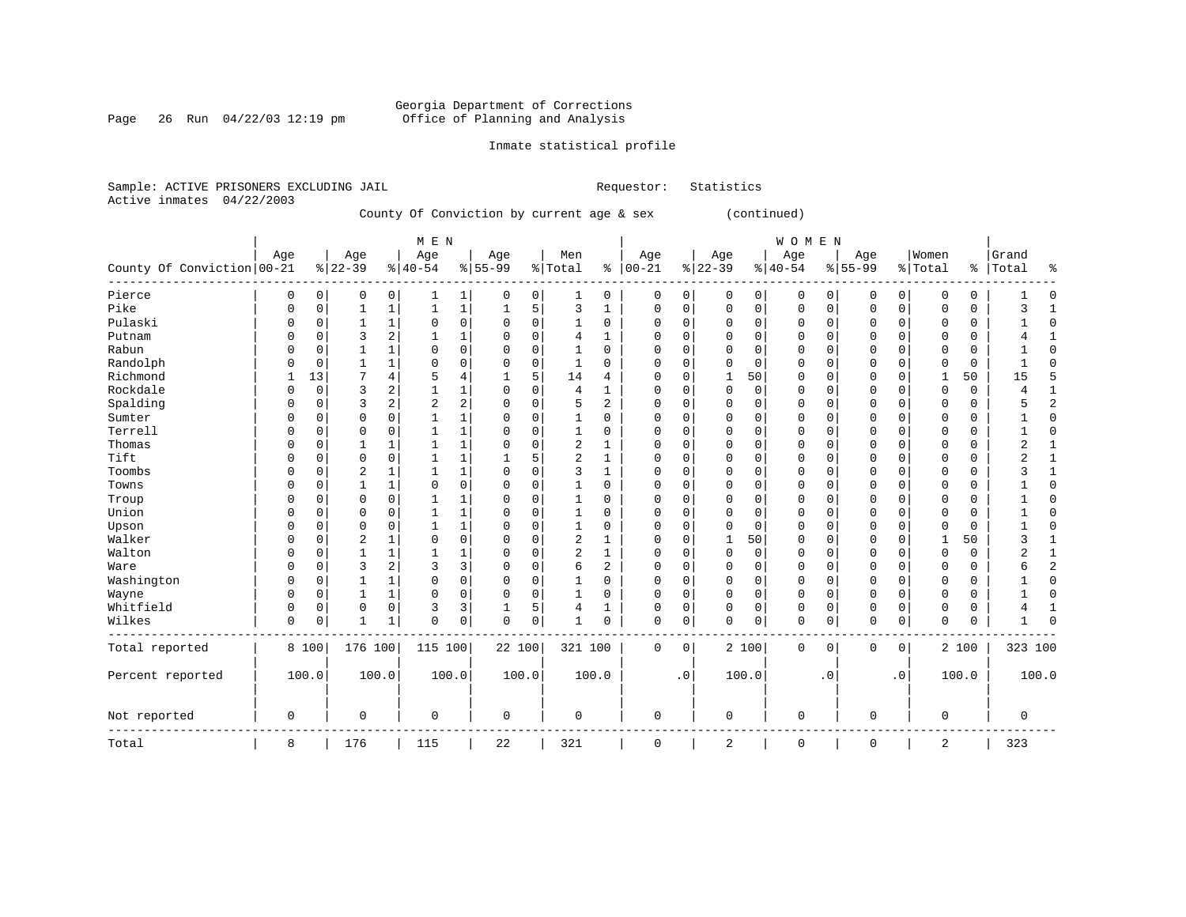Georgia Department of Corrections
Office of Planning and Analysis

Inmate statistical profile

Sample: ACTIVE PRISONERS EXCLUDING JAIL        Requestor: Statistics
Active inmates 04/22/2003

County Of Conviction by current age & sex (continued)

| County Of Conviction | MEN Age 00-21 | % | Age 22-39 | % | Age 40-54 | % | Age 55-99 | % | Men Total | % | WOMEN Age 00-21 | % | Age 22-39 | % | Age 40-54 | % | Age 55-99 | % | Women Total | % | Grand Total | % |
|---|---|---|---|---|---|---|---|---|---|---|---|---|---|---|---|---|---|---|---|---|---|---|
| Pierce | 0 | 0 | 0 | 0 | 1 | 1 | 0 | 0 | 1 | 0 | 0 | 0 | 0 | 0 | 0 | 0 | 0 | 0 | 0 | 0 | 1 | 0 |
| Pike | 0 | 0 | 1 | 1 | 1 | 1 | 1 | 5 | 3 | 1 | 0 | 0 | 0 | 0 | 0 | 0 | 0 | 0 | 0 | 0 | 3 | 1 |
| Pulaski | 0 | 0 | 1 | 1 | 0 | 0 | 0 | 0 | 1 | 0 | 0 | 0 | 0 | 0 | 0 | 0 | 0 | 0 | 0 | 0 | 1 | 0 |
| Putnam | 0 | 0 | 3 | 2 | 1 | 1 | 0 | 0 | 4 | 1 | 0 | 0 | 0 | 0 | 0 | 0 | 0 | 0 | 0 | 0 | 4 | 1 |
| Rabun | 0 | 0 | 1 | 1 | 0 | 0 | 0 | 0 | 1 | 0 | 0 | 0 | 0 | 0 | 0 | 0 | 0 | 0 | 0 | 0 | 1 | 0 |
| Randolph | 0 | 0 | 1 | 1 | 0 | 0 | 0 | 0 | 1 | 0 | 0 | 0 | 0 | 0 | 0 | 0 | 0 | 0 | 0 | 0 | 1 | 0 |
| Richmond | 1 | 13 | 7 | 4 | 5 | 4 | 1 | 5 | 14 | 4 | 0 | 0 | 1 | 50 | 0 | 0 | 0 | 0 | 1 | 50 | 15 | 5 |
| Rockdale | 0 | 0 | 3 | 2 | 1 | 1 | 0 | 0 | 4 | 1 | 0 | 0 | 0 | 0 | 0 | 0 | 0 | 0 | 0 | 0 | 4 | 1 |
| Spalding | 0 | 0 | 3 | 2 | 2 | 2 | 0 | 0 | 5 | 2 | 0 | 0 | 0 | 0 | 0 | 0 | 0 | 0 | 0 | 0 | 5 | 2 |
| Sumter | 0 | 0 | 0 | 0 | 1 | 1 | 0 | 0 | 1 | 0 | 0 | 0 | 0 | 0 | 0 | 0 | 0 | 0 | 0 | 0 | 1 | 0 |
| Terrell | 0 | 0 | 0 | 0 | 1 | 1 | 0 | 0 | 1 | 0 | 0 | 0 | 0 | 0 | 0 | 0 | 0 | 0 | 0 | 0 | 1 | 0 |
| Thomas | 0 | 0 | 1 | 1 | 1 | 1 | 0 | 0 | 2 | 1 | 0 | 0 | 0 | 0 | 0 | 0 | 0 | 0 | 0 | 0 | 2 | 1 |
| Tift | 0 | 0 | 0 | 0 | 1 | 1 | 1 | 5 | 2 | 1 | 0 | 0 | 0 | 0 | 0 | 0 | 0 | 0 | 0 | 0 | 2 | 1 |
| Toombs | 0 | 0 | 2 | 1 | 1 | 1 | 0 | 0 | 3 | 1 | 0 | 0 | 0 | 0 | 0 | 0 | 0 | 0 | 0 | 0 | 3 | 1 |
| Towns | 0 | 0 | 1 | 1 | 0 | 0 | 0 | 0 | 1 | 0 | 0 | 0 | 0 | 0 | 0 | 0 | 0 | 0 | 0 | 0 | 1 | 0 |
| Troup | 0 | 0 | 0 | 0 | 1 | 1 | 0 | 0 | 1 | 0 | 0 | 0 | 0 | 0 | 0 | 0 | 0 | 0 | 0 | 0 | 1 | 0 |
| Union | 0 | 0 | 0 | 0 | 1 | 1 | 0 | 0 | 1 | 0 | 0 | 0 | 0 | 0 | 0 | 0 | 0 | 0 | 0 | 0 | 1 | 0 |
| Upson | 0 | 0 | 0 | 0 | 1 | 1 | 0 | 0 | 1 | 0 | 0 | 0 | 0 | 0 | 0 | 0 | 0 | 0 | 0 | 0 | 1 | 0 |
| Walker | 0 | 0 | 2 | 1 | 0 | 0 | 0 | 0 | 2 | 1 | 0 | 0 | 1 | 50 | 0 | 0 | 0 | 0 | 1 | 50 | 3 | 1 |
| Walton | 0 | 0 | 1 | 1 | 1 | 1 | 0 | 0 | 2 | 1 | 0 | 0 | 0 | 0 | 0 | 0 | 0 | 0 | 0 | 0 | 2 | 1 |
| Ware | 0 | 0 | 3 | 2 | 3 | 3 | 0 | 0 | 6 | 2 | 0 | 0 | 0 | 0 | 0 | 0 | 0 | 0 | 0 | 0 | 6 | 2 |
| Washington | 0 | 0 | 1 | 1 | 0 | 0 | 0 | 0 | 1 | 0 | 0 | 0 | 0 | 0 | 0 | 0 | 0 | 0 | 0 | 0 | 1 | 0 |
| Wayne | 0 | 0 | 1 | 1 | 0 | 0 | 0 | 0 | 1 | 0 | 0 | 0 | 0 | 0 | 0 | 0 | 0 | 0 | 0 | 0 | 1 | 0 |
| Whitfield | 0 | 0 | 0 | 0 | 3 | 3 | 1 | 5 | 4 | 1 | 0 | 0 | 0 | 0 | 0 | 0 | 0 | 0 | 0 | 0 | 4 | 1 |
| Wilkes | 0 | 0 | 1 | 1 | 0 | 0 | 0 | 0 | 1 | 0 | 0 | 0 | 0 | 0 | 0 | 0 | 0 | 0 | 0 | 0 | 1 | 0 |
| Total reported | 8 | 100 | 176 | 100 | 115 | 100 | 22 | 100 | 321 | 100 | 0 | 0 | 2 | 100 | 0 | 0 | 0 | 0 | 2 | 100 | 323 | 100 |
| Percent reported | 100.0 | | 100.0 | | 100.0 | | 100.0 | | 100.0 | | .0 | | 100.0 | | .0 | | .0 | | 100.0 | | 100.0 | |
| Not reported | 0 | | 0 | | 0 | | 0 | | 0 | | 0 | | 0 | | 0 | | 0 | | 0 | | 0 | |
| Total | 8 | | 176 | | 115 | | 22 | | 321 | | 0 | | 2 | | 0 | | 0 | | 2 | | 323 | |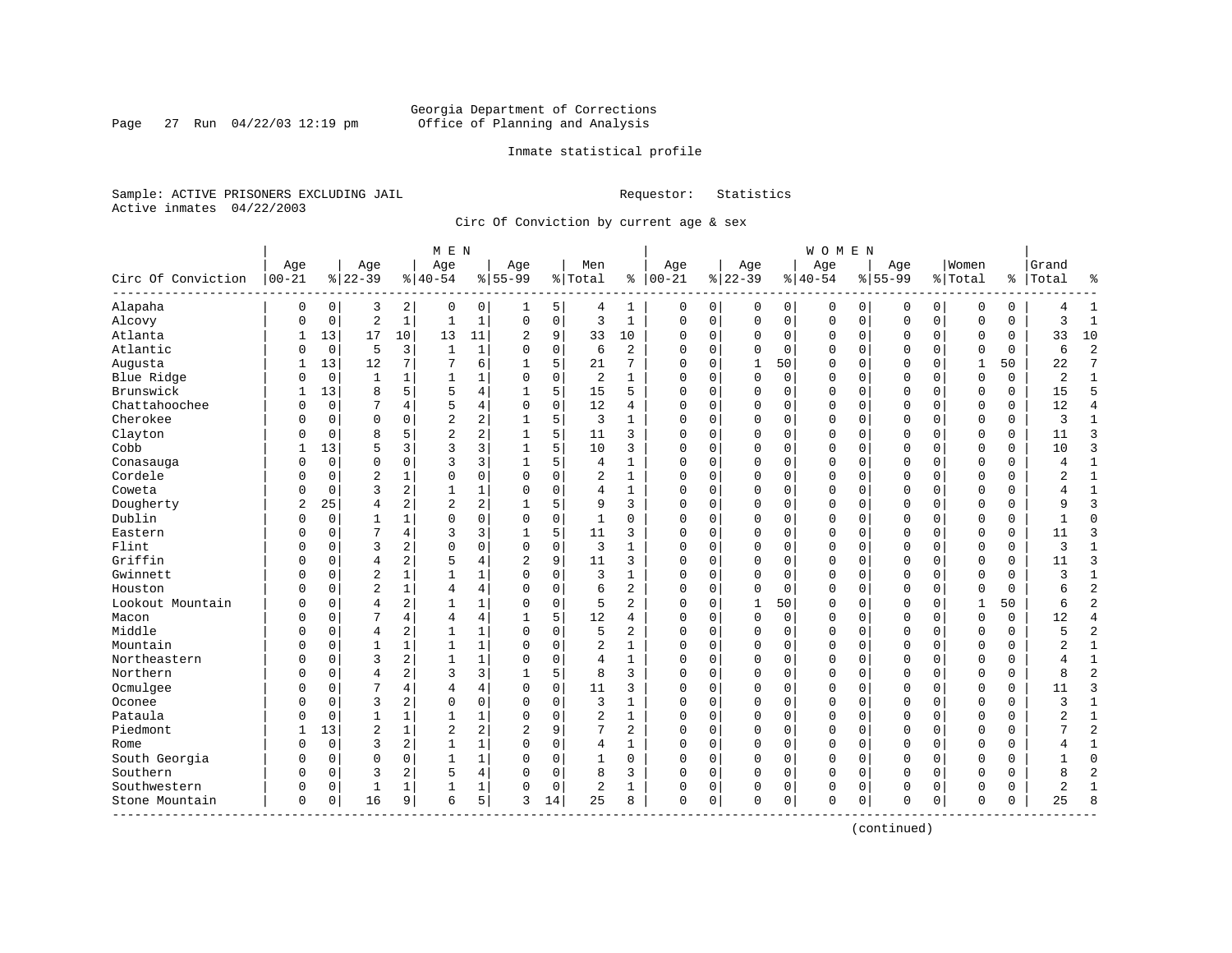Georgia Department of Corrections
Office of Planning and Analysis

Inmate statistical profile

Sample: ACTIVE PRISONERS EXCLUDING JAIL    Requestor: Statistics
Active inmates 04/22/2003

Circ Of Conviction by current age & sex

| Circ Of Conviction | MEN Age 00-21 | % | Age 22-39 | % | Age 40-54 | % | Age 55-99 | % | Men Total | % | WOMEN Age 00-21 | % | Age 22-39 | % | Age 40-54 | % | Age 55-99 | % | Women Total | % | Grand Total | % |
|---|---|---|---|---|---|---|---|---|---|---|---|---|---|---|---|---|---|---|---|---|---|---|
| Alapaha | 0 | 0 | 3 | 2 | 0 | 0 | 1 | 5 | 4 | 1 | 0 | 0 | 0 | 0 | 0 | 0 | 0 | 0 | 0 | 0 | 4 | 1 |
| Alcovy | 0 | 0 | 2 | 1 | 1 | 1 | 0 | 0 | 3 | 1 | 0 | 0 | 0 | 0 | 0 | 0 | 0 | 0 | 0 | 0 | 3 | 1 |
| Atlanta | 1 | 13 | 17 | 10 | 13 | 11 | 2 | 9 | 33 | 10 | 0 | 0 | 0 | 0 | 0 | 0 | 0 | 0 | 0 | 0 | 33 | 10 |
| Atlantic | 0 | 0 | 5 | 3 | 1 | 1 | 0 | 0 | 6 | 2 | 0 | 0 | 0 | 0 | 0 | 0 | 0 | 0 | 0 | 0 | 6 | 2 |
| Augusta | 1 | 13 | 12 | 7 | 7 | 6 | 1 | 5 | 21 | 7 | 0 | 0 | 1 | 50 | 0 | 0 | 0 | 0 | 1 | 50 | 22 | 7 |
| Blue Ridge | 0 | 0 | 1 | 1 | 1 | 1 | 0 | 0 | 2 | 1 | 0 | 0 | 0 | 0 | 0 | 0 | 0 | 0 | 0 | 0 | 2 | 1 |
| Brunswick | 1 | 13 | 8 | 5 | 5 | 4 | 1 | 5 | 15 | 5 | 0 | 0 | 0 | 0 | 0 | 0 | 0 | 0 | 0 | 0 | 15 | 5 |
| Chattahoochee | 0 | 0 | 7 | 4 | 5 | 4 | 0 | 0 | 12 | 4 | 0 | 0 | 0 | 0 | 0 | 0 | 0 | 0 | 0 | 0 | 12 | 4 |
| Cherokee | 0 | 0 | 0 | 0 | 2 | 2 | 1 | 5 | 3 | 1 | 0 | 0 | 0 | 0 | 0 | 0 | 0 | 0 | 0 | 0 | 3 | 1 |
| Clayton | 0 | 0 | 8 | 5 | 2 | 2 | 1 | 5 | 11 | 3 | 0 | 0 | 0 | 0 | 0 | 0 | 0 | 0 | 0 | 0 | 11 | 3 |
| Cobb | 1 | 13 | 5 | 3 | 3 | 3 | 1 | 5 | 10 | 3 | 0 | 0 | 0 | 0 | 0 | 0 | 0 | 0 | 0 | 0 | 10 | 3 |
| Conasauga | 0 | 0 | 0 | 0 | 3 | 3 | 1 | 5 | 4 | 1 | 0 | 0 | 0 | 0 | 0 | 0 | 0 | 0 | 0 | 0 | 4 | 1 |
| Cordele | 0 | 0 | 2 | 1 | 0 | 0 | 0 | 0 | 2 | 1 | 0 | 0 | 0 | 0 | 0 | 0 | 0 | 0 | 0 | 0 | 2 | 1 |
| Coweta | 0 | 0 | 3 | 2 | 1 | 1 | 0 | 0 | 4 | 1 | 0 | 0 | 0 | 0 | 0 | 0 | 0 | 0 | 0 | 0 | 4 | 1 |
| Dougherty | 2 | 25 | 4 | 2 | 2 | 2 | 1 | 5 | 9 | 3 | 0 | 0 | 0 | 0 | 0 | 0 | 0 | 0 | 0 | 0 | 9 | 3 |
| Dublin | 0 | 0 | 1 | 1 | 0 | 0 | 0 | 0 | 1 | 0 | 0 | 0 | 0 | 0 | 0 | 0 | 0 | 0 | 0 | 0 | 1 | 0 |
| Eastern | 0 | 0 | 7 | 4 | 3 | 3 | 1 | 5 | 11 | 3 | 0 | 0 | 0 | 0 | 0 | 0 | 0 | 0 | 0 | 0 | 11 | 3 |
| Flint | 0 | 0 | 3 | 2 | 0 | 0 | 0 | 0 | 3 | 1 | 0 | 0 | 0 | 0 | 0 | 0 | 0 | 0 | 0 | 0 | 3 | 1 |
| Griffin | 0 | 0 | 4 | 2 | 5 | 4 | 2 | 9 | 11 | 3 | 0 | 0 | 0 | 0 | 0 | 0 | 0 | 0 | 0 | 0 | 11 | 3 |
| Gwinnett | 0 | 0 | 2 | 1 | 1 | 1 | 0 | 0 | 3 | 1 | 0 | 0 | 0 | 0 | 0 | 0 | 0 | 0 | 0 | 0 | 3 | 1 |
| Houston | 0 | 0 | 2 | 1 | 4 | 4 | 0 | 0 | 6 | 2 | 0 | 0 | 0 | 0 | 0 | 0 | 0 | 0 | 0 | 0 | 6 | 2 |
| Lookout Mountain | 0 | 0 | 4 | 2 | 1 | 1 | 0 | 0 | 5 | 2 | 0 | 0 | 1 | 50 | 0 | 0 | 0 | 0 | 1 | 50 | 6 | 2 |
| Macon | 0 | 0 | 7 | 4 | 4 | 4 | 1 | 5 | 12 | 4 | 0 | 0 | 0 | 0 | 0 | 0 | 0 | 0 | 0 | 0 | 12 | 4 |
| Middle | 0 | 0 | 4 | 2 | 1 | 1 | 0 | 0 | 5 | 2 | 0 | 0 | 0 | 0 | 0 | 0 | 0 | 0 | 0 | 0 | 5 | 2 |
| Mountain | 0 | 0 | 1 | 1 | 1 | 1 | 0 | 0 | 2 | 1 | 0 | 0 | 0 | 0 | 0 | 0 | 0 | 0 | 0 | 0 | 2 | 1 |
| Northeastern | 0 | 0 | 3 | 2 | 1 | 1 | 0 | 0 | 4 | 1 | 0 | 0 | 0 | 0 | 0 | 0 | 0 | 0 | 0 | 0 | 4 | 1 |
| Northern | 0 | 0 | 4 | 2 | 3 | 3 | 1 | 5 | 8 | 3 | 0 | 0 | 0 | 0 | 0 | 0 | 0 | 0 | 0 | 0 | 8 | 2 |
| Ocmulgee | 0 | 0 | 7 | 4 | 4 | 4 | 0 | 0 | 11 | 3 | 0 | 0 | 0 | 0 | 0 | 0 | 0 | 0 | 0 | 0 | 11 | 3 |
| Oconee | 0 | 0 | 3 | 2 | 0 | 0 | 0 | 0 | 3 | 1 | 0 | 0 | 0 | 0 | 0 | 0 | 0 | 0 | 0 | 0 | 3 | 1 |
| Pataula | 0 | 0 | 1 | 1 | 1 | 1 | 0 | 0 | 2 | 1 | 0 | 0 | 0 | 0 | 0 | 0 | 0 | 0 | 0 | 0 | 2 | 1 |
| Piedmont | 1 | 13 | 2 | 1 | 2 | 2 | 2 | 9 | 7 | 2 | 0 | 0 | 0 | 0 | 0 | 0 | 0 | 0 | 0 | 0 | 7 | 2 |
| Rome | 0 | 0 | 3 | 2 | 1 | 1 | 0 | 0 | 4 | 1 | 0 | 0 | 0 | 0 | 0 | 0 | 0 | 0 | 0 | 0 | 4 | 1 |
| South Georgia | 0 | 0 | 0 | 0 | 1 | 1 | 0 | 0 | 1 | 0 | 0 | 0 | 0 | 0 | 0 | 0 | 0 | 0 | 0 | 0 | 1 | 0 |
| Southern | 0 | 0 | 3 | 2 | 5 | 4 | 0 | 0 | 8 | 3 | 0 | 0 | 0 | 0 | 0 | 0 | 0 | 0 | 0 | 0 | 8 | 2 |
| Southwestern | 0 | 0 | 1 | 1 | 1 | 1 | 0 | 0 | 2 | 1 | 0 | 0 | 0 | 0 | 0 | 0 | 0 | 0 | 0 | 0 | 2 | 1 |
| Stone Mountain | 0 | 0 | 16 | 9 | 6 | 5 | 3 | 14 | 25 | 8 | 0 | 0 | 0 | 0 | 0 | 0 | 0 | 0 | 0 | 0 | 25 | 8 |

(continued)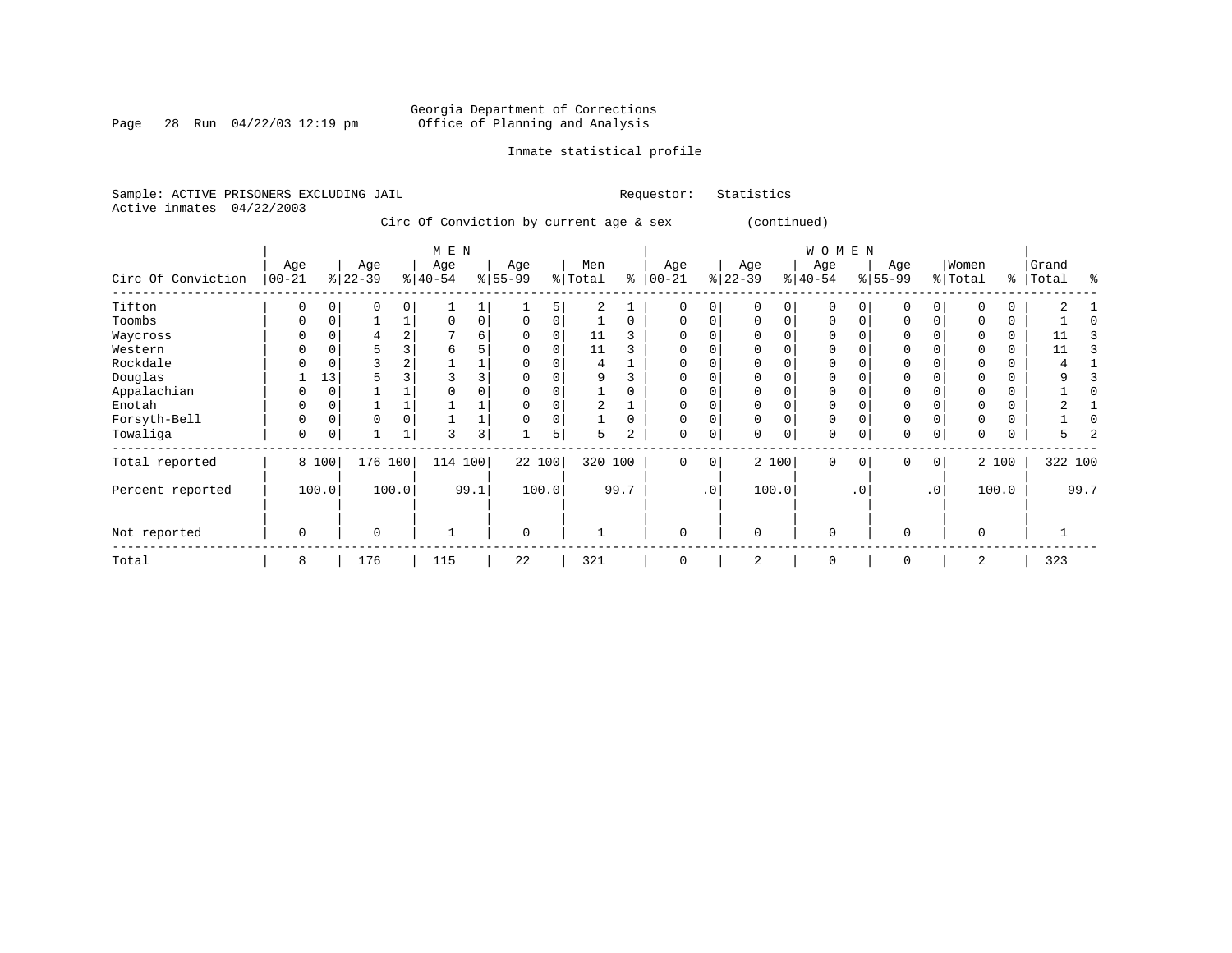Georgia Department of Corrections
Office of Planning and Analysis

Inmate statistical profile

Sample: ACTIVE PRISONERS EXCLUDING JAIL                Requestor: Statistics
Active inmates 04/22/2003

Circ Of Conviction by current age & sex (continued)

| Circ Of Conviction | MEN Age 00-21 | % | Age 22-39 | % | Age 40-54 | % | Age 55-99 | % | Men Total | % | WOMEN Age 00-21 | % | Age 22-39 | % | Age 40-54 | % | Age 55-99 | % | Women Total | % | Grand Total | % |
|---|---|---|---|---|---|---|---|---|---|---|---|---|---|---|---|---|---|---|---|---|---|---|
| Tifton | 0 | 0 | 0 | 0 | 1 | 1 | 1 | 5 | 2 | 1 | 0 | 0 | 0 | 0 | 0 | 0 | 0 | 0 | 0 | 0 | 2 | 1 |
| Toombs | 0 | 0 | 1 | 1 | 0 | 0 | 0 | 0 | 1 | 0 | 0 | 0 | 0 | 0 | 0 | 0 | 0 | 0 | 0 | 0 | 1 | 0 |
| Waycross | 0 | 0 | 4 | 2 | 7 | 6 | 0 | 0 | 11 | 3 | 0 | 0 | 0 | 0 | 0 | 0 | 0 | 0 | 0 | 0 | 11 | 3 |
| Western | 0 | 0 | 5 | 3 | 6 | 5 | 0 | 0 | 11 | 3 | 0 | 0 | 0 | 0 | 0 | 0 | 0 | 0 | 0 | 0 | 11 | 3 |
| Rockdale | 0 | 0 | 3 | 2 | 1 | 1 | 0 | 0 | 4 | 1 | 0 | 0 | 0 | 0 | 0 | 0 | 0 | 0 | 0 | 0 | 4 | 1 |
| Douglas | 1 | 13 | 5 | 3 | 3 | 3 | 0 | 0 | 9 | 3 | 0 | 0 | 0 | 0 | 0 | 0 | 0 | 0 | 0 | 0 | 9 | 3 |
| Appalachian | 0 | 0 | 1 | 1 | 0 | 0 | 0 | 0 | 1 | 0 | 0 | 0 | 0 | 0 | 0 | 0 | 0 | 0 | 0 | 0 | 1 | 0 |
| Enotah | 0 | 0 | 1 | 1 | 1 | 1 | 0 | 0 | 2 | 1 | 0 | 0 | 0 | 0 | 0 | 0 | 0 | 0 | 0 | 0 | 2 | 1 |
| Forsyth-Bell | 0 | 0 | 0 | 0 | 1 | 1 | 0 | 0 | 1 | 0 | 0 | 0 | 0 | 0 | 0 | 0 | 0 | 0 | 0 | 0 | 1 | 0 |
| Towaliga | 0 | 0 | 1 | 1 | 3 | 3 | 1 | 5 | 5 | 2 | 0 | 0 | 0 | 0 | 0 | 0 | 0 | 0 | 0 | 0 | 5 | 2 |
| Total reported | 8 | 100 | 176 | 100 | 114 | 100 | 22 | 100 | 320 | 100 | 0 | 0 | 2 | 100 | 0 | 0 | 0 | 0 | 2 | 100 | 322 | 100 |
| Percent reported | | 100.0 | | 100.0 | | 99.1 | | 100.0 | | 99.7 | | .0 | | 100.0 | | .0 | | .0 | | 100.0 | | 99.7 |
| Not reported | 0 | | 0 | | 1 | | 0 | | 1 | | 0 | | 0 | | 0 | | 0 | | 0 | | 1 | |
| Total | 8 | | 176 | | 115 | | 22 | | 321 | | 0 | | 2 | | 0 | | 0 | | 2 | | 323 | |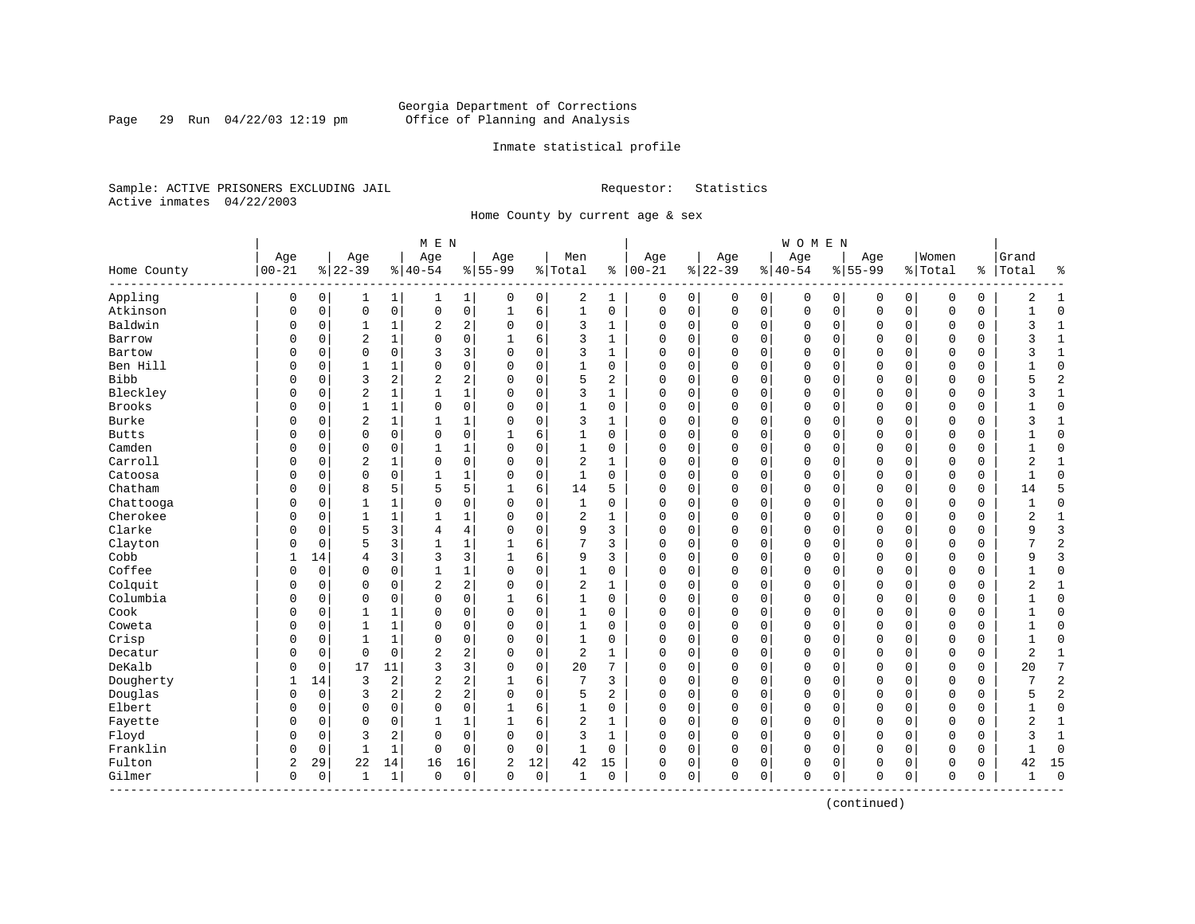Georgia Department of Corrections
Office of Planning and Analysis

Inmate statistical profile

Sample: ACTIVE PRISONERS EXCLUDING JAIL
Active inmates 04/22/2003

Requestor: Statistics

Home County by current age & sex

| Home County | MEN Age 00-21 | % | Age 22-39 | % | Age 40-54 | % | Age 55-99 | % | Men Total | % | WOMEN Age 00-21 | % | Age 22-39 | % | Age 40-54 | % | Age 55-99 | % | Women Total | % | Grand Total | % |
|---|---|---|---|---|---|---|---|---|---|---|---|---|---|---|---|---|---|---|---|---|---|---|
| Appling | 0 | 0 | 1 | 1 | 1 | 1 | 0 | 0 | 2 | 1 | 0 | 0 | 0 | 0 | 0 | 0 | 0 | 0 | 0 | 0 | 2 | 1 |
| Atkinson | 0 | 0 | 0 | 0 | 0 | 0 | 1 | 6 | 1 | 0 | 0 | 0 | 0 | 0 | 0 | 0 | 0 | 0 | 0 | 0 | 1 | 0 |
| Baldwin | 0 | 0 | 1 | 1 | 2 | 2 | 0 | 0 | 3 | 1 | 0 | 0 | 0 | 0 | 0 | 0 | 0 | 0 | 0 | 0 | 3 | 1 |
| Barrow | 0 | 0 | 2 | 1 | 0 | 0 | 1 | 6 | 3 | 1 | 0 | 0 | 0 | 0 | 0 | 0 | 0 | 0 | 0 | 0 | 3 | 1 |
| Bartow | 0 | 0 | 0 | 0 | 3 | 3 | 0 | 0 | 3 | 1 | 0 | 0 | 0 | 0 | 0 | 0 | 0 | 0 | 0 | 0 | 3 | 1 |
| Ben Hill | 0 | 0 | 1 | 1 | 0 | 0 | 0 | 0 | 1 | 0 | 0 | 0 | 0 | 0 | 0 | 0 | 0 | 0 | 0 | 0 | 1 | 0 |
| Bibb | 0 | 0 | 3 | 2 | 2 | 2 | 0 | 0 | 5 | 2 | 0 | 0 | 0 | 0 | 0 | 0 | 0 | 0 | 0 | 0 | 5 | 2 |
| Bleckley | 0 | 0 | 2 | 1 | 1 | 1 | 0 | 0 | 3 | 1 | 0 | 0 | 0 | 0 | 0 | 0 | 0 | 0 | 0 | 0 | 3 | 1 |
| Brooks | 0 | 0 | 1 | 1 | 0 | 0 | 0 | 0 | 1 | 0 | 0 | 0 | 0 | 0 | 0 | 0 | 0 | 0 | 0 | 0 | 1 | 0 |
| Burke | 0 | 0 | 2 | 1 | 1 | 1 | 0 | 0 | 3 | 1 | 0 | 0 | 0 | 0 | 0 | 0 | 0 | 0 | 0 | 0 | 3 | 1 |
| Butts | 0 | 0 | 0 | 0 | 0 | 0 | 1 | 6 | 1 | 0 | 0 | 0 | 0 | 0 | 0 | 0 | 0 | 0 | 0 | 0 | 1 | 0 |
| Camden | 0 | 0 | 0 | 0 | 1 | 1 | 0 | 0 | 1 | 0 | 0 | 0 | 0 | 0 | 0 | 0 | 0 | 0 | 0 | 0 | 1 | 0 |
| Carroll | 0 | 0 | 2 | 1 | 0 | 0 | 0 | 0 | 2 | 1 | 0 | 0 | 0 | 0 | 0 | 0 | 0 | 0 | 0 | 0 | 2 | 1 |
| Catoosa | 0 | 0 | 0 | 0 | 1 | 1 | 0 | 0 | 1 | 0 | 0 | 0 | 0 | 0 | 0 | 0 | 0 | 0 | 0 | 0 | 1 | 0 |
| Chatham | 0 | 0 | 8 | 5 | 5 | 5 | 1 | 6 | 14 | 5 | 0 | 0 | 0 | 0 | 0 | 0 | 0 | 0 | 0 | 0 | 14 | 5 |
| Chattooga | 0 | 0 | 1 | 1 | 0 | 0 | 0 | 0 | 1 | 0 | 0 | 0 | 0 | 0 | 0 | 0 | 0 | 0 | 0 | 0 | 1 | 0 |
| Cherokee | 0 | 0 | 1 | 1 | 1 | 1 | 0 | 0 | 2 | 1 | 0 | 0 | 0 | 0 | 0 | 0 | 0 | 0 | 0 | 0 | 2 | 1 |
| Clarke | 0 | 0 | 5 | 3 | 4 | 4 | 0 | 0 | 9 | 3 | 0 | 0 | 0 | 0 | 0 | 0 | 0 | 0 | 0 | 0 | 9 | 3 |
| Clayton | 0 | 0 | 5 | 3 | 1 | 1 | 1 | 6 | 7 | 3 | 0 | 0 | 0 | 0 | 0 | 0 | 0 | 0 | 0 | 0 | 7 | 2 |
| Cobb | 1 | 14 | 4 | 3 | 3 | 3 | 1 | 6 | 9 | 3 | 0 | 0 | 0 | 0 | 0 | 0 | 0 | 0 | 0 | 0 | 9 | 3 |
| Coffee | 0 | 0 | 0 | 0 | 1 | 1 | 0 | 0 | 1 | 0 | 0 | 0 | 0 | 0 | 0 | 0 | 0 | 0 | 0 | 0 | 1 | 0 |
| Colquit | 0 | 0 | 0 | 0 | 2 | 2 | 0 | 0 | 2 | 1 | 0 | 0 | 0 | 0 | 0 | 0 | 0 | 0 | 0 | 0 | 2 | 1 |
| Columbia | 0 | 0 | 0 | 0 | 0 | 0 | 1 | 6 | 1 | 0 | 0 | 0 | 0 | 0 | 0 | 0 | 0 | 0 | 0 | 0 | 1 | 0 |
| Cook | 0 | 0 | 1 | 1 | 0 | 0 | 0 | 0 | 1 | 0 | 0 | 0 | 0 | 0 | 0 | 0 | 0 | 0 | 0 | 0 | 1 | 0 |
| Coweta | 0 | 0 | 1 | 1 | 0 | 0 | 0 | 0 | 1 | 0 | 0 | 0 | 0 | 0 | 0 | 0 | 0 | 0 | 0 | 0 | 1 | 0 |
| Crisp | 0 | 0 | 1 | 1 | 0 | 0 | 0 | 0 | 1 | 0 | 0 | 0 | 0 | 0 | 0 | 0 | 0 | 0 | 0 | 0 | 1 | 0 |
| Decatur | 0 | 0 | 0 | 0 | 2 | 2 | 0 | 0 | 2 | 1 | 0 | 0 | 0 | 0 | 0 | 0 | 0 | 0 | 0 | 0 | 2 | 1 |
| DeKalb | 0 | 0 | 17 | 11 | 3 | 3 | 0 | 0 | 20 | 7 | 0 | 0 | 0 | 0 | 0 | 0 | 0 | 0 | 0 | 0 | 20 | 7 |
| Dougherty | 1 | 14 | 3 | 2 | 2 | 2 | 1 | 6 | 7 | 3 | 0 | 0 | 0 | 0 | 0 | 0 | 0 | 0 | 0 | 0 | 7 | 2 |
| Douglas | 0 | 0 | 3 | 2 | 2 | 2 | 0 | 0 | 5 | 2 | 0 | 0 | 0 | 0 | 0 | 0 | 0 | 0 | 0 | 0 | 5 | 2 |
| Elbert | 0 | 0 | 0 | 0 | 0 | 0 | 1 | 6 | 1 | 0 | 0 | 0 | 0 | 0 | 0 | 0 | 0 | 0 | 0 | 0 | 1 | 0 |
| Fayette | 0 | 0 | 0 | 0 | 1 | 1 | 1 | 6 | 2 | 1 | 0 | 0 | 0 | 0 | 0 | 0 | 0 | 0 | 0 | 0 | 2 | 1 |
| Floyd | 0 | 0 | 3 | 2 | 0 | 0 | 0 | 0 | 3 | 1 | 0 | 0 | 0 | 0 | 0 | 0 | 0 | 0 | 0 | 0 | 3 | 1 |
| Franklin | 0 | 0 | 1 | 1 | 0 | 0 | 0 | 0 | 1 | 0 | 0 | 0 | 0 | 0 | 0 | 0 | 0 | 0 | 0 | 0 | 1 | 0 |
| Fulton | 2 | 29 | 22 | 14 | 16 | 16 | 2 | 12 | 42 | 15 | 0 | 0 | 0 | 0 | 0 | 0 | 0 | 0 | 0 | 0 | 42 | 15 |
| Gilmer | 0 | 0 | 1 | 1 | 0 | 0 | 0 | 0 | 1 | 0 | 0 | 0 | 0 | 0 | 0 | 0 | 0 | 0 | 0 | 0 | 1 | 0 |

(continued)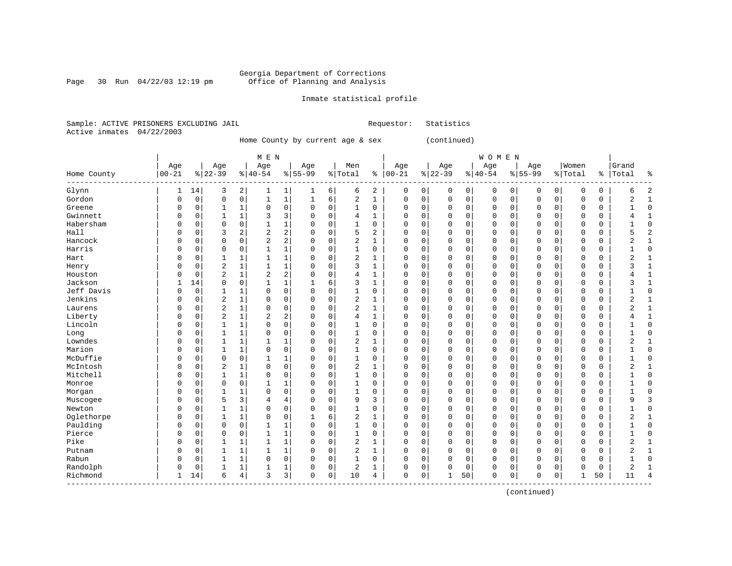Georgia Department of Corrections
Office of Planning and Analysis

Inmate statistical profile

Sample: ACTIVE PRISONERS EXCLUDING JAIL    Requestor: Statistics
Active inmates 04/22/2003

Home County by current age & sex (continued)

| Home County | MEN Age 00-21 | % | Age 22-39 | % | Age 40-54 | % | Age 55-99 | % | Men Total | % | WOMEN Age 00-21 | % | Age 22-39 | % | Age 40-54 | % | Age 55-99 | % | Women Total | % | Grand Total | % |
|---|---|---|---|---|---|---|---|---|---|---|---|---|---|---|---|---|---|---|---|---|---|---|
| Glynn | 1 | 14 | 3 | 2 | 1 | 1 | 1 | 6 | 6 | 2 | 0 | 0 | 0 | 0 | 0 | 0 | 0 | 0 | 0 | 0 | 6 | 2 |
| Gordon | 0 | 0 | 0 | 0 | 1 | 1 | 1 | 6 | 2 | 1 | 0 | 0 | 0 | 0 | 0 | 0 | 0 | 0 | 0 | 0 | 2 | 1 |
| Greene | 0 | 0 | 1 | 1 | 0 | 0 | 0 | 0 | 1 | 0 | 0 | 0 | 0 | 0 | 0 | 0 | 0 | 0 | 0 | 0 | 1 | 0 |
| Gwinnett | 0 | 0 | 1 | 1 | 3 | 3 | 0 | 0 | 4 | 1 | 0 | 0 | 0 | 0 | 0 | 0 | 0 | 0 | 0 | 0 | 4 | 1 |
| Habersham | 0 | 0 | 0 | 0 | 1 | 1 | 0 | 0 | 1 | 0 | 0 | 0 | 0 | 0 | 0 | 0 | 0 | 0 | 0 | 0 | 1 | 0 |
| Hall | 0 | 0 | 3 | 2 | 2 | 2 | 0 | 0 | 5 | 2 | 0 | 0 | 0 | 0 | 0 | 0 | 0 | 0 | 0 | 0 | 5 | 2 |
| Hancock | 0 | 0 | 0 | 0 | 2 | 2 | 0 | 0 | 2 | 1 | 0 | 0 | 0 | 0 | 0 | 0 | 0 | 0 | 0 | 0 | 2 | 1 |
| Harris | 0 | 0 | 0 | 0 | 1 | 1 | 0 | 0 | 1 | 0 | 0 | 0 | 0 | 0 | 0 | 0 | 0 | 0 | 0 | 0 | 1 | 0 |
| Hart | 0 | 0 | 1 | 1 | 1 | 1 | 0 | 0 | 2 | 1 | 0 | 0 | 0 | 0 | 0 | 0 | 0 | 0 | 0 | 0 | 2 | 1 |
| Henry | 0 | 0 | 2 | 1 | 1 | 1 | 0 | 0 | 3 | 1 | 0 | 0 | 0 | 0 | 0 | 0 | 0 | 0 | 0 | 0 | 3 | 1 |
| Houston | 0 | 0 | 2 | 1 | 2 | 2 | 0 | 0 | 4 | 1 | 0 | 0 | 0 | 0 | 0 | 0 | 0 | 0 | 0 | 0 | 4 | 1 |
| Jackson | 1 | 14 | 0 | 0 | 1 | 1 | 1 | 6 | 3 | 1 | 0 | 0 | 0 | 0 | 0 | 0 | 0 | 0 | 0 | 0 | 3 | 1 |
| Jeff Davis | 0 | 0 | 1 | 1 | 0 | 0 | 0 | 0 | 1 | 0 | 0 | 0 | 0 | 0 | 0 | 0 | 0 | 0 | 0 | 0 | 1 | 0 |
| Jenkins | 0 | 0 | 2 | 1 | 0 | 0 | 0 | 0 | 2 | 1 | 0 | 0 | 0 | 0 | 0 | 0 | 0 | 0 | 0 | 0 | 2 | 1 |
| Laurens | 0 | 0 | 2 | 1 | 0 | 0 | 0 | 0 | 2 | 1 | 0 | 0 | 0 | 0 | 0 | 0 | 0 | 0 | 0 | 0 | 2 | 1 |
| Liberty | 0 | 0 | 2 | 1 | 2 | 2 | 0 | 0 | 4 | 1 | 0 | 0 | 0 | 0 | 0 | 0 | 0 | 0 | 0 | 0 | 4 | 1 |
| Lincoln | 0 | 0 | 1 | 1 | 0 | 0 | 0 | 0 | 1 | 0 | 0 | 0 | 0 | 0 | 0 | 0 | 0 | 0 | 0 | 0 | 1 | 0 |
| Long | 0 | 0 | 1 | 1 | 0 | 0 | 0 | 0 | 1 | 0 | 0 | 0 | 0 | 0 | 0 | 0 | 0 | 0 | 0 | 0 | 1 | 0 |
| Lowndes | 0 | 0 | 1 | 1 | 1 | 1 | 0 | 0 | 2 | 1 | 0 | 0 | 0 | 0 | 0 | 0 | 0 | 0 | 0 | 0 | 2 | 1 |
| Marion | 0 | 0 | 1 | 1 | 0 | 0 | 0 | 0 | 1 | 0 | 0 | 0 | 0 | 0 | 0 | 0 | 0 | 0 | 0 | 0 | 1 | 0 |
| McDuffie | 0 | 0 | 0 | 0 | 1 | 1 | 0 | 0 | 1 | 0 | 0 | 0 | 0 | 0 | 0 | 0 | 0 | 0 | 0 | 0 | 1 | 0 |
| McIntosh | 0 | 0 | 2 | 1 | 0 | 0 | 0 | 0 | 2 | 1 | 0 | 0 | 0 | 0 | 0 | 0 | 0 | 0 | 0 | 0 | 2 | 1 |
| Mitchell | 0 | 0 | 1 | 1 | 0 | 0 | 0 | 0 | 1 | 0 | 0 | 0 | 0 | 0 | 0 | 0 | 0 | 0 | 0 | 0 | 1 | 0 |
| Monroe | 0 | 0 | 0 | 0 | 1 | 1 | 0 | 0 | 1 | 0 | 0 | 0 | 0 | 0 | 0 | 0 | 0 | 0 | 0 | 0 | 1 | 0 |
| Morgan | 0 | 0 | 1 | 1 | 0 | 0 | 0 | 0 | 1 | 0 | 0 | 0 | 0 | 0 | 0 | 0 | 0 | 0 | 0 | 0 | 1 | 0 |
| Muscogee | 0 | 0 | 5 | 3 | 4 | 4 | 0 | 0 | 9 | 3 | 0 | 0 | 0 | 0 | 0 | 0 | 0 | 0 | 0 | 0 | 9 | 3 |
| Newton | 0 | 0 | 1 | 1 | 0 | 0 | 0 | 0 | 1 | 0 | 0 | 0 | 0 | 0 | 0 | 0 | 0 | 0 | 0 | 0 | 1 | 0 |
| Oglethorpe | 0 | 0 | 1 | 1 | 0 | 0 | 1 | 6 | 2 | 1 | 0 | 0 | 0 | 0 | 0 | 0 | 0 | 0 | 0 | 0 | 2 | 1 |
| Paulding | 0 | 0 | 0 | 0 | 1 | 1 | 0 | 0 | 1 | 0 | 0 | 0 | 0 | 0 | 0 | 0 | 0 | 0 | 0 | 0 | 1 | 0 |
| Pierce | 0 | 0 | 0 | 0 | 1 | 1 | 0 | 0 | 1 | 0 | 0 | 0 | 0 | 0 | 0 | 0 | 0 | 0 | 0 | 0 | 1 | 0 |
| Pike | 0 | 0 | 1 | 1 | 1 | 1 | 0 | 0 | 2 | 1 | 0 | 0 | 0 | 0 | 0 | 0 | 0 | 0 | 0 | 0 | 2 | 1 |
| Putnam | 0 | 0 | 1 | 1 | 1 | 1 | 0 | 0 | 2 | 1 | 0 | 0 | 0 | 0 | 0 | 0 | 0 | 0 | 0 | 0 | 2 | 1 |
| Rabun | 0 | 0 | 1 | 1 | 0 | 0 | 0 | 0 | 1 | 0 | 0 | 0 | 0 | 0 | 0 | 0 | 0 | 0 | 0 | 0 | 1 | 0 |
| Randolph | 0 | 0 | 1 | 1 | 1 | 1 | 0 | 0 | 2 | 1 | 0 | 0 | 0 | 0 | 0 | 0 | 0 | 0 | 0 | 0 | 2 | 1 |
| Richmond | 1 | 14 | 6 | 4 | 3 | 3 | 0 | 0 | 10 | 4 | 0 | 0 | 1 | 50 | 0 | 0 | 0 | 0 | 1 | 50 | 11 | 4 |

(continued)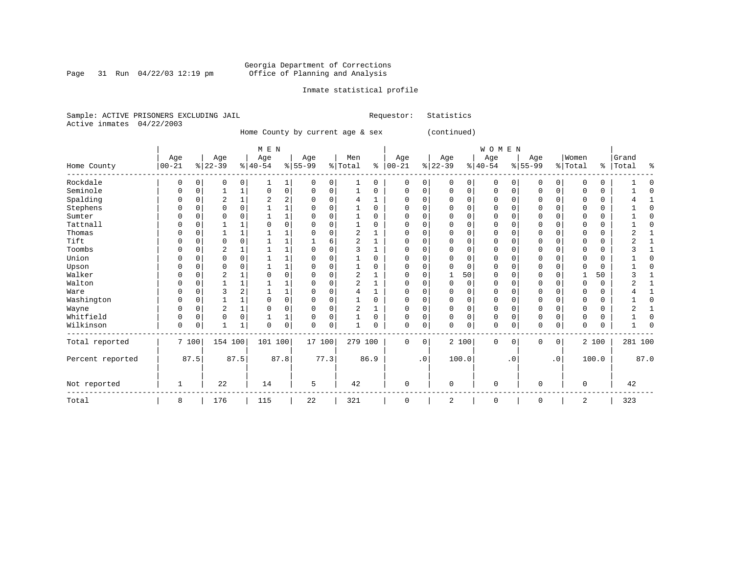Georgia Department of Corrections
Office of Planning and Analysis

Inmate statistical profile

Sample: ACTIVE PRISONERS EXCLUDING JAIL    Requestor: Statistics
Active inmates 04/22/2003

Home County by current age & sex (continued)

| Home County | MEN Age 00-21 | % | Age 22-39 | % | Age 40-54 | % | Age 55-99 | % | Men Total | % | WOMEN Age 00-21 | % | Age 22-39 | % | Age 40-54 | % | Age 55-99 | % | Women Total | % | Grand Total | % |
|---|---|---|---|---|---|---|---|---|---|---|---|---|---|---|---|---|---|---|---|---|---|---|
| Rockdale | 0 | 0 | 0 | 0 | 1 | 1 | 0 | 0 | 1 | 0 | 0 | 0 | 0 | 0 | 0 | 0 | 0 | 0 | 0 | 0 | 1 | 0 |
| Seminole | 0 | 0 | 1 | 1 | 0 | 0 | 0 | 0 | 1 | 0 | 0 | 0 | 0 | 0 | 0 | 0 | 0 | 0 | 0 | 0 | 1 | 0 |
| Spalding | 0 | 0 | 2 | 1 | 2 | 2 | 0 | 0 | 4 | 1 | 0 | 0 | 0 | 0 | 0 | 0 | 0 | 0 | 0 | 0 | 4 | 1 |
| Stephens | 0 | 0 | 0 | 0 | 1 | 1 | 0 | 0 | 1 | 0 | 0 | 0 | 0 | 0 | 0 | 0 | 0 | 0 | 0 | 0 | 1 | 0 |
| Sumter | 0 | 0 | 0 | 0 | 1 | 1 | 0 | 0 | 1 | 0 | 0 | 0 | 0 | 0 | 0 | 0 | 0 | 0 | 0 | 0 | 1 | 0 |
| Tattnall | 0 | 0 | 1 | 1 | 0 | 0 | 0 | 0 | 1 | 0 | 0 | 0 | 0 | 0 | 0 | 0 | 0 | 0 | 0 | 0 | 1 | 0 |
| Thomas | 0 | 0 | 1 | 1 | 1 | 1 | 0 | 0 | 2 | 1 | 0 | 0 | 0 | 0 | 0 | 0 | 0 | 0 | 0 | 0 | 2 | 1 |
| Tift | 0 | 0 | 0 | 0 | 1 | 1 | 1 | 6 | 2 | 1 | 0 | 0 | 0 | 0 | 0 | 0 | 0 | 0 | 0 | 0 | 2 | 1 |
| Toombs | 0 | 0 | 2 | 1 | 1 | 1 | 0 | 0 | 3 | 1 | 0 | 0 | 0 | 0 | 0 | 0 | 0 | 0 | 0 | 0 | 3 | 1 |
| Union | 0 | 0 | 0 | 0 | 1 | 1 | 0 | 0 | 1 | 0 | 0 | 0 | 0 | 0 | 0 | 0 | 0 | 0 | 0 | 0 | 1 | 0 |
| Upson | 0 | 0 | 0 | 0 | 1 | 1 | 0 | 0 | 1 | 0 | 0 | 0 | 0 | 0 | 0 | 0 | 0 | 0 | 0 | 0 | 1 | 0 |
| Walker | 0 | 0 | 2 | 1 | 0 | 0 | 0 | 0 | 2 | 1 | 0 | 0 | 1 | 50 | 0 | 0 | 0 | 0 | 1 | 50 | 3 | 1 |
| Walton | 0 | 0 | 1 | 1 | 1 | 1 | 0 | 0 | 2 | 1 | 0 | 0 | 0 | 0 | 0 | 0 | 0 | 0 | 0 | 0 | 2 | 1 |
| Ware | 0 | 0 | 3 | 2 | 1 | 1 | 0 | 0 | 4 | 1 | 0 | 0 | 0 | 0 | 0 | 0 | 0 | 0 | 0 | 0 | 4 | 1 |
| Washington | 0 | 0 | 1 | 1 | 0 | 0 | 0 | 0 | 1 | 0 | 0 | 0 | 0 | 0 | 0 | 0 | 0 | 0 | 0 | 0 | 1 | 0 |
| Wayne | 0 | 0 | 2 | 1 | 0 | 0 | 0 | 0 | 2 | 1 | 0 | 0 | 0 | 0 | 0 | 0 | 0 | 0 | 0 | 0 | 2 | 1 |
| Whitfield | 0 | 0 | 0 | 0 | 1 | 1 | 0 | 0 | 1 | 0 | 0 | 0 | 0 | 0 | 0 | 0 | 0 | 0 | 0 | 0 | 1 | 0 |
| Wilkinson | 0 | 0 | 1 | 1 | 0 | 0 | 0 | 0 | 1 | 0 | 0 | 0 | 0 | 0 | 0 | 0 | 0 | 0 | 0 | 0 | 1 | 0 |
| Total reported | 7 | 100 | 154 | 100 | 101 | 100 | 17 | 100 | 279 | 100 | 0 | 0 | 2 | 100 | 0 | 0 | 0 | 0 | 2 | 100 | 281 | 100 |
| Percent reported | | 87.5 | | 87.5 | | 87.8 | | 77.3 | | 86.9 | | .0 | | 100.0 | | .0 | | .0 | | 100.0 | | 87.0 |
| Not reported | 1 | | 22 | | 14 | | 5 | | 42 | | 0 | | 0 | | 0 | | 0 | | 0 | | 42 | |
| Total | 8 | | 176 | | 115 | | 22 | | 321 | | 0 | | 2 | | 0 | | 0 | | 2 | | 323 | |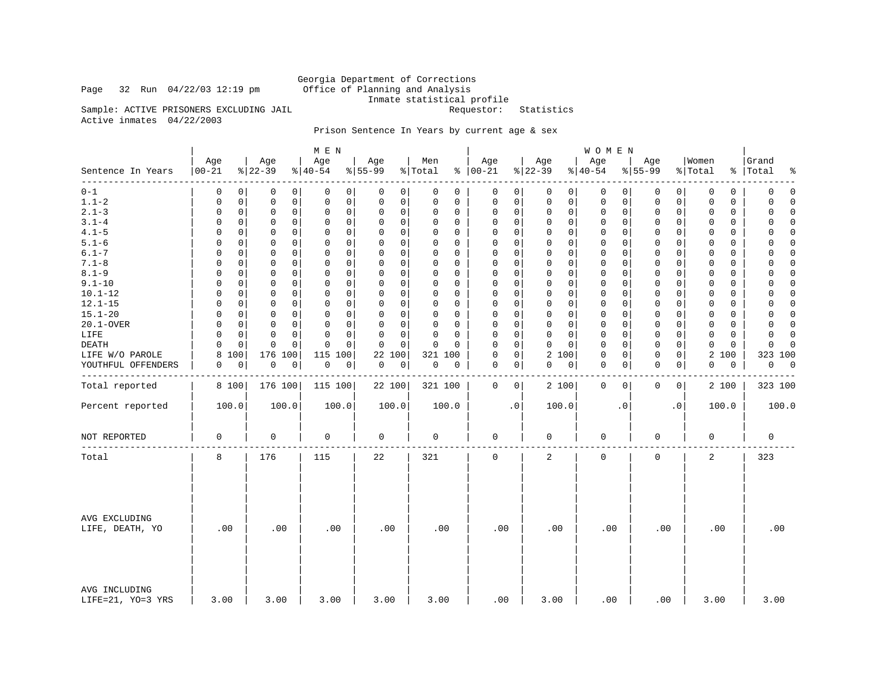Georgia Department of Corrections
Office of Planning and Analysis
Inmate statistical profile

Sample: ACTIVE PRISONERS EXCLUDING JAIL
Requestor: Statistics
Active inmates 04/22/2003

Prison Sentence In Years by current age & sex

| Sentence In Years | MEN Age 00-21 | % | Age 22-39 | % | Age 40-54 | % | Age 55-99 | % | Men Total | % | WOMEN Age 00-21 | % | Age 22-39 | % | Age 40-54 | % | Age 55-99 | % | Women Total | % | Grand Total | % |
|---|---|---|---|---|---|---|---|---|---|---|---|---|---|---|---|---|---|---|---|---|---|---|
| 0-1 | 0 | 0 | 0 | 0 | 0 | 0 | 0 | 0 | 0 | 0 | 0 | 0 | 0 | 0 | 0 | 0 | 0 | 0 | 0 | 0 | 0 | 0 |
| 1.1-2 | 0 | 0 | 0 | 0 | 0 | 0 | 0 | 0 | 0 | 0 | 0 | 0 | 0 | 0 | 0 | 0 | 0 | 0 | 0 | 0 | 0 | 0 |
| 2.1-3 | 0 | 0 | 0 | 0 | 0 | 0 | 0 | 0 | 0 | 0 | 0 | 0 | 0 | 0 | 0 | 0 | 0 | 0 | 0 | 0 | 0 | 0 |
| 3.1-4 | 0 | 0 | 0 | 0 | 0 | 0 | 0 | 0 | 0 | 0 | 0 | 0 | 0 | 0 | 0 | 0 | 0 | 0 | 0 | 0 | 0 | 0 |
| 4.1-5 | 0 | 0 | 0 | 0 | 0 | 0 | 0 | 0 | 0 | 0 | 0 | 0 | 0 | 0 | 0 | 0 | 0 | 0 | 0 | 0 | 0 | 0 |
| 5.1-6 | 0 | 0 | 0 | 0 | 0 | 0 | 0 | 0 | 0 | 0 | 0 | 0 | 0 | 0 | 0 | 0 | 0 | 0 | 0 | 0 | 0 | 0 |
| 6.1-7 | 0 | 0 | 0 | 0 | 0 | 0 | 0 | 0 | 0 | 0 | 0 | 0 | 0 | 0 | 0 | 0 | 0 | 0 | 0 | 0 | 0 | 0 |
| 7.1-8 | 0 | 0 | 0 | 0 | 0 | 0 | 0 | 0 | 0 | 0 | 0 | 0 | 0 | 0 | 0 | 0 | 0 | 0 | 0 | 0 | 0 | 0 |
| 8.1-9 | 0 | 0 | 0 | 0 | 0 | 0 | 0 | 0 | 0 | 0 | 0 | 0 | 0 | 0 | 0 | 0 | 0 | 0 | 0 | 0 | 0 | 0 |
| 9.1-10 | 0 | 0 | 0 | 0 | 0 | 0 | 0 | 0 | 0 | 0 | 0 | 0 | 0 | 0 | 0 | 0 | 0 | 0 | 0 | 0 | 0 | 0 |
| 10.1-12 | 0 | 0 | 0 | 0 | 0 | 0 | 0 | 0 | 0 | 0 | 0 | 0 | 0 | 0 | 0 | 0 | 0 | 0 | 0 | 0 | 0 | 0 |
| 12.1-15 | 0 | 0 | 0 | 0 | 0 | 0 | 0 | 0 | 0 | 0 | 0 | 0 | 0 | 0 | 0 | 0 | 0 | 0 | 0 | 0 | 0 | 0 |
| 15.1-20 | 0 | 0 | 0 | 0 | 0 | 0 | 0 | 0 | 0 | 0 | 0 | 0 | 0 | 0 | 0 | 0 | 0 | 0 | 0 | 0 | 0 | 0 |
| 20.1-OVER | 0 | 0 | 0 | 0 | 0 | 0 | 0 | 0 | 0 | 0 | 0 | 0 | 0 | 0 | 0 | 0 | 0 | 0 | 0 | 0 | 0 | 0 |
| LIFE | 0 | 0 | 0 | 0 | 0 | 0 | 0 | 0 | 0 | 0 | 0 | 0 | 0 | 0 | 0 | 0 | 0 | 0 | 0 | 0 | 0 | 0 |
| DEATH | 0 | 0 | 0 | 0 | 0 | 0 | 0 | 0 | 0 | 0 | 0 | 0 | 0 | 0 | 0 | 0 | 0 | 0 | 0 | 0 | 0 | 0 |
| LIFE W/O PAROLE | 8 | 100 | 176 | 100 | 115 | 100 | 22 | 100 | 321 | 100 | 0 | 0 | 2 | 100 | 0 | 0 | 0 | 0 | 2 | 100 | 323 | 100 |
| YOUTHFUL OFFENDERS | 0 | 0 | 0 | 0 | 0 | 0 | 0 | 0 | 0 | 0 | 0 | 0 | 0 | 0 | 0 | 0 | 0 | 0 | 0 | 0 | 0 | 0 |
| Total reported | 8 | 100 | 176 | 100 | 115 | 100 | 22 | 100 | 321 | 100 | 0 | 0 | 2 | 100 | 0 | 0 | 0 | 0 | 2 | 100 | 323 | 100 |
| Percent reported | 100.0 | | 100.0 | | 100.0 | | 100.0 | | 100.0 | | .0 | | 100.0 | | .0 | | .0 | | 100.0 | | 100.0 | |
| NOT REPORTED | 0 | | 0 | | 0 | | 0 | | 0 | | 0 | | 0 | | 0 | | 0 | | 0 | | 0 | |
| Total | 8 | | 176 | | 115 | | 22 | | 321 | | 0 | | 2 | | 0 | | 0 | | 2 | | 323 | |
| AVG EXCLUDING LIFE, DEATH, YO | .00 | | .00 | | .00 | | .00 | | .00 | | .00 | | .00 | | .00 | | .00 | | .00 | | .00 | |
| AVG INCLUDING LIFE=21, YO=3 YRS | 3.00 | | 3.00 | | 3.00 | | 3.00 | | 3.00 | | .00 | | 3.00 | | .00 | | .00 | | 3.00 | | 3.00 | |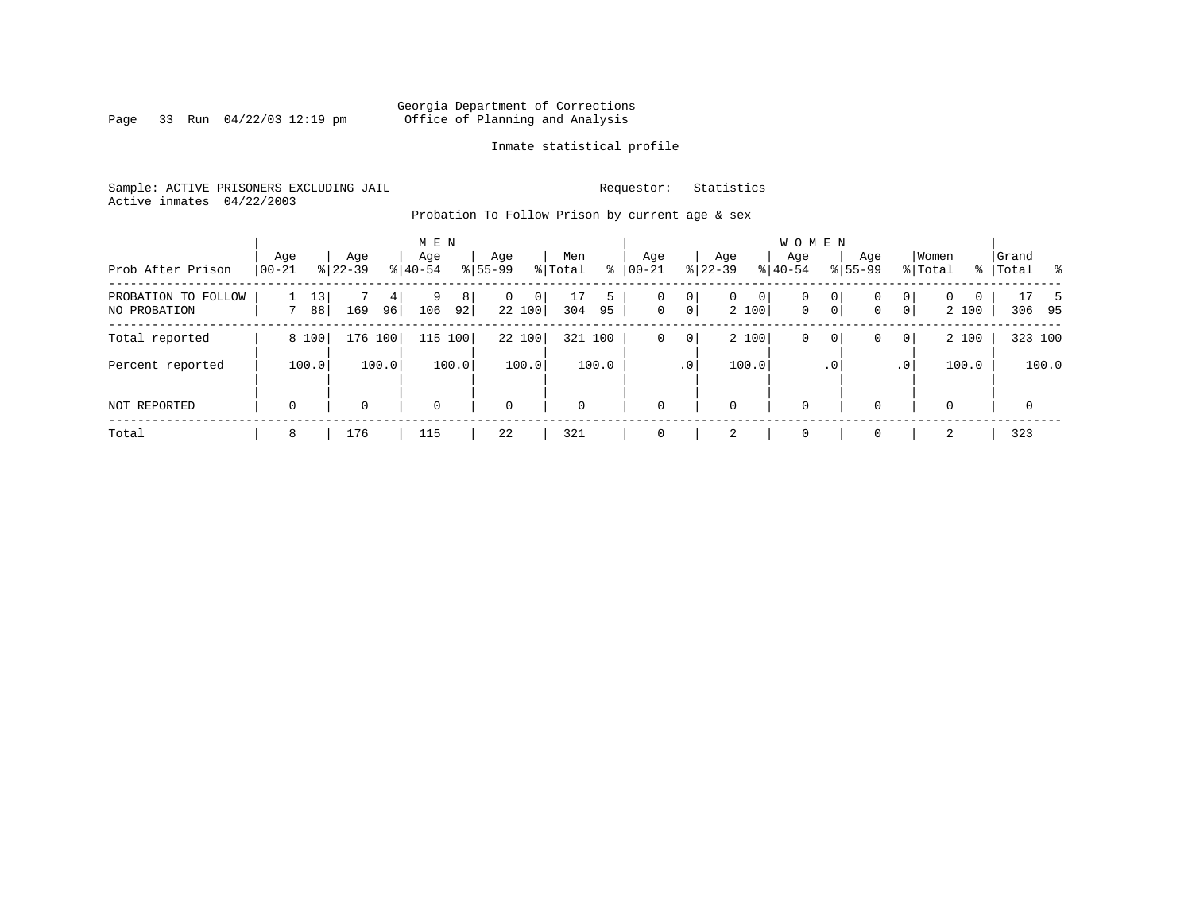Georgia Department of Corrections
Office of Planning and Analysis

Inmate statistical profile

Sample: ACTIVE PRISONERS EXCLUDING JAIL
Active inmates 04/22/2003

Requestor: Statistics

Probation To Follow Prison by current age & sex

| Prob After Prison | MEN Age 00-21 | % | Age 22-39 | % | Age 40-54 | % | Age 55-99 | % | Men Total | % | WOMEN Age 00-21 | % | Age 22-39 | % | Age 40-54 | % | Age 55-99 | % | Women Total | % | Grand Total | % |
|---|---|---|---|---|---|---|---|---|---|---|---|---|---|---|---|---|---|---|---|---|---|---|
| PROBATION TO FOLLOW | 1 | 13 | 7 | 4 | 9 | 8 | 0 | 0 | 17 | 5 | 0 | 0 | 0 | 0 | 0 | 0 | 0 | 0 | 0 | 0 | 17 | 5 |
| NO PROBATION | 7 | 88 | 169 | 96 | 106 | 92 | 22 | 100 | 304 | 95 | 0 | 0 | 2 | 100 | 0 | 0 | 0 | 0 | 2 | 100 | 306 | 95 |
| Total reported | 8 | 100 | 176 | 100 | 115 | 100 | 22 | 100 | 321 | 100 | 0 | 0 | 2 | 100 | 0 | 0 | 0 | 0 | 2 | 100 | 323 | 100 |
| Percent reported | | 100.0 | | 100.0 | | 100.0 | | 100.0 | | 100.0 | | .0 | | 100.0 | | .0 | | .0 | | 100.0 | | 100.0 |
| NOT REPORTED | 0 | | 0 | | 0 | | 0 | | 0 | | 0 | | 0 | | 0 | | 0 | | 0 | | 0 | |
| Total | 8 | | 176 | | 115 | | 22 | | 321 | | 0 | | 2 | | 0 | | 0 | | 2 | | 323 | |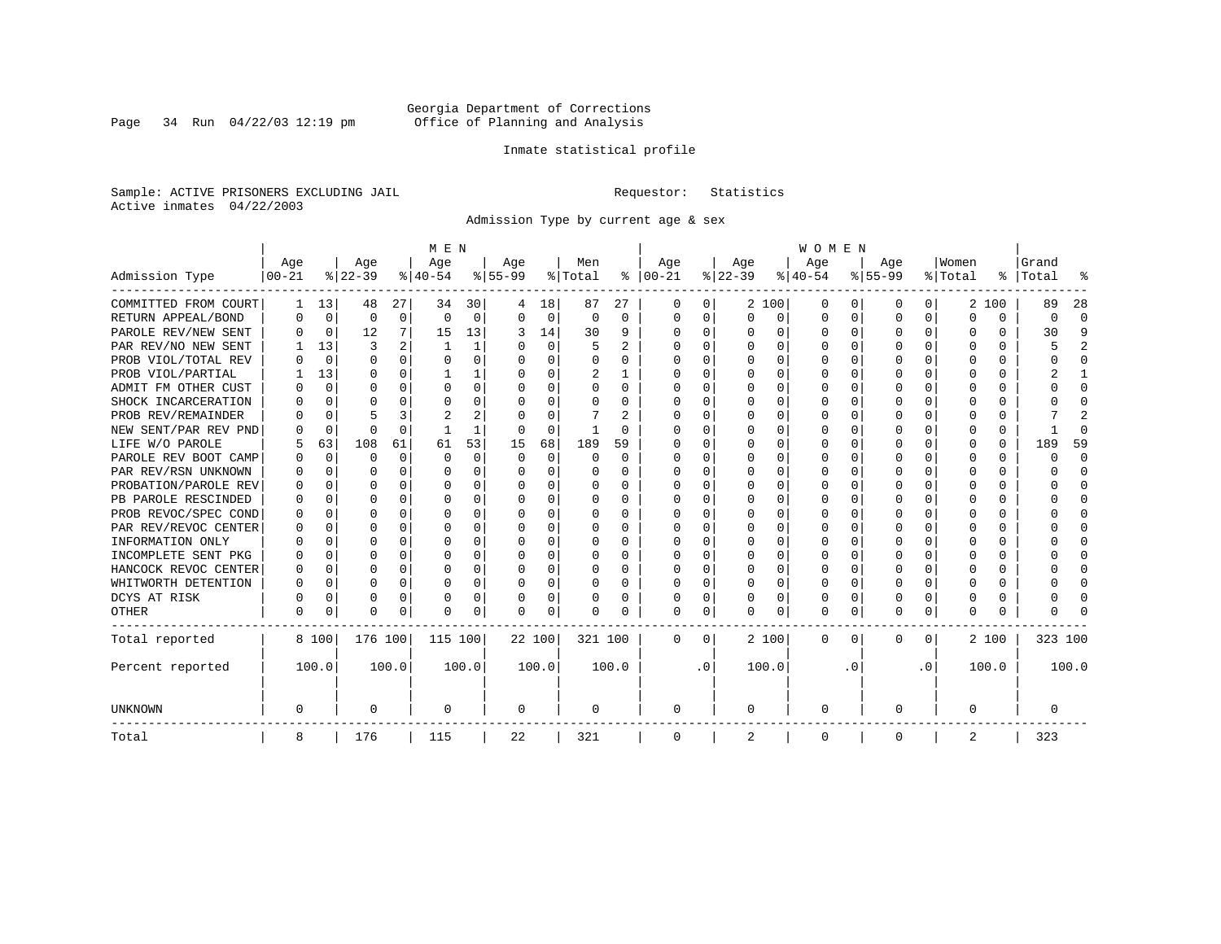Georgia Department of Corrections
Office of Planning and Analysis

Inmate statistical profile

Sample: ACTIVE PRISONERS EXCLUDING JAIL

Requestor: Statistics

Active inmates 04/22/2003

Admission Type by current age & sex

| Admission Type | MEN Age 00-21 | % | Age 22-39 | % | Age 40-54 | % | Age 55-99 | % | Men Total | % | WOMEN Age 00-21 | % | Age 22-39 | % | Age 40-54 | % | Age 55-99 | % | Women Total | % | Grand Total | % |
|---|---|---|---|---|---|---|---|---|---|---|---|---|---|---|---|---|---|---|---|---|---|---|
| COMMITTED FROM COURT | 1 | 13 | 48 | 27 | 34 | 30 | 4 | 18 | 87 | 27 | 0 | 0 | 2 | 100 | 0 | 0 | 0 | 0 | 2 | 100 | 89 | 28 |
| RETURN APPEAL/BOND | 0 | 0 | 0 | 0 | 0 | 0 | 0 | 0 | 0 | 0 | 0 | 0 | 0 | 0 | 0 | 0 | 0 | 0 | 0 | 0 | 0 | 0 |
| PAROLE REV/NEW SENT | 0 | 0 | 12 | 7 | 15 | 13 | 3 | 14 | 30 | 9 | 0 | 0 | 0 | 0 | 0 | 0 | 0 | 0 | 0 | 0 | 30 | 9 |
| PAR REV/NO NEW SENT | 1 | 13 | 3 | 2 | 1 | 1 | 0 | 0 | 5 | 2 | 0 | 0 | 0 | 0 | 0 | 0 | 0 | 0 | 0 | 0 | 5 | 2 |
| PROB VIOL/TOTAL REV | 0 | 0 | 0 | 0 | 0 | 0 | 0 | 0 | 0 | 0 | 0 | 0 | 0 | 0 | 0 | 0 | 0 | 0 | 0 | 0 | 0 | 0 |
| PROB VIOL/PARTIAL | 1 | 13 | 0 | 0 | 1 | 1 | 0 | 0 | 2 | 1 | 0 | 0 | 0 | 0 | 0 | 0 | 0 | 0 | 0 | 0 | 2 | 1 |
| ADMIT FM OTHER CUST | 0 | 0 | 0 | 0 | 0 | 0 | 0 | 0 | 0 | 0 | 0 | 0 | 0 | 0 | 0 | 0 | 0 | 0 | 0 | 0 | 0 | 0 |
| SHOCK INCARCERATION | 0 | 0 | 0 | 0 | 0 | 0 | 0 | 0 | 0 | 0 | 0 | 0 | 0 | 0 | 0 | 0 | 0 | 0 | 0 | 0 | 0 | 0 |
| PROB REV/REMAINDER | 0 | 0 | 5 | 3 | 2 | 2 | 0 | 0 | 7 | 2 | 0 | 0 | 0 | 0 | 0 | 0 | 0 | 0 | 0 | 0 | 7 | 2 |
| NEW SENT/PAR REV PND | 0 | 0 | 0 | 0 | 1 | 1 | 0 | 0 | 1 | 0 | 0 | 0 | 0 | 0 | 0 | 0 | 0 | 0 | 0 | 0 | 1 | 0 |
| LIFE W/O PAROLE | 5 | 63 | 108 | 61 | 61 | 53 | 15 | 68 | 189 | 59 | 0 | 0 | 0 | 0 | 0 | 0 | 0 | 0 | 0 | 0 | 189 | 59 |
| PAROLE REV BOOT CAMP | 0 | 0 | 0 | 0 | 0 | 0 | 0 | 0 | 0 | 0 | 0 | 0 | 0 | 0 | 0 | 0 | 0 | 0 | 0 | 0 | 0 | 0 |
| PAR REV/RSN UNKNOWN | 0 | 0 | 0 | 0 | 0 | 0 | 0 | 0 | 0 | 0 | 0 | 0 | 0 | 0 | 0 | 0 | 0 | 0 | 0 | 0 | 0 | 0 |
| PROBATION/PAROLE REV | 0 | 0 | 0 | 0 | 0 | 0 | 0 | 0 | 0 | 0 | 0 | 0 | 0 | 0 | 0 | 0 | 0 | 0 | 0 | 0 | 0 | 0 |
| PB PAROLE RESCINDED | 0 | 0 | 0 | 0 | 0 | 0 | 0 | 0 | 0 | 0 | 0 | 0 | 0 | 0 | 0 | 0 | 0 | 0 | 0 | 0 | 0 | 0 |
| PROB REVOC/SPEC COND | 0 | 0 | 0 | 0 | 0 | 0 | 0 | 0 | 0 | 0 | 0 | 0 | 0 | 0 | 0 | 0 | 0 | 0 | 0 | 0 | 0 | 0 |
| PAR REV/REVOC CENTER | 0 | 0 | 0 | 0 | 0 | 0 | 0 | 0 | 0 | 0 | 0 | 0 | 0 | 0 | 0 | 0 | 0 | 0 | 0 | 0 | 0 | 0 |
| INFORMATION ONLY | 0 | 0 | 0 | 0 | 0 | 0 | 0 | 0 | 0 | 0 | 0 | 0 | 0 | 0 | 0 | 0 | 0 | 0 | 0 | 0 | 0 | 0 |
| INCOMPLETE SENT PKG | 0 | 0 | 0 | 0 | 0 | 0 | 0 | 0 | 0 | 0 | 0 | 0 | 0 | 0 | 0 | 0 | 0 | 0 | 0 | 0 | 0 | 0 |
| HANCOCK REVOC CENTER | 0 | 0 | 0 | 0 | 0 | 0 | 0 | 0 | 0 | 0 | 0 | 0 | 0 | 0 | 0 | 0 | 0 | 0 | 0 | 0 | 0 | 0 |
| WHITWORTH DETENTION | 0 | 0 | 0 | 0 | 0 | 0 | 0 | 0 | 0 | 0 | 0 | 0 | 0 | 0 | 0 | 0 | 0 | 0 | 0 | 0 | 0 | 0 |
| DCYS AT RISK | 0 | 0 | 0 | 0 | 0 | 0 | 0 | 0 | 0 | 0 | 0 | 0 | 0 | 0 | 0 | 0 | 0 | 0 | 0 | 0 | 0 | 0 |
| OTHER | 0 | 0 | 0 | 0 | 0 | 0 | 0 | 0 | 0 | 0 | 0 | 0 | 0 | 0 | 0 | 0 | 0 | 0 | 0 | 0 | 0 | 0 |
| Total reported | 8 | 100 | 176 | 100 | 115 | 100 | 22 | 100 | 321 | 100 | 0 | 0 | 2 | 100 | 0 | 0 | 0 | 0 | 2 | 100 | 323 | 100 |
| Percent reported | | 100.0 | | 100.0 | | 100.0 | | 100.0 | | 100.0 | | .0 | | 100.0 | | .0 | | .0 | | 100.0 | | 100.0 |
| UNKNOWN | 0 | | 0 | | 0 | | 0 | | 0 | | 0 | | 0 | | 0 | | 0 | | 0 | | 0 | |
| Total | 8 | | 176 | | 115 | | 22 | | 321 | | 0 | | 2 | | 0 | | 0 | | 2 | | 323 | |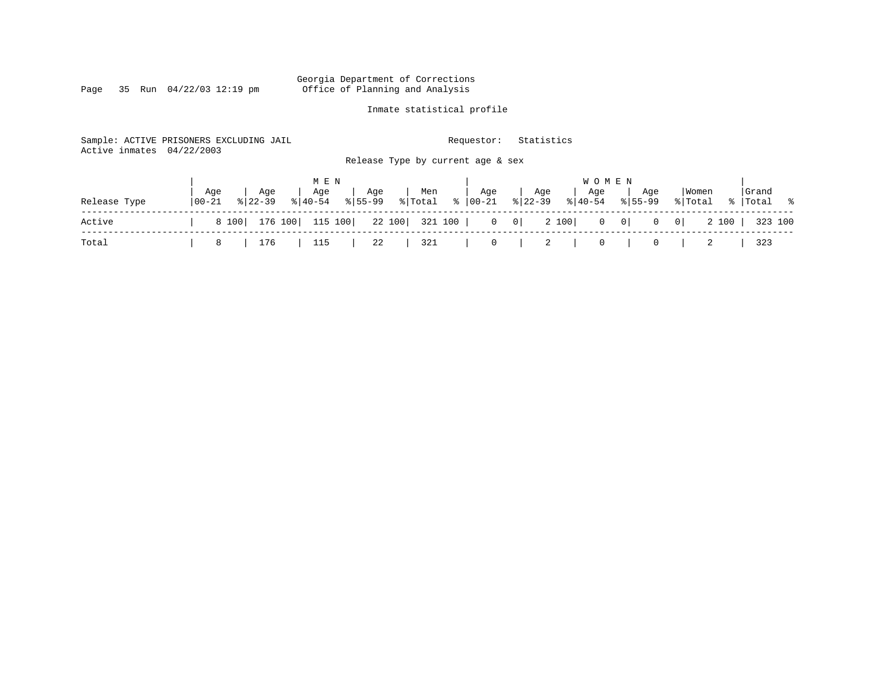Georgia Department of Corrections
Office of Planning and Analysis

Inmate statistical profile

Sample: ACTIVE PRISONERS EXCLUDING JAIL                    Requestor: Statistics
Active inmates 04/22/2003

Release Type by current age & sex

| Release Type | MEN Age 00-21 | % | Age 22-39 | % | Age 40-54 | % | Age 55-99 | % | Men Total | % | WOMEN Age 00-21 | % | Age 22-39 | % | Age 40-54 | % | Age 55-99 | % | Women Total | % | Grand Total | % |
|---|---|---|---|---|---|---|---|---|---|---|---|---|---|---|---|---|---|---|---|---|---|---|
| Active | 8 | 100 | 176 | 100 | 115 | 100 | 22 | 100 | 321 | 100 | 0 | 0 | 2 | 100 | 0 | 0 | 0 | 0 | 2 | 100 | 323 | 100 |
| Total | 8 | | 176 | | 115 | | 22 | | 321 | | 0 | | 2 | | 0 | | 0 | | 2 | | 323 | |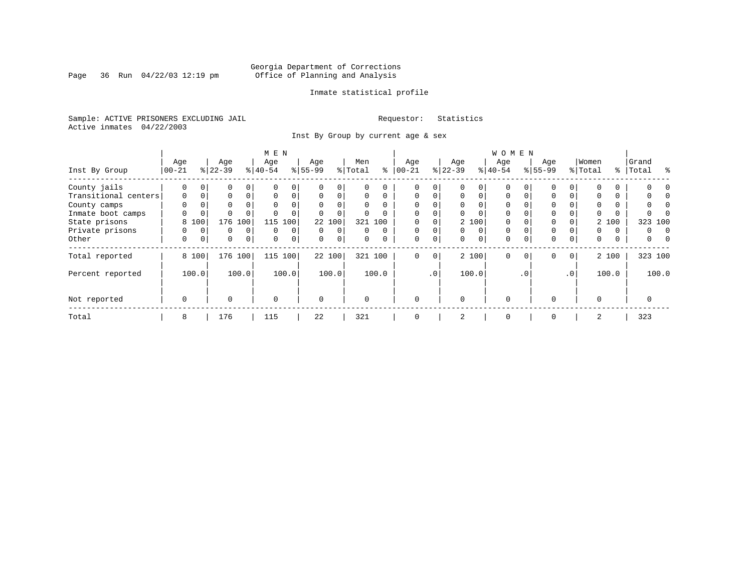Georgia Department of Corrections
Office of Planning and Analysis

Inmate statistical profile

Sample: ACTIVE PRISONERS EXCLUDING JAIL

Requestor: Statistics

Active inmates 04/22/2003

Inst By Group by current age & sex

| Inst By Group | MEN Age 00-21 | % | Age 22-39 | % | Age 40-54 | % | Age 55-99 | % | Men Total | % | WOMEN Age 00-21 | % | Age 22-39 | % | Age 40-54 | % | Age 55-99 | % | Women Total | % | Grand Total | % |
|---|---|---|---|---|---|---|---|---|---|---|---|---|---|---|---|---|---|---|---|---|---|---|
| County jails | 0 | 0 | 0 | 0 | 0 | 0 | 0 | 0 | 0 | 0 | 0 | 0 | 0 | 0 | 0 | 0 | 0 | 0 | 0 | 0 | 0 | 0 |
| Transitional centers | 0 | 0 | 0 | 0 | 0 | 0 | 0 | 0 | 0 | 0 | 0 | 0 | 0 | 0 | 0 | 0 | 0 | 0 | 0 | 0 | 0 | 0 |
| County camps | 0 | 0 | 0 | 0 | 0 | 0 | 0 | 0 | 0 | 0 | 0 | 0 | 0 | 0 | 0 | 0 | 0 | 0 | 0 | 0 | 0 | 0 |
| Inmate boot camps | 0 | 0 | 0 | 0 | 0 | 0 | 0 | 0 | 0 | 0 | 0 | 0 | 0 | 0 | 0 | 0 | 0 | 0 | 0 | 0 | 0 | 0 |
| State prisons | 8 | 100 | 176 | 100 | 115 | 100 | 22 | 100 | 321 | 100 | 0 | 0 | 2 | 100 | 0 | 0 | 0 | 0 | 2 | 100 | 323 | 100 |
| Private prisons | 0 | 0 | 0 | 0 | 0 | 0 | 0 | 0 | 0 | 0 | 0 | 0 | 0 | 0 | 0 | 0 | 0 | 0 | 0 | 0 | 0 | 0 |
| Other | 0 | 0 | 0 | 0 | 0 | 0 | 0 | 0 | 0 | 0 | 0 | 0 | 0 | 0 | 0 | 0 | 0 | 0 | 0 | 0 | 0 | 0 |
| Total reported | 8 | 100 | 176 | 100 | 115 | 100 | 22 | 100 | 321 | 100 | 0 | 0 | 2 | 100 | 0 | 0 | 0 | 0 | 2 | 100 | 323 | 100 |
| Percent reported | | 100.0 | | 100.0 | | 100.0 | | 100.0 | | 100.0 | | .0 | | 100.0 | | .0 | | .0 | | 100.0 | | 100.0 |
| Not reported | 0 | | 0 | | 0 | | 0 | | 0 | | 0 | | 0 | | 0 | | 0 | | 0 | | 0 | |
| Total | 8 | | 176 | | 115 | | 22 | | 321 | | 0 | | 2 | | 0 | | 0 | | 2 | | 323 | |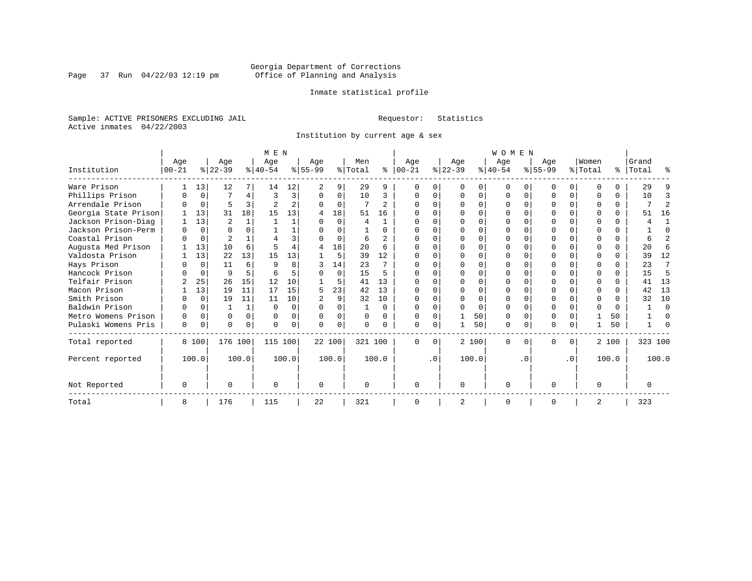Georgia Department of Corrections
Office of Planning and Analysis

Inmate statistical profile

Sample: ACTIVE PRISONERS EXCLUDING JAIL        Requestor: Statistics
Active inmates 04/22/2003

Institution by current age & sex

| Institution | MEN Age 00-21 | % | Age 22-39 | % | Age 40-54 | % | Age 55-99 | % | Men Total | % | WOMEN Age 00-21 | % | Age 22-39 | % | Age 40-54 | % | Age 55-99 | % | Women Total | % | Grand Total | % |
|---|---|---|---|---|---|---|---|---|---|---|---|---|---|---|---|---|---|---|---|---|---|---|
| Ware Prison | 1 | 13 | 12 | 7 | 14 | 12 | 2 | 9 | 29 | 9 | 0 | 0 | 0 | 0 | 0 | 0 | 0 | 0 | 0 | 0 | 29 | 9 |
| Phillips Prison | 0 | 0 | 7 | 4 | 3 | 3 | 0 | 0 | 10 | 3 | 0 | 0 | 0 | 0 | 0 | 0 | 0 | 0 | 0 | 0 | 10 | 3 |
| Arrendale Prison | 0 | 0 | 5 | 3 | 2 | 2 | 0 | 0 | 7 | 2 | 0 | 0 | 0 | 0 | 0 | 0 | 0 | 0 | 0 | 0 | 7 | 2 |
| Georgia State Prison | 1 | 13 | 31 | 18 | 15 | 13 | 4 | 18 | 51 | 16 | 0 | 0 | 0 | 0 | 0 | 0 | 0 | 0 | 0 | 0 | 51 | 16 |
| Jackson Prison-Diag | 1 | 13 | 2 | 1 | 1 | 1 | 0 | 0 | 4 | 1 | 0 | 0 | 0 | 0 | 0 | 0 | 0 | 0 | 0 | 0 | 4 | 1 |
| Jackson Prison-Perm | 0 | 0 | 0 | 0 | 1 | 1 | 0 | 0 | 1 | 0 | 0 | 0 | 0 | 0 | 0 | 0 | 0 | 0 | 0 | 0 | 1 | 0 |
| Coastal Prison | 0 | 0 | 2 | 1 | 4 | 3 | 0 | 0 | 6 | 2 | 0 | 0 | 0 | 0 | 0 | 0 | 0 | 0 | 0 | 0 | 6 | 2 |
| Augusta Med Prison | 1 | 13 | 10 | 6 | 5 | 4 | 4 | 18 | 20 | 6 | 0 | 0 | 0 | 0 | 0 | 0 | 0 | 0 | 0 | 0 | 20 | 6 |
| Valdosta Prison | 1 | 13 | 22 | 13 | 15 | 13 | 1 | 5 | 39 | 12 | 0 | 0 | 0 | 0 | 0 | 0 | 0 | 0 | 0 | 0 | 39 | 12 |
| Hays Prison | 0 | 0 | 11 | 6 | 9 | 8 | 3 | 14 | 23 | 7 | 0 | 0 | 0 | 0 | 0 | 0 | 0 | 0 | 0 | 0 | 23 | 7 |
| Hancock Prison | 0 | 0 | 9 | 5 | 6 | 5 | 0 | 0 | 15 | 5 | 0 | 0 | 0 | 0 | 0 | 0 | 0 | 0 | 0 | 0 | 15 | 5 |
| Telfair Prison | 2 | 25 | 26 | 15 | 12 | 10 | 1 | 5 | 41 | 13 | 0 | 0 | 0 | 0 | 0 | 0 | 0 | 0 | 0 | 0 | 41 | 13 |
| Macon Prison | 1 | 13 | 19 | 11 | 17 | 15 | 5 | 23 | 42 | 13 | 0 | 0 | 0 | 0 | 0 | 0 | 0 | 0 | 0 | 0 | 42 | 13 |
| Smith Prison | 0 | 0 | 19 | 11 | 11 | 10 | 2 | 9 | 32 | 10 | 0 | 0 | 0 | 0 | 0 | 0 | 0 | 0 | 0 | 0 | 32 | 10 |
| Baldwin Prison | 0 | 0 | 1 | 1 | 0 | 0 | 0 | 0 | 1 | 0 | 0 | 0 | 0 | 0 | 0 | 0 | 0 | 0 | 0 | 0 | 1 | 0 |
| Metro Womens Prison | 0 | 0 | 0 | 0 | 0 | 0 | 0 | 0 | 0 | 0 | 0 | 0 | 1 | 50 | 0 | 0 | 0 | 0 | 1 | 50 | 1 | 0 |
| Pulaski Womens Pris | 0 | 0 | 0 | 0 | 0 | 0 | 0 | 0 | 0 | 0 | 0 | 0 | 1 | 50 | 0 | 0 | 0 | 0 | 1 | 50 | 1 | 0 |
| Total reported | 8 | 100 | 176 | 100 | 115 | 100 | 22 | 100 | 321 | 100 | 0 | 0 | 2 | 100 | 0 | 0 | 0 | 0 | 2 | 100 | 323 | 100 |
| Percent reported | | 100.0 | | 100.0 | | 100.0 | | 100.0 | | 100.0 | | .0 | | 100.0 | | .0 | | .0 | | 100.0 | | 100.0 |
| Not Reported | 0 | | 0 | | 0 | | 0 | | 0 | | 0 | | 0 | | 0 | | 0 | | 0 | | 0 | |
| Total | 8 | | 176 | | 115 | | 22 | | 321 | | 0 | | 2 | | 0 | | 0 | | 2 | | 323 | |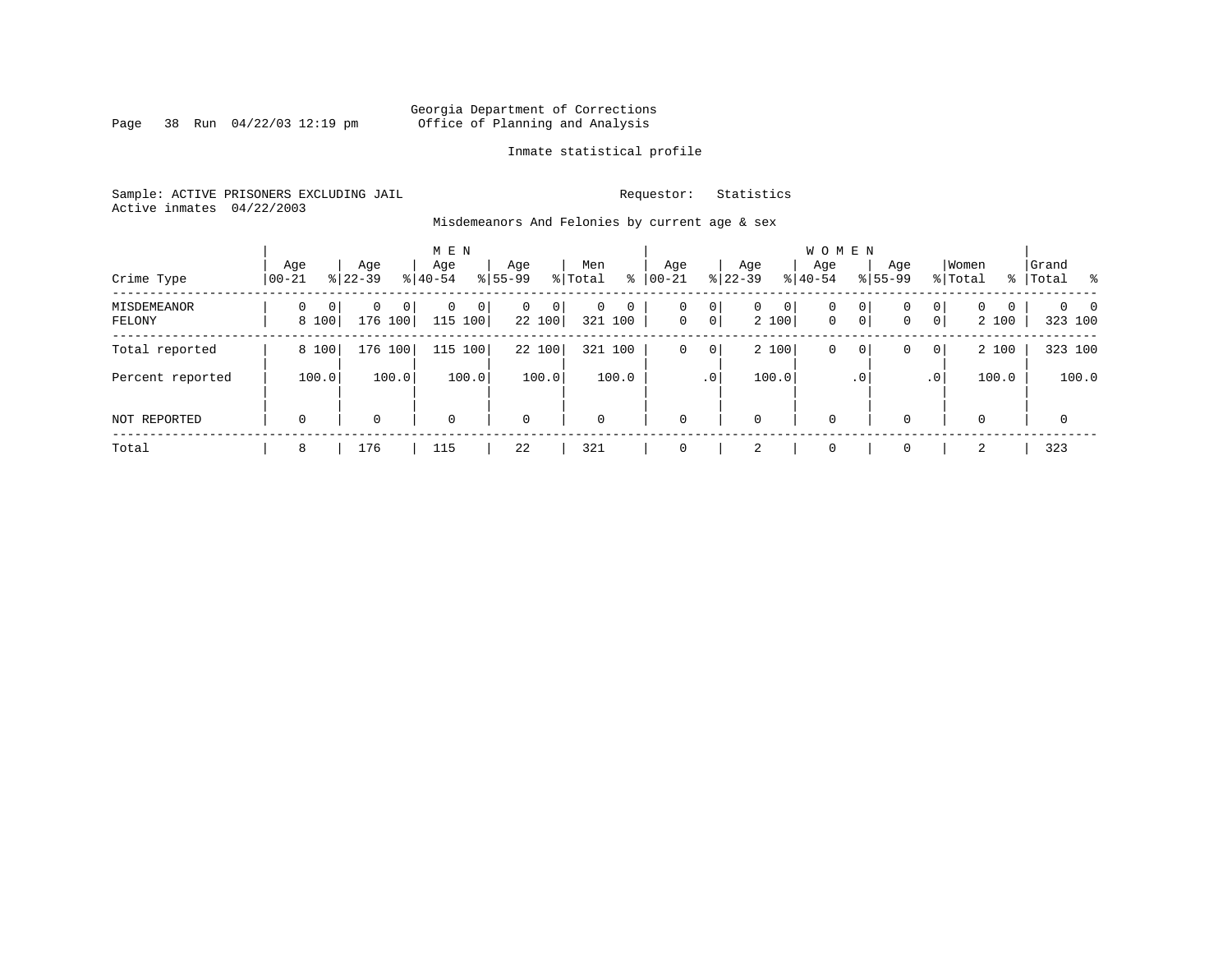Georgia Department of Corrections
Office of Planning and Analysis

Inmate statistical profile

Sample: ACTIVE PRISONERS EXCLUDING JAIL    Requestor: Statistics
Active inmates 04/22/2003

Misdemeanors And Felonies by current age & sex

| Crime Type | MEN Age 00-21 | % | Age 22-39 | % | Age 40-54 | % | Age 55-99 | % | Men Total | % | WOMEN Age 00-21 | % | Age 22-39 | % | Age 40-54 | % | Age 55-99 | % | Women Total | % | Grand Total | % |
|---|---|---|---|---|---|---|---|---|---|---|---|---|---|---|---|---|---|---|---|---|---|---|
| MISDEMEANOR | 0 | 0 | 0 | 0 | 0 | 0 | 0 | 0 | 0 | 0 | 0 | 0 | 0 | 0 | 0 | 0 | 0 | 0 | 0 | 0 | 0 | 0 |
| FELONY | 8 | 100 | 176 | 100 | 115 | 100 | 22 | 100 | 321 | 100 | 0 | 0 | 2 | 100 | 0 | 0 | 0 | 0 | 2 | 100 | 323 | 100 |
| Total reported | 8 | 100 | 176 | 100 | 115 | 100 | 22 | 100 | 321 | 100 | 0 | 0 | 2 | 100 | 0 | 0 | 0 | 0 | 2 | 100 | 323 | 100 |
| Percent reported | | 100.0 | | 100.0 | | 100.0 | | 100.0 | | 100.0 | | .0 | | 100.0 | | .0 | | .0 | | 100.0 | | 100.0 |
| NOT REPORTED | 0 | | 0 | | 0 | | 0 | | 0 | | 0 | | 0 | | 0 | | 0 | | 0 | | 0 | |
| Total | 8 | | 176 | | 115 | | 22 | | 321 | | 0 | | 2 | | 0 | | 0 | | 2 | | 323 | |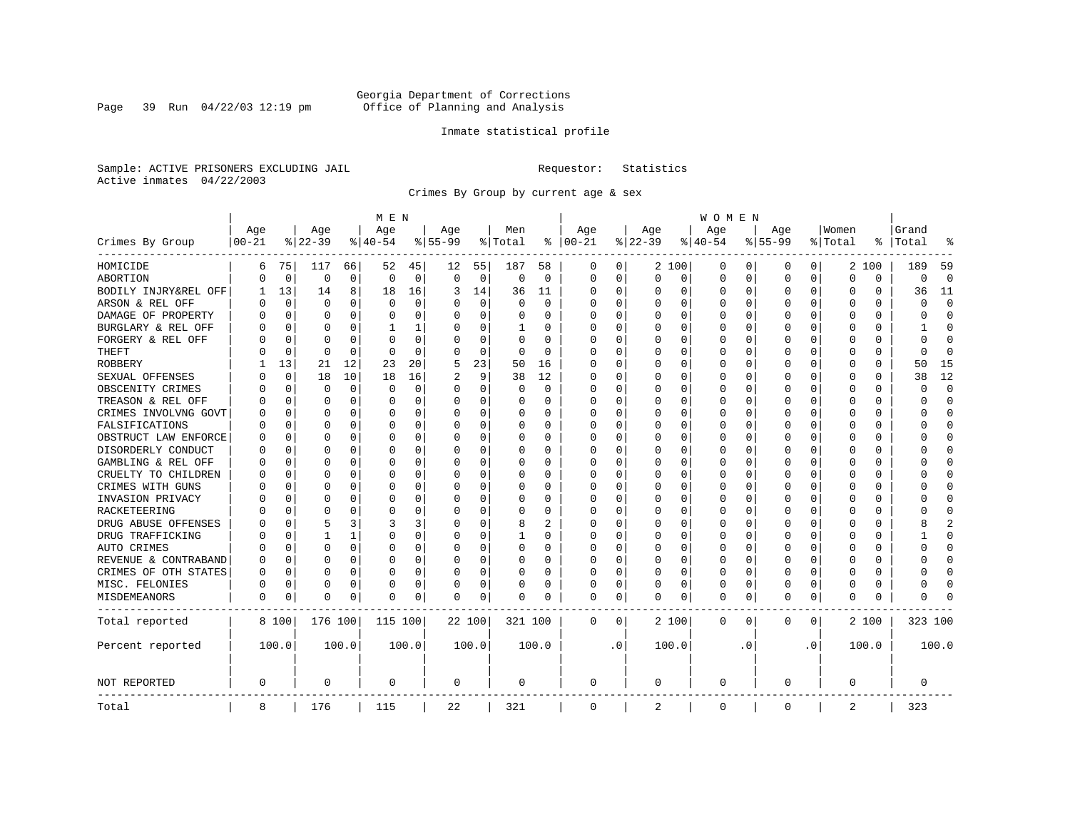Georgia Department of Corrections
Office of Planning and Analysis

Inmate statistical profile

Sample: ACTIVE PRISONERS EXCLUDING JAIL
Active inmates 04/22/2003

Requestor: Statistics

Crimes By Group by current age & sex

| Crimes By Group | MEN Age 00-21 | % | Age 22-39 | % | Age 40-54 | % | Age 55-99 | % | Men Total | % | WOMEN Age 00-21 | % | Age 22-39 | % | Age 40-54 | % | Age 55-99 | % | Women Total | % | Grand Total | % |
|---|---|---|---|---|---|---|---|---|---|---|---|---|---|---|---|---|---|---|---|---|---|---|
| HOMICIDE | 6 | 75 | 117 | 66 | 52 | 45 | 12 | 55 | 187 | 58 | 0 | 0 | 2 | 100 | 0 | 0 | 0 | 0 | 2 | 100 | 189 | 59 |
| ABORTION | 0 | 0 | 0 | 0 | 0 | 0 | 0 | 0 | 0 | 0 | 0 | 0 | 0 | 0 | 0 | 0 | 0 | 0 | 0 | 0 | 0 | 0 |
| BODILY INJRY&REL OFF | 1 | 13 | 14 | 8 | 18 | 16 | 3 | 14 | 36 | 11 | 0 | 0 | 0 | 0 | 0 | 0 | 0 | 0 | 0 | 0 | 36 | 11 |
| ARSON & REL OFF | 0 | 0 | 0 | 0 | 0 | 0 | 0 | 0 | 0 | 0 | 0 | 0 | 0 | 0 | 0 | 0 | 0 | 0 | 0 | 0 | 0 | 0 |
| DAMAGE OF PROPERTY | 0 | 0 | 0 | 0 | 0 | 0 | 0 | 0 | 0 | 0 | 0 | 0 | 0 | 0 | 0 | 0 | 0 | 0 | 0 | 0 | 0 | 0 |
| BURGLARY & REL OFF | 0 | 0 | 0 | 0 | 1 | 1 | 0 | 0 | 1 | 0 | 0 | 0 | 0 | 0 | 0 | 0 | 0 | 0 | 0 | 0 | 1 | 0 |
| FORGERY & REL OFF | 0 | 0 | 0 | 0 | 0 | 0 | 0 | 0 | 0 | 0 | 0 | 0 | 0 | 0 | 0 | 0 | 0 | 0 | 0 | 0 | 0 | 0 |
| THEFT | 0 | 0 | 0 | 0 | 0 | 0 | 0 | 0 | 0 | 0 | 0 | 0 | 0 | 0 | 0 | 0 | 0 | 0 | 0 | 0 | 0 | 0 |
| ROBBERY | 1 | 13 | 21 | 12 | 23 | 20 | 5 | 23 | 50 | 16 | 0 | 0 | 0 | 0 | 0 | 0 | 0 | 0 | 0 | 0 | 50 | 15 |
| SEXUAL OFFENSES | 0 | 0 | 18 | 10 | 18 | 16 | 2 | 9 | 38 | 12 | 0 | 0 | 0 | 0 | 0 | 0 | 0 | 0 | 0 | 0 | 38 | 12 |
| OBSCENITY CRIMES | 0 | 0 | 0 | 0 | 0 | 0 | 0 | 0 | 0 | 0 | 0 | 0 | 0 | 0 | 0 | 0 | 0 | 0 | 0 | 0 | 0 | 0 |
| TREASON & REL OFF | 0 | 0 | 0 | 0 | 0 | 0 | 0 | 0 | 0 | 0 | 0 | 0 | 0 | 0 | 0 | 0 | 0 | 0 | 0 | 0 | 0 | 0 |
| CRIMES INVOLVNG GOVT | 0 | 0 | 0 | 0 | 0 | 0 | 0 | 0 | 0 | 0 | 0 | 0 | 0 | 0 | 0 | 0 | 0 | 0 | 0 | 0 | 0 | 0 |
| FALSIFICATIONS | 0 | 0 | 0 | 0 | 0 | 0 | 0 | 0 | 0 | 0 | 0 | 0 | 0 | 0 | 0 | 0 | 0 | 0 | 0 | 0 | 0 | 0 |
| OBSTRUCT LAW ENFORCE | 0 | 0 | 0 | 0 | 0 | 0 | 0 | 0 | 0 | 0 | 0 | 0 | 0 | 0 | 0 | 0 | 0 | 0 | 0 | 0 | 0 | 0 |
| DISORDERLY CONDUCT | 0 | 0 | 0 | 0 | 0 | 0 | 0 | 0 | 0 | 0 | 0 | 0 | 0 | 0 | 0 | 0 | 0 | 0 | 0 | 0 | 0 | 0 |
| GAMBLING & REL OFF | 0 | 0 | 0 | 0 | 0 | 0 | 0 | 0 | 0 | 0 | 0 | 0 | 0 | 0 | 0 | 0 | 0 | 0 | 0 | 0 | 0 | 0 |
| CRUELTY TO CHILDREN | 0 | 0 | 0 | 0 | 0 | 0 | 0 | 0 | 0 | 0 | 0 | 0 | 0 | 0 | 0 | 0 | 0 | 0 | 0 | 0 | 0 | 0 |
| CRIMES WITH GUNS | 0 | 0 | 0 | 0 | 0 | 0 | 0 | 0 | 0 | 0 | 0 | 0 | 0 | 0 | 0 | 0 | 0 | 0 | 0 | 0 | 0 | 0 |
| INVASION PRIVACY | 0 | 0 | 0 | 0 | 0 | 0 | 0 | 0 | 0 | 0 | 0 | 0 | 0 | 0 | 0 | 0 | 0 | 0 | 0 | 0 | 0 | 0 |
| RACKETEERING | 0 | 0 | 0 | 0 | 0 | 0 | 0 | 0 | 0 | 0 | 0 | 0 | 0 | 0 | 0 | 0 | 0 | 0 | 0 | 0 | 0 | 0 |
| DRUG ABUSE OFFENSES | 0 | 0 | 5 | 3 | 3 | 3 | 0 | 0 | 8 | 2 | 0 | 0 | 0 | 0 | 0 | 0 | 0 | 0 | 0 | 0 | 8 | 2 |
| DRUG TRAFFICKING | 0 | 0 | 1 | 1 | 0 | 0 | 0 | 0 | 1 | 0 | 0 | 0 | 0 | 0 | 0 | 0 | 0 | 0 | 0 | 0 | 1 | 0 |
| AUTO CRIMES | 0 | 0 | 0 | 0 | 0 | 0 | 0 | 0 | 0 | 0 | 0 | 0 | 0 | 0 | 0 | 0 | 0 | 0 | 0 | 0 | 0 | 0 |
| REVENUE & CONTRABAND | 0 | 0 | 0 | 0 | 0 | 0 | 0 | 0 | 0 | 0 | 0 | 0 | 0 | 0 | 0 | 0 | 0 | 0 | 0 | 0 | 0 | 0 |
| CRIMES OF OTH STATES | 0 | 0 | 0 | 0 | 0 | 0 | 0 | 0 | 0 | 0 | 0 | 0 | 0 | 0 | 0 | 0 | 0 | 0 | 0 | 0 | 0 | 0 |
| MISC. FELONIES | 0 | 0 | 0 | 0 | 0 | 0 | 0 | 0 | 0 | 0 | 0 | 0 | 0 | 0 | 0 | 0 | 0 | 0 | 0 | 0 | 0 | 0 |
| MISDEMEANORS | 0 | 0 | 0 | 0 | 0 | 0 | 0 | 0 | 0 | 0 | 0 | 0 | 0 | 0 | 0 | 0 | 0 | 0 | 0 | 0 | 0 | 0 |
| Total reported | 8 | 100 | 176 | 100 | 115 | 100 | 22 | 100 | 321 | 100 | 0 | 0 | 2 | 100 | 0 | 0 | 0 | 0 | 2 | 100 | 323 | 100 |
| Percent reported | | 100.0 | | 100.0 | | 100.0 | | 100.0 | | 100.0 | | .0 | | 100.0 | | .0 | | .0 | | 100.0 | | 100.0 |
| NOT REPORTED | 0 | | 0 | | 0 | | 0 | | 0 | | 0 | | 0 | | 0 | | 0 | | 0 | | 0 | |
| Total | 8 | | 176 | | 115 | | 22 | | 321 | | 0 | | 2 | | 0 | | 0 | | 2 | | 323 | |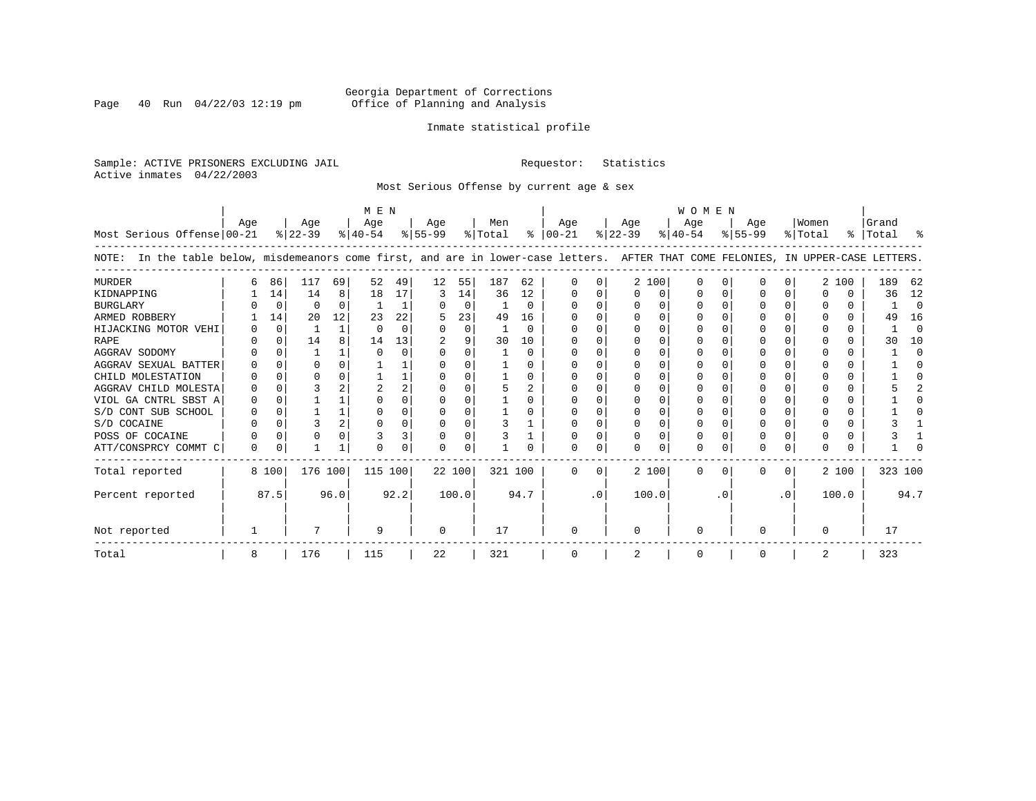Georgia Department of Corrections
Office of Planning and Analysis

Inmate statistical profile

Sample: ACTIVE PRISONERS EXCLUDING JAIL

Requestor: Statistics

Active inmates 04/22/2003

Most Serious Offense by current age & sex

NOTE: In the table below, misdemeanors come first, and are in lower-case letters. AFTER THAT COME FELONIES, IN UPPER-CASE LETTERS.

| | MEN | | | | | | | | | | WOMEN | | | | | | | | | | | |
|---|---|---|---|---|---|---|---|---|---|---|---|---|---|---|---|---|---|---|---|---|---|---|
| Most Serious Offense | Age 00-21 | % | Age 22-39 | % | Age 40-54 | % | Age 55-99 | % | Men Total | % | Age 00-21 | % | Age 22-39 | % | Age 40-54 | % | Age 55-99 | % | Women Total | % | Grand Total | % |
| MURDER | 6 | 86 | 117 | 69 | 52 | 49 | 12 | 55 | 187 | 62 | 0 | 0 | 2 | 100 | 0 | 0 | 0 | 0 | 2 | 100 | 189 | 62 |
| KIDNAPPING | 1 | 14 | 14 | 8 | 18 | 17 | 3 | 14 | 36 | 12 | 0 | 0 | 0 | 0 | 0 | 0 | 0 | 0 | 0 | 0 | 36 | 12 |
| BURGLARY | 0 | 0 | 0 | 0 | 1 | 1 | 0 | 0 | 1 | 0 | 0 | 0 | 0 | 0 | 0 | 0 | 0 | 0 | 0 | 0 | 1 | 0 |
| ARMED ROBBERY | 1 | 14 | 20 | 12 | 23 | 22 | 5 | 23 | 49 | 16 | 0 | 0 | 0 | 0 | 0 | 0 | 0 | 0 | 0 | 0 | 49 | 16 |
| HIJACKING MOTOR VEHI | 0 | 0 | 1 | 1 | 0 | 0 | 0 | 0 | 1 | 0 | 0 | 0 | 0 | 0 | 0 | 0 | 0 | 0 | 0 | 0 | 1 | 0 |
| RAPE | 0 | 0 | 14 | 8 | 14 | 13 | 2 | 9 | 30 | 10 | 0 | 0 | 0 | 0 | 0 | 0 | 0 | 0 | 0 | 0 | 30 | 10 |
| AGGRAV SODOMY | 0 | 0 | 1 | 1 | 0 | 0 | 0 | 0 | 1 | 0 | 0 | 0 | 0 | 0 | 0 | 0 | 0 | 0 | 0 | 0 | 1 | 0 |
| AGGRAV SEXUAL BATTER | 0 | 0 | 0 | 0 | 1 | 1 | 0 | 0 | 1 | 0 | 0 | 0 | 0 | 0 | 0 | 0 | 0 | 0 | 0 | 0 | 1 | 0 |
| CHILD MOLESTATION | 0 | 0 | 0 | 0 | 1 | 1 | 0 | 0 | 1 | 0 | 0 | 0 | 0 | 0 | 0 | 0 | 0 | 0 | 0 | 0 | 1 | 0 |
| AGGRAV CHILD MOLESTA | 0 | 0 | 3 | 2 | 2 | 2 | 0 | 0 | 5 | 2 | 0 | 0 | 0 | 0 | 0 | 0 | 0 | 0 | 0 | 0 | 5 | 2 |
| VIOL GA CNTRL SBST A | 0 | 0 | 1 | 1 | 0 | 0 | 0 | 0 | 1 | 0 | 0 | 0 | 0 | 0 | 0 | 0 | 0 | 0 | 0 | 0 | 1 | 0 |
| S/D CONT SUB SCHOOL | 0 | 0 | 1 | 1 | 0 | 0 | 0 | 0 | 1 | 0 | 0 | 0 | 0 | 0 | 0 | 0 | 0 | 0 | 0 | 0 | 1 | 0 |
| S/D COCAINE | 0 | 0 | 3 | 2 | 0 | 0 | 0 | 0 | 3 | 1 | 0 | 0 | 0 | 0 | 0 | 0 | 0 | 0 | 0 | 0 | 3 | 1 |
| POSS OF COCAINE | 0 | 0 | 0 | 0 | 3 | 3 | 0 | 0 | 3 | 1 | 0 | 0 | 0 | 0 | 0 | 0 | 0 | 0 | 0 | 0 | 3 | 1 |
| ATT/CONSPRCY COMMT C | 0 | 0 | 1 | 1 | 0 | 0 | 0 | 0 | 1 | 0 | 0 | 0 | 0 | 0 | 0 | 0 | 0 | 0 | 0 | 0 | 1 | 0 |
| Total reported | 8 | 100 | 176 | 100 | 115 | 100 | 22 | 100 | 321 | 100 | 0 | 0 | 2 | 100 | 0 | 0 | 0 | 0 | 2 | 100 | 323 | 100 |
| Percent reported | | 87.5 | | 96.0 | | 92.2 | | 100.0 | | 94.7 | | .0 | | 100.0 | | .0 | | .0 | | 100.0 | | 94.7 |
| Not reported | 1 | | 7 | | 9 | | 0 | | 17 | | 0 | | 0 | | 0 | | 0 | | 0 | | 17 | |
| Total | 8 | | 176 | | 115 | | 22 | | 321 | | 0 | | 2 | | 0 | | 0 | | 2 | | 323 | |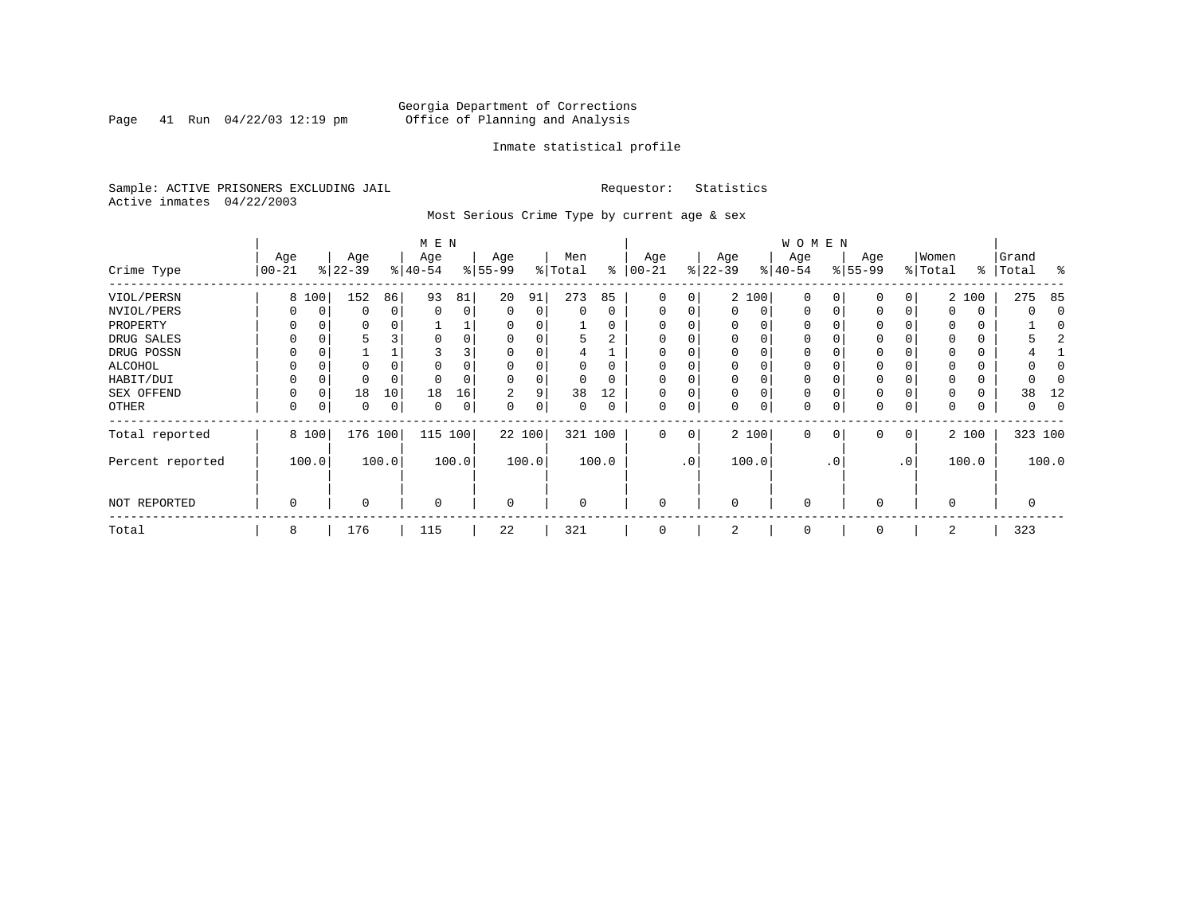Georgia Department of Corrections
Office of Planning and Analysis

Inmate statistical profile

Sample: ACTIVE PRISONERS EXCLUDING JAIL

Requestor: Statistics

Active inmates 04/22/2003

Most Serious Crime Type by current age & sex

| | MEN | | | | | | | | | | WOMEN | | | | | | | | | | | |
|---|---|---|---|---|---|---|---|---|---|---|---|---|---|---|---|---|---|---|---|---|---|---|
| Crime Type | Age 00-21 | % | Age 22-39 | % | Age 40-54 | % | Age 55-99 | % | Men Total | % | Age 00-21 | % | Age 22-39 | % | Age 40-54 | % | Age 55-99 | % | Women Total | % | Grand Total | % |
| VIOL/PERSN | 8 | 100 | 152 | 86 | 93 | 81 | 20 | 91 | 273 | 85 | 0 | 0 | 2 | 100 | 0 | 0 | 0 | 0 | 2 | 100 | 275 | 85 |
| NVIOL/PERS | 0 | 0 | 0 | 0 | 0 | 0 | 0 | 0 | 0 | 0 | 0 | 0 | 0 | 0 | 0 | 0 | 0 | 0 | 0 | 0 | 0 | 0 |
| PROPERTY | 0 | 0 | 0 | 0 | 1 | 1 | 0 | 0 | 1 | 0 | 0 | 0 | 0 | 0 | 0 | 0 | 0 | 0 | 0 | 0 | 1 | 0 |
| DRUG SALES | 0 | 0 | 5 | 3 | 0 | 0 | 0 | 0 | 5 | 2 | 0 | 0 | 0 | 0 | 0 | 0 | 0 | 0 | 0 | 0 | 5 | 2 |
| DRUG POSSN | 0 | 0 | 1 | 1 | 3 | 3 | 0 | 0 | 4 | 1 | 0 | 0 | 0 | 0 | 0 | 0 | 0 | 0 | 0 | 0 | 4 | 1 |
| ALCOHOL | 0 | 0 | 0 | 0 | 0 | 0 | 0 | 0 | 0 | 0 | 0 | 0 | 0 | 0 | 0 | 0 | 0 | 0 | 0 | 0 | 0 | 0 |
| HABIT/DUI | 0 | 0 | 0 | 0 | 0 | 0 | 0 | 0 | 0 | 0 | 0 | 0 | 0 | 0 | 0 | 0 | 0 | 0 | 0 | 0 | 0 | 0 |
| SEX OFFEND | 0 | 0 | 18 | 10 | 18 | 16 | 2 | 9 | 38 | 12 | 0 | 0 | 0 | 0 | 0 | 0 | 0 | 0 | 0 | 0 | 38 | 12 |
| OTHER | 0 | 0 | 0 | 0 | 0 | 0 | 0 | 0 | 0 | 0 | 0 | 0 | 0 | 0 | 0 | 0 | 0 | 0 | 0 | 0 | 0 | 0 |
| Total reported | 8 | 100 | 176 | 100 | 115 | 100 | 22 | 100 | 321 | 100 | 0 | 0 | 2 | 100 | 0 | 0 | 0 | 0 | 2 | 100 | 323 | 100 |
| Percent reported | | 100.0 | | 100.0 | | 100.0 | | 100.0 | | 100.0 | | .0 | | 100.0 | | .0 | | .0 | | 100.0 | | 100.0 |
| NOT REPORTED | 0 | | 0 | | 0 | | 0 | | 0 | | 0 | | 0 | | 0 | | 0 | | 0 | | 0 | |
| Total | 8 | | 176 | | 115 | | 22 | | 321 | | 0 | | 2 | | 0 | | 0 | | 2 | | 323 | |